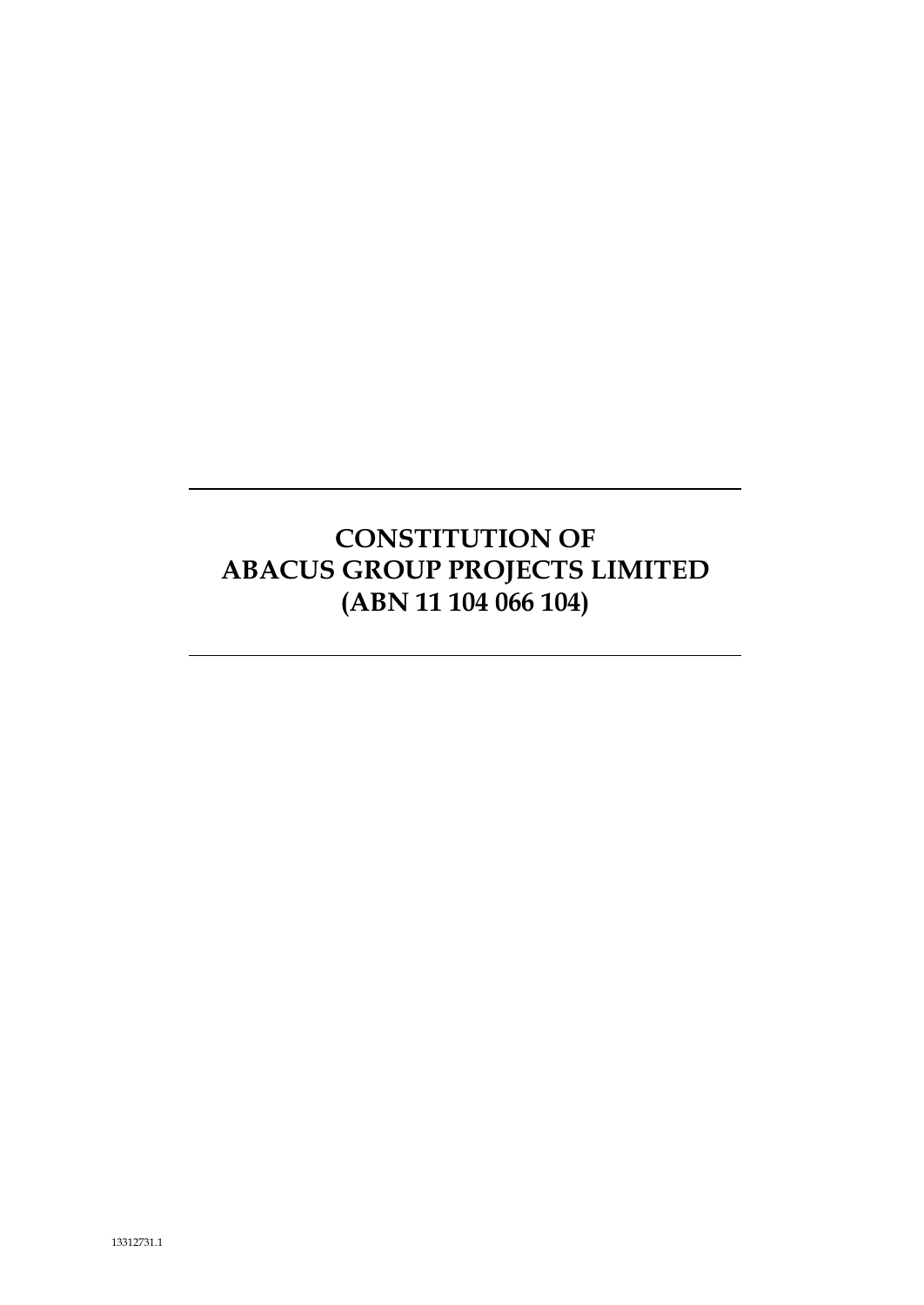# CONSTITUTION OF ABACUS GROUP PROJECTS LIMITED (ABN 11 104 066 104)

13312731.1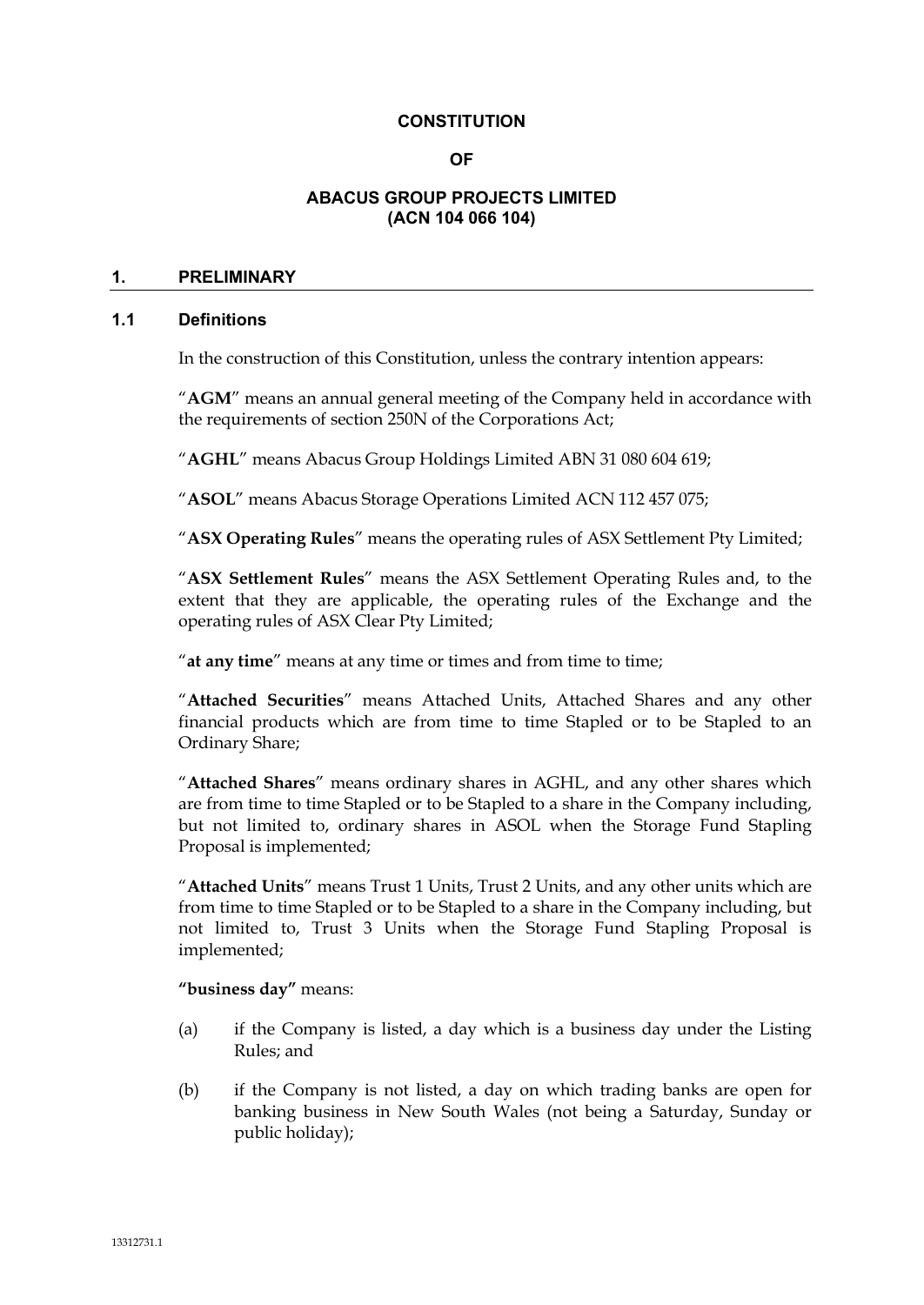**CONSTITUTION**

**OF**

**ABACUS GROUP PROJECTS LIMITED**
**(ACN 104 066 104)**

## 1. PRELIMINARY

### 1.1 Definitions

In the construction of this Constitution, unless the contrary intention appears:

"**AGM**" means an annual general meeting of the Company held in accordance with the requirements of section 250N of the Corporations Act;

"**AGHL**" means Abacus Group Holdings Limited ABN 31 080 604 619;

"**ASOL**" means Abacus Storage Operations Limited ACN 112 457 075;

"**ASX Operating Rules**" means the operating rules of ASX Settlement Pty Limited;

"**ASX Settlement Rules**" means the ASX Settlement Operating Rules and, to the extent that they are applicable, the operating rules of the Exchange and the operating rules of ASX Clear Pty Limited;

"**at any time**" means at any time or times and from time to time;

"**Attached Securities**" means Attached Units, Attached Shares and any other financial products which are from time to time Stapled or to be Stapled to an Ordinary Share;

"**Attached Shares**" means ordinary shares in AGHL, and any other shares which are from time to time Stapled or to be Stapled to a share in the Company including, but not limited to, ordinary shares in ASOL when the Storage Fund Stapling Proposal is implemented;

"**Attached Units**" means Trust 1 Units, Trust 2 Units, and any other units which are from time to time Stapled or to be Stapled to a share in the Company including, but not limited to, Trust 3 Units when the Storage Fund Stapling Proposal is implemented;

**"business day"** means:

(a) if the Company is listed, a day which is a business day under the Listing Rules; and

(b) if the Company is not listed, a day on which trading banks are open for banking business in New South Wales (not being a Saturday, Sunday or public holiday);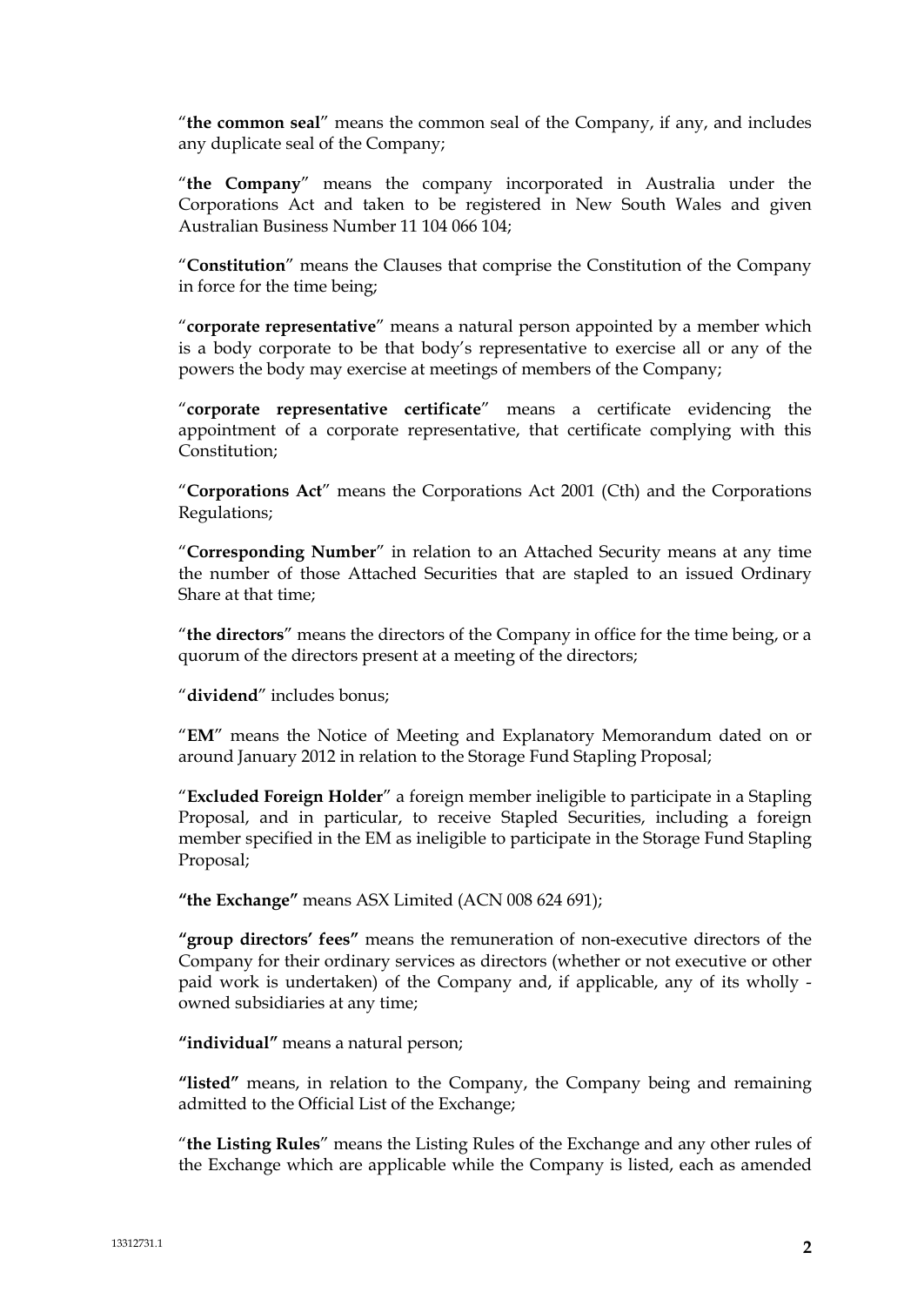"**the common seal**" means the common seal of the Company, if any, and includes any duplicate seal of the Company;

"**the Company**" means the company incorporated in Australia under the Corporations Act and taken to be registered in New South Wales and given Australian Business Number 11 104 066 104;

"**Constitution**" means the Clauses that comprise the Constitution of the Company in force for the time being;

"**corporate representative**" means a natural person appointed by a member which is a body corporate to be that body's representative to exercise all or any of the powers the body may exercise at meetings of members of the Company;

"**corporate representative certificate**" means a certificate evidencing the appointment of a corporate representative, that certificate complying with this Constitution;

"**Corporations Act**" means the Corporations Act 2001 (Cth) and the Corporations Regulations;

"**Corresponding Number**" in relation to an Attached Security means at any time the number of those Attached Securities that are stapled to an issued Ordinary Share at that time;

"**the directors**" means the directors of the Company in office for the time being, or a quorum of the directors present at a meeting of the directors;

"**dividend**" includes bonus;

"**EM**" means the Notice of Meeting and Explanatory Memorandum dated on or around January 2012 in relation to the Storage Fund Stapling Proposal;

"**Excluded Foreign Holder**" a foreign member ineligible to participate in a Stapling Proposal, and in particular, to receive Stapled Securities, including a foreign member specified in the EM as ineligible to participate in the Storage Fund Stapling Proposal;

**"the Exchange"** means ASX Limited (ACN 008 624 691);

**"group directors' fees"** means the remuneration of non-executive directors of the Company for their ordinary services as directors (whether or not executive or other paid work is undertaken) of the Company and, if applicable, any of its wholly - owned subsidiaries at any time;

**"individual"** means a natural person;

**"listed"** means, in relation to the Company, the Company being and remaining admitted to the Official List of the Exchange;

"**the Listing Rules**" means the Listing Rules of the Exchange and any other rules of the Exchange which are applicable while the Company is listed, each as amended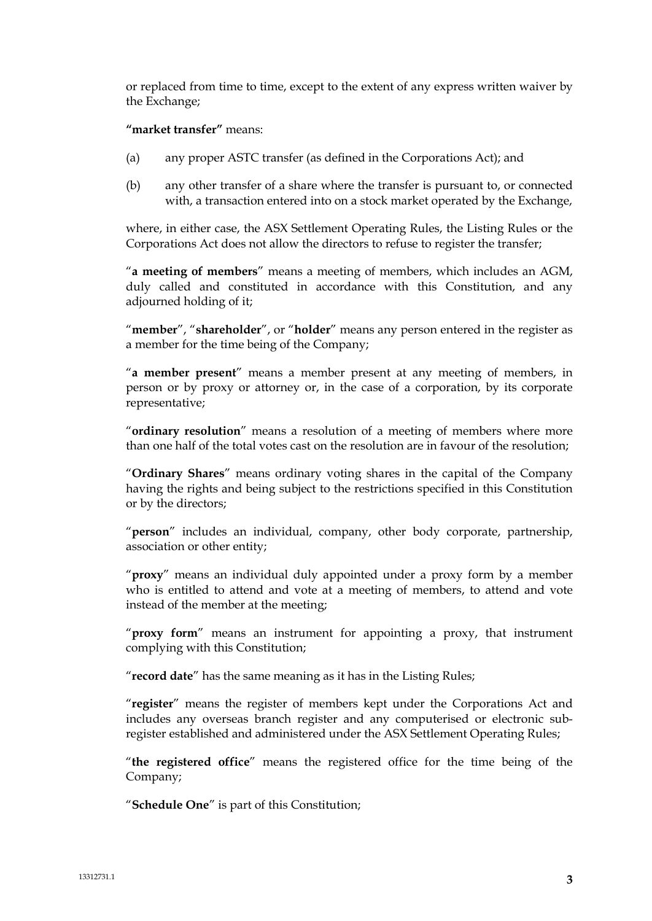or replaced from time to time, except to the extent of any express written waiver by the Exchange;

**"market transfer"** means:

(a) any proper ASTC transfer (as defined in the Corporations Act); and

(b) any other transfer of a share where the transfer is pursuant to, or connected with, a transaction entered into on a stock market operated by the Exchange,

where, in either case, the ASX Settlement Operating Rules, the Listing Rules or the Corporations Act does not allow the directors to refuse to register the transfer;

"**a meeting of members**" means a meeting of members, which includes an AGM, duly called and constituted in accordance with this Constitution, and any adjourned holding of it;

"**member**", "**shareholder**", or "**holder**" means any person entered in the register as a member for the time being of the Company;

"**a member present**" means a member present at any meeting of members, in person or by proxy or attorney or, in the case of a corporation, by its corporate representative;

"**ordinary resolution**" means a resolution of a meeting of members where more than one half of the total votes cast on the resolution are in favour of the resolution;

"**Ordinary Shares**" means ordinary voting shares in the capital of the Company having the rights and being subject to the restrictions specified in this Constitution or by the directors;

"**person**" includes an individual, company, other body corporate, partnership, association or other entity;

"**proxy**" means an individual duly appointed under a proxy form by a member who is entitled to attend and vote at a meeting of members, to attend and vote instead of the member at the meeting;

"**proxy form**" means an instrument for appointing a proxy, that instrument complying with this Constitution;

"**record date**" has the same meaning as it has in the Listing Rules;

"**register**" means the register of members kept under the Corporations Act and includes any overseas branch register and any computerised or electronic sub-register established and administered under the ASX Settlement Operating Rules;

"**the registered office**" means the registered office for the time being of the Company;

"**Schedule One**" is part of this Constitution;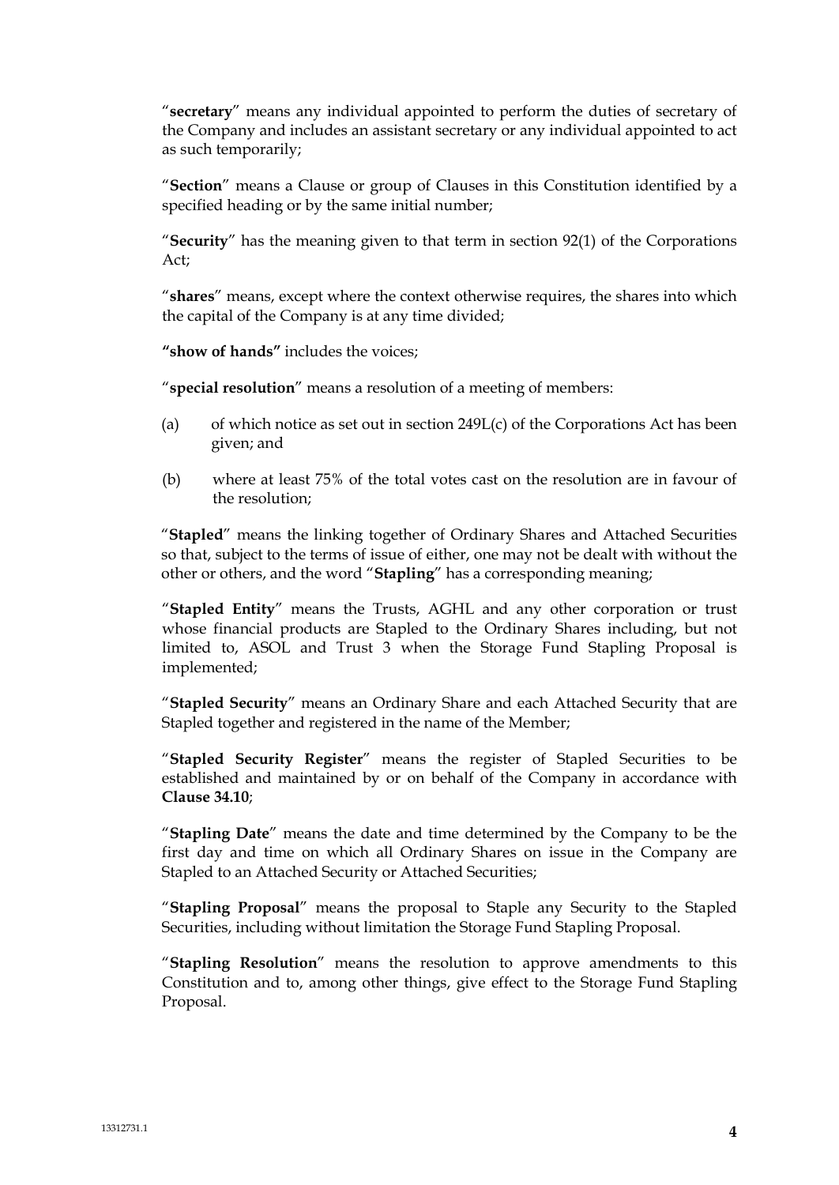"**secretary**" means any individual appointed to perform the duties of secretary of the Company and includes an assistant secretary or any individual appointed to act as such temporarily;

"**Section**" means a Clause or group of Clauses in this Constitution identified by a specified heading or by the same initial number;

"**Security**" has the meaning given to that term in section 92(1) of the Corporations Act;

"**shares**" means, except where the context otherwise requires, the shares into which the capital of the Company is at any time divided;

**"show of hands"** includes the voices;

"**special resolution**" means a resolution of a meeting of members:

(a) of which notice as set out in section 249L(c) of the Corporations Act has been given; and

(b) where at least 75% of the total votes cast on the resolution are in favour of the resolution;

"**Stapled**" means the linking together of Ordinary Shares and Attached Securities so that, subject to the terms of issue of either, one may not be dealt with without the other or others, and the word "**Stapling**" has a corresponding meaning;

"**Stapled Entity**" means the Trusts, AGHL and any other corporation or trust whose financial products are Stapled to the Ordinary Shares including, but not limited to, ASOL and Trust 3 when the Storage Fund Stapling Proposal is implemented;

"**Stapled Security**" means an Ordinary Share and each Attached Security that are Stapled together and registered in the name of the Member;

"**Stapled Security Register**" means the register of Stapled Securities to be established and maintained by or on behalf of the Company in accordance with **Clause 34.10**;

"**Stapling Date**" means the date and time determined by the Company to be the first day and time on which all Ordinary Shares on issue in the Company are Stapled to an Attached Security or Attached Securities;

"**Stapling Proposal**" means the proposal to Staple any Security to the Stapled Securities, including without limitation the Storage Fund Stapling Proposal.

"**Stapling Resolution**" means the resolution to approve amendments to this Constitution and to, among other things, give effect to the Storage Fund Stapling Proposal.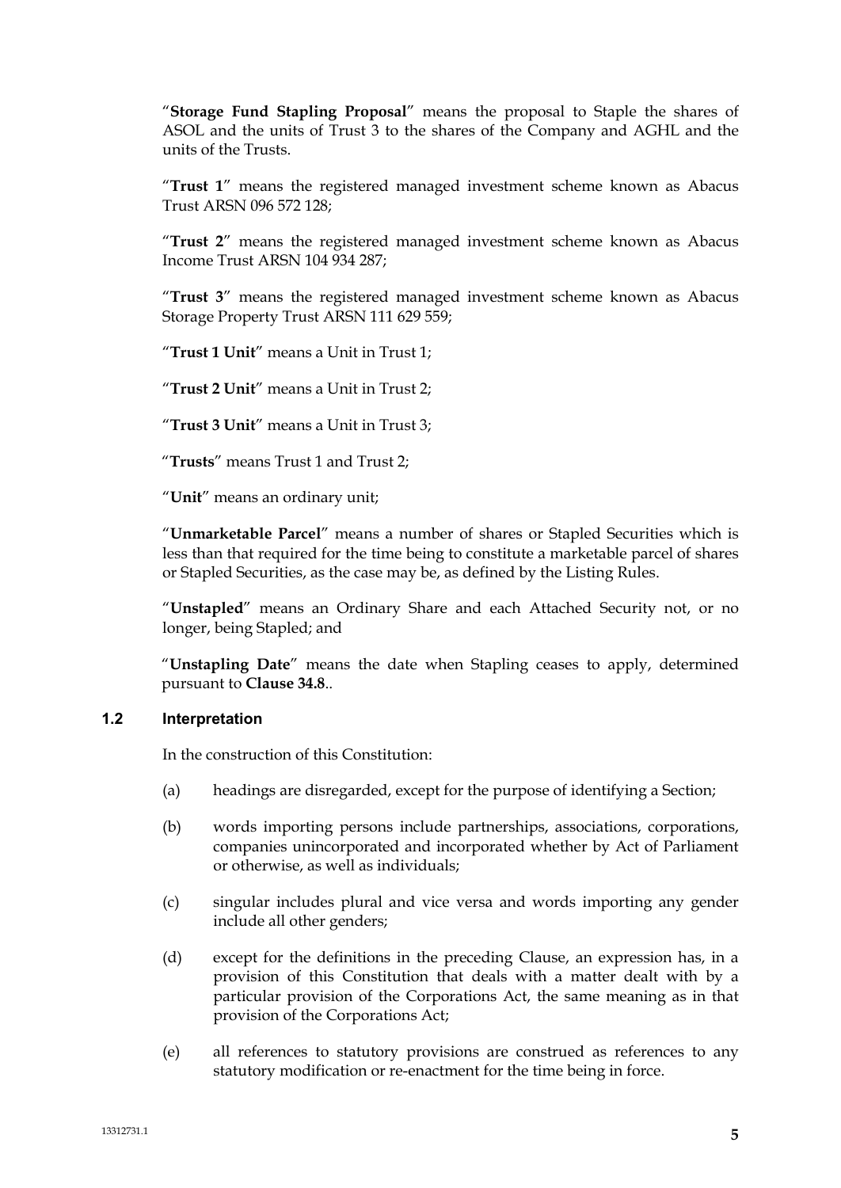"**Storage Fund Stapling Proposal**" means the proposal to Staple the shares of ASOL and the units of Trust 3 to the shares of the Company and AGHL and the units of the Trusts.

"**Trust 1**" means the registered managed investment scheme known as Abacus Trust ARSN 096 572 128;

"**Trust 2**" means the registered managed investment scheme known as Abacus Income Trust ARSN 104 934 287;

"**Trust 3**" means the registered managed investment scheme known as Abacus Storage Property Trust ARSN 111 629 559;

"**Trust 1 Unit**" means a Unit in Trust 1;

"**Trust 2 Unit**" means a Unit in Trust 2;

"**Trust 3 Unit**" means a Unit in Trust 3;

"**Trusts**" means Trust 1 and Trust 2;

"**Unit**" means an ordinary unit;

"**Unmarketable Parcel**" means a number of shares or Stapled Securities which is less than that required for the time being to constitute a marketable parcel of shares or Stapled Securities, as the case may be, as defined by the Listing Rules.

"**Unstapled**" means an Ordinary Share and each Attached Security not, or no longer, being Stapled; and

"**Unstapling Date**" means the date when Stapling ceases to apply, determined pursuant to **Clause 34.8**..

### 1.2 Interpretation

In the construction of this Constitution:

(a) headings are disregarded, except for the purpose of identifying a Section;

(b) words importing persons include partnerships, associations, corporations, companies unincorporated and incorporated whether by Act of Parliament or otherwise, as well as individuals;

(c) singular includes plural and vice versa and words importing any gender include all other genders;

(d) except for the definitions in the preceding Clause, an expression has, in a provision of this Constitution that deals with a matter dealt with by a particular provision of the Corporations Act, the same meaning as in that provision of the Corporations Act;

(e) all references to statutory provisions are construed as references to any statutory modification or re-enactment for the time being in force.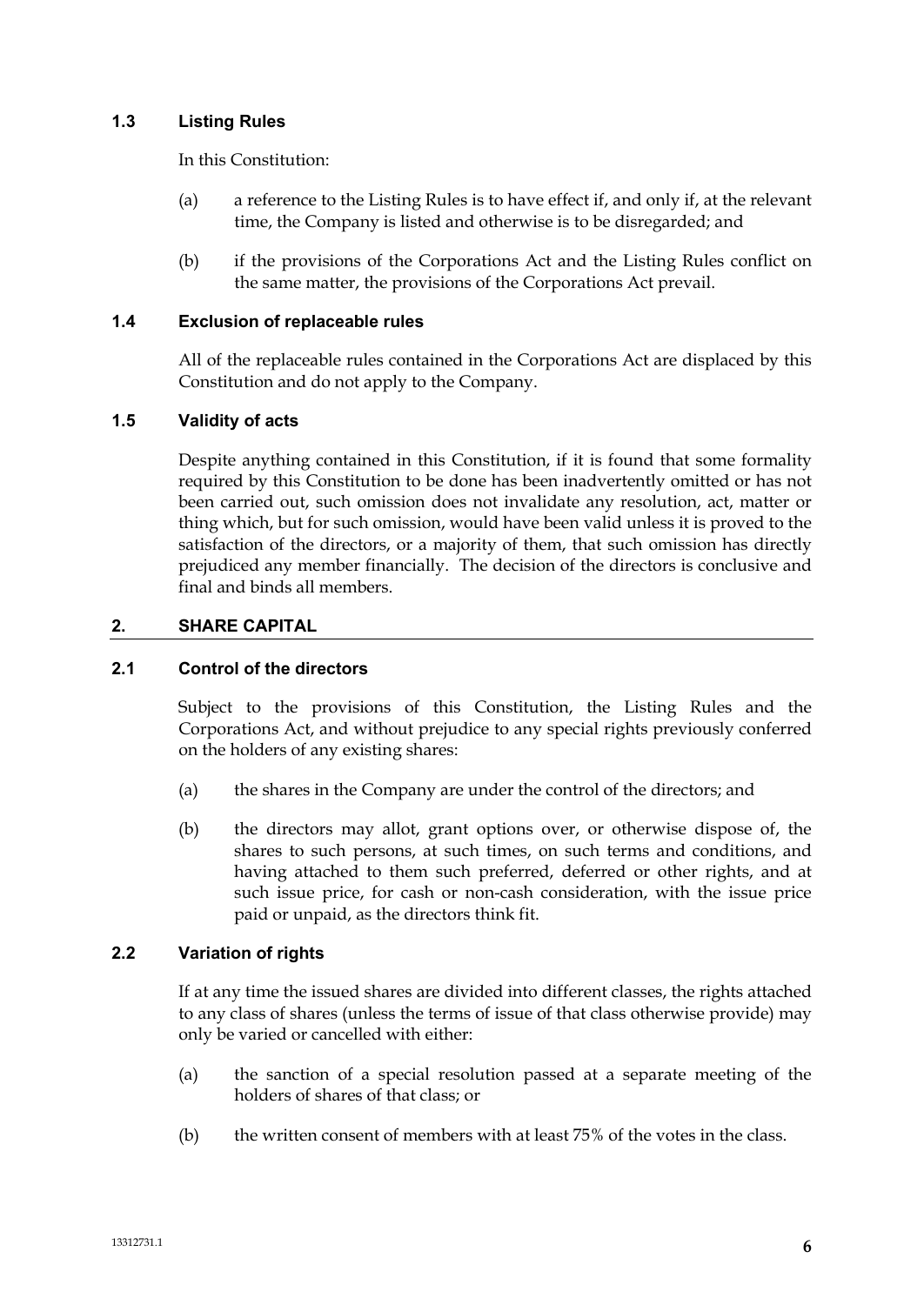### 1.3 Listing Rules

In this Constitution:

(a) a reference to the Listing Rules is to have effect if, and only if, at the relevant time, the Company is listed and otherwise is to be disregarded; and

(b) if the provisions of the Corporations Act and the Listing Rules conflict on the same matter, the provisions of the Corporations Act prevail.

### 1.4 Exclusion of replaceable rules

All of the replaceable rules contained in the Corporations Act are displaced by this Constitution and do not apply to the Company.

### 1.5 Validity of acts

Despite anything contained in this Constitution, if it is found that some formality required by this Constitution to be done has been inadvertently omitted or has not been carried out, such omission does not invalidate any resolution, act, matter or thing which, but for such omission, would have been valid unless it is proved to the satisfaction of the directors, or a majority of them, that such omission has directly prejudiced any member financially. The decision of the directors is conclusive and final and binds all members.

## 2. SHARE CAPITAL

### 2.1 Control of the directors

Subject to the provisions of this Constitution, the Listing Rules and the Corporations Act, and without prejudice to any special rights previously conferred on the holders of any existing shares:

(a) the shares in the Company are under the control of the directors; and

(b) the directors may allot, grant options over, or otherwise dispose of, the shares to such persons, at such times, on such terms and conditions, and having attached to them such preferred, deferred or other rights, and at such issue price, for cash or non-cash consideration, with the issue price paid or unpaid, as the directors think fit.

### 2.2 Variation of rights

If at any time the issued shares are divided into different classes, the rights attached to any class of shares (unless the terms of issue of that class otherwise provide) may only be varied or cancelled with either:

(a) the sanction of a special resolution passed at a separate meeting of the holders of shares of that class; or

(b) the written consent of members with at least 75% of the votes in the class.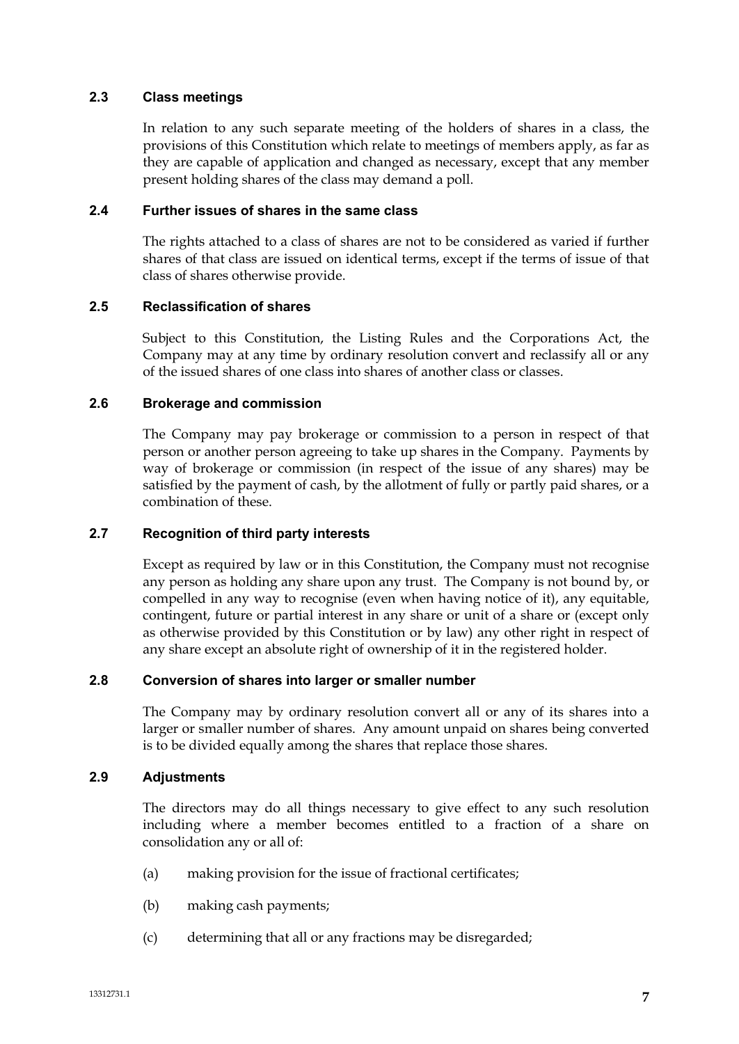### 2.3 Class meetings

In relation to any such separate meeting of the holders of shares in a class, the provisions of this Constitution which relate to meetings of members apply, as far as they are capable of application and changed as necessary, except that any member present holding shares of the class may demand a poll.

### 2.4 Further issues of shares in the same class

The rights attached to a class of shares are not to be considered as varied if further shares of that class are issued on identical terms, except if the terms of issue of that class of shares otherwise provide.

### 2.5 Reclassification of shares

Subject to this Constitution, the Listing Rules and the Corporations Act, the Company may at any time by ordinary resolution convert and reclassify all or any of the issued shares of one class into shares of another class or classes.

### 2.6 Brokerage and commission

The Company may pay brokerage or commission to a person in respect of that person or another person agreeing to take up shares in the Company. Payments by way of brokerage or commission (in respect of the issue of any shares) may be satisfied by the payment of cash, by the allotment of fully or partly paid shares, or a combination of these.

### 2.7 Recognition of third party interests

Except as required by law or in this Constitution, the Company must not recognise any person as holding any share upon any trust. The Company is not bound by, or compelled in any way to recognise (even when having notice of it), any equitable, contingent, future or partial interest in any share or unit of a share or (except only as otherwise provided by this Constitution or by law) any other right in respect of any share except an absolute right of ownership of it in the registered holder.

### 2.8 Conversion of shares into larger or smaller number

The Company may by ordinary resolution convert all or any of its shares into a larger or smaller number of shares. Any amount unpaid on shares being converted is to be divided equally among the shares that replace those shares.

### 2.9 Adjustments

The directors may do all things necessary to give effect to any such resolution including where a member becomes entitled to a fraction of a share on consolidation any or all of:

(a) making provision for the issue of fractional certificates;

(b) making cash payments;

(c) determining that all or any fractions may be disregarded;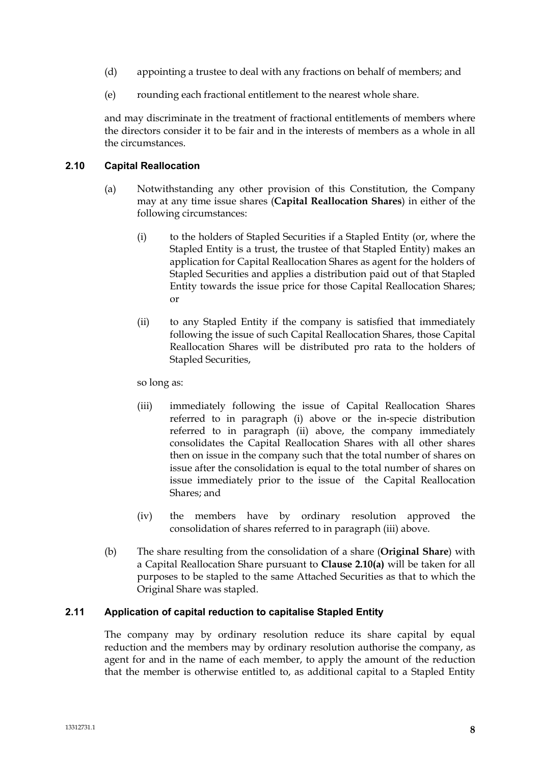(d) appointing a trustee to deal with any fractions on behalf of members; and

(e) rounding each fractional entitlement to the nearest whole share.

and may discriminate in the treatment of fractional entitlements of members where the directors consider it to be fair and in the interests of members as a whole in all the circumstances.

### 2.10 Capital Reallocation

(a) Notwithstanding any other provision of this Constitution, the Company may at any time issue shares (**Capital Reallocation Shares**) in either of the following circumstances:

   (i) to the holders of Stapled Securities if a Stapled Entity (or, where the Stapled Entity is a trust, the trustee of that Stapled Entity) makes an application for Capital Reallocation Shares as agent for the holders of Stapled Securities and applies a distribution paid out of that Stapled Entity towards the issue price for those Capital Reallocation Shares; or

   (ii) to any Stapled Entity if the company is satisfied that immediately following the issue of such Capital Reallocation Shares, those Capital Reallocation Shares will be distributed pro rata to the holders of Stapled Securities,

   so long as:

   (iii) immediately following the issue of Capital Reallocation Shares referred to in paragraph (i) above or the in-specie distribution referred to in paragraph (ii) above, the company immediately consolidates the Capital Reallocation Shares with all other shares then on issue in the company such that the total number of shares on issue after the consolidation is equal to the total number of shares on issue immediately prior to the issue of the Capital Reallocation Shares; and

   (iv) the members have by ordinary resolution approved the consolidation of shares referred to in paragraph (iii) above.

(b) The share resulting from the consolidation of a share (**Original Share**) with a Capital Reallocation Share pursuant to **Clause 2.10(a)** will be taken for all purposes to be stapled to the same Attached Securities as that to which the Original Share was stapled.

### 2.11 Application of capital reduction to capitalise Stapled Entity

The company may by ordinary resolution reduce its share capital by equal reduction and the members may by ordinary resolution authorise the company, as agent for and in the name of each member, to apply the amount of the reduction that the member is otherwise entitled to, as additional capital to a Stapled Entity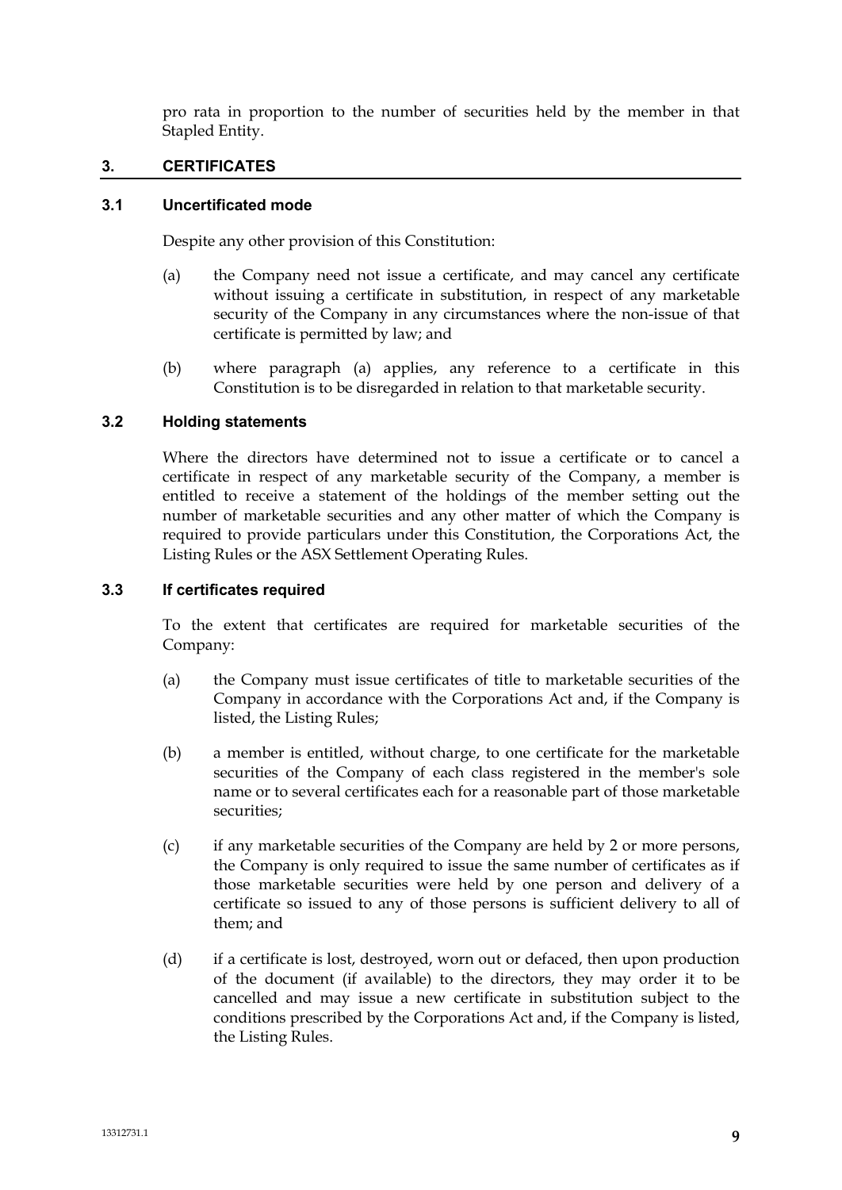pro rata in proportion to the number of securities held by the member in that Stapled Entity.

## 3. CERTIFICATES

### 3.1 Uncertificated mode

Despite any other provision of this Constitution:

(a) the Company need not issue a certificate, and may cancel any certificate without issuing a certificate in substitution, in respect of any marketable security of the Company in any circumstances where the non-issue of that certificate is permitted by law; and

(b) where paragraph (a) applies, any reference to a certificate in this Constitution is to be disregarded in relation to that marketable security.

### 3.2 Holding statements

Where the directors have determined not to issue a certificate or to cancel a certificate in respect of any marketable security of the Company, a member is entitled to receive a statement of the holdings of the member setting out the number of marketable securities and any other matter of which the Company is required to provide particulars under this Constitution, the Corporations Act, the Listing Rules or the ASX Settlement Operating Rules.

### 3.3 If certificates required

To the extent that certificates are required for marketable securities of the Company:

(a) the Company must issue certificates of title to marketable securities of the Company in accordance with the Corporations Act and, if the Company is listed, the Listing Rules;

(b) a member is entitled, without charge, to one certificate for the marketable securities of the Company of each class registered in the member's sole name or to several certificates each for a reasonable part of those marketable securities;

(c) if any marketable securities of the Company are held by 2 or more persons, the Company is only required to issue the same number of certificates as if those marketable securities were held by one person and delivery of a certificate so issued to any of those persons is sufficient delivery to all of them; and

(d) if a certificate is lost, destroyed, worn out or defaced, then upon production of the document (if available) to the directors, they may order it to be cancelled and may issue a new certificate in substitution subject to the conditions prescribed by the Corporations Act and, if the Company is listed, the Listing Rules.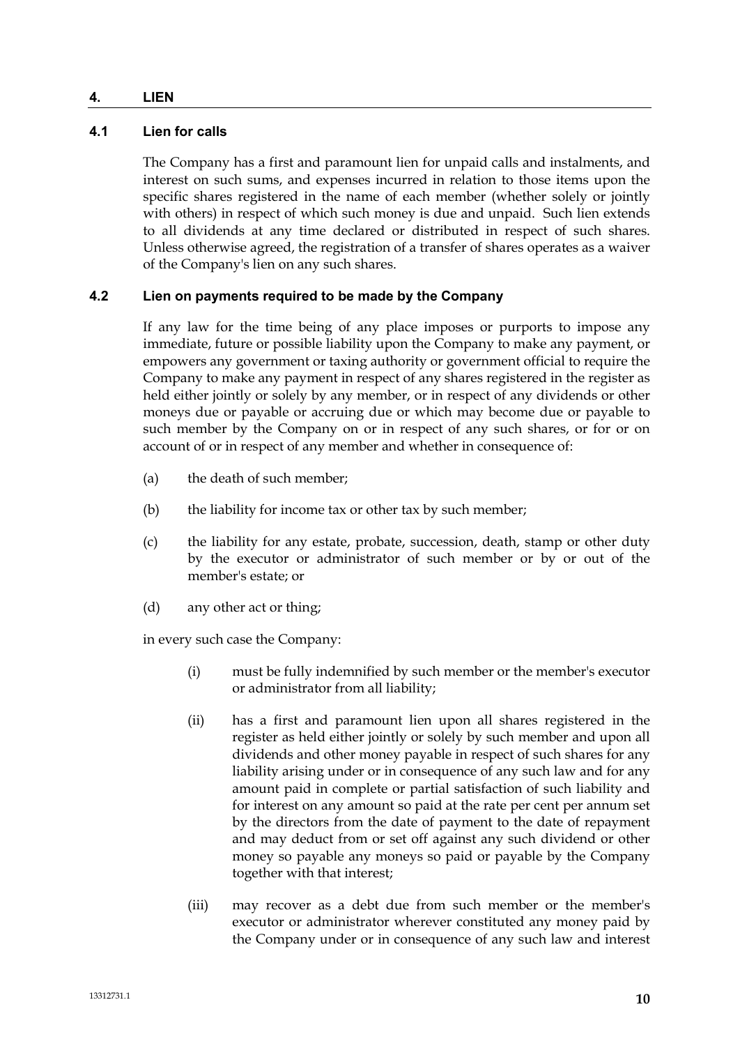## 4. LIEN

### 4.1 Lien for calls

The Company has a first and paramount lien for unpaid calls and instalments, and interest on such sums, and expenses incurred in relation to those items upon the specific shares registered in the name of each member (whether solely or jointly with others) in respect of which such money is due and unpaid. Such lien extends to all dividends at any time declared or distributed in respect of such shares. Unless otherwise agreed, the registration of a transfer of shares operates as a waiver of the Company's lien on any such shares.

### 4.2 Lien on payments required to be made by the Company

If any law for the time being of any place imposes or purports to impose any immediate, future or possible liability upon the Company to make any payment, or empowers any government or taxing authority or government official to require the Company to make any payment in respect of any shares registered in the register as held either jointly or solely by any member, or in respect of any dividends or other moneys due or payable or accruing due or which may become due or payable to such member by the Company on or in respect of any such shares, or for or on account of or in respect of any member and whether in consequence of:

(a) the death of such member;

(b) the liability for income tax or other tax by such member;

(c) the liability for any estate, probate, succession, death, stamp or other duty by the executor or administrator of such member or by or out of the member's estate; or

(d) any other act or thing;

in every such case the Company:

(i) must be fully indemnified by such member or the member's executor or administrator from all liability;

(ii) has a first and paramount lien upon all shares registered in the register as held either jointly or solely by such member and upon all dividends and other money payable in respect of such shares for any liability arising under or in consequence of any such law and for any amount paid in complete or partial satisfaction of such liability and for interest on any amount so paid at the rate per cent per annum set by the directors from the date of payment to the date of repayment and may deduct from or set off against any such dividend or other money so payable any moneys so paid or payable by the Company together with that interest;

(iii) may recover as a debt due from such member or the member's executor or administrator wherever constituted any money paid by the Company under or in consequence of any such law and interest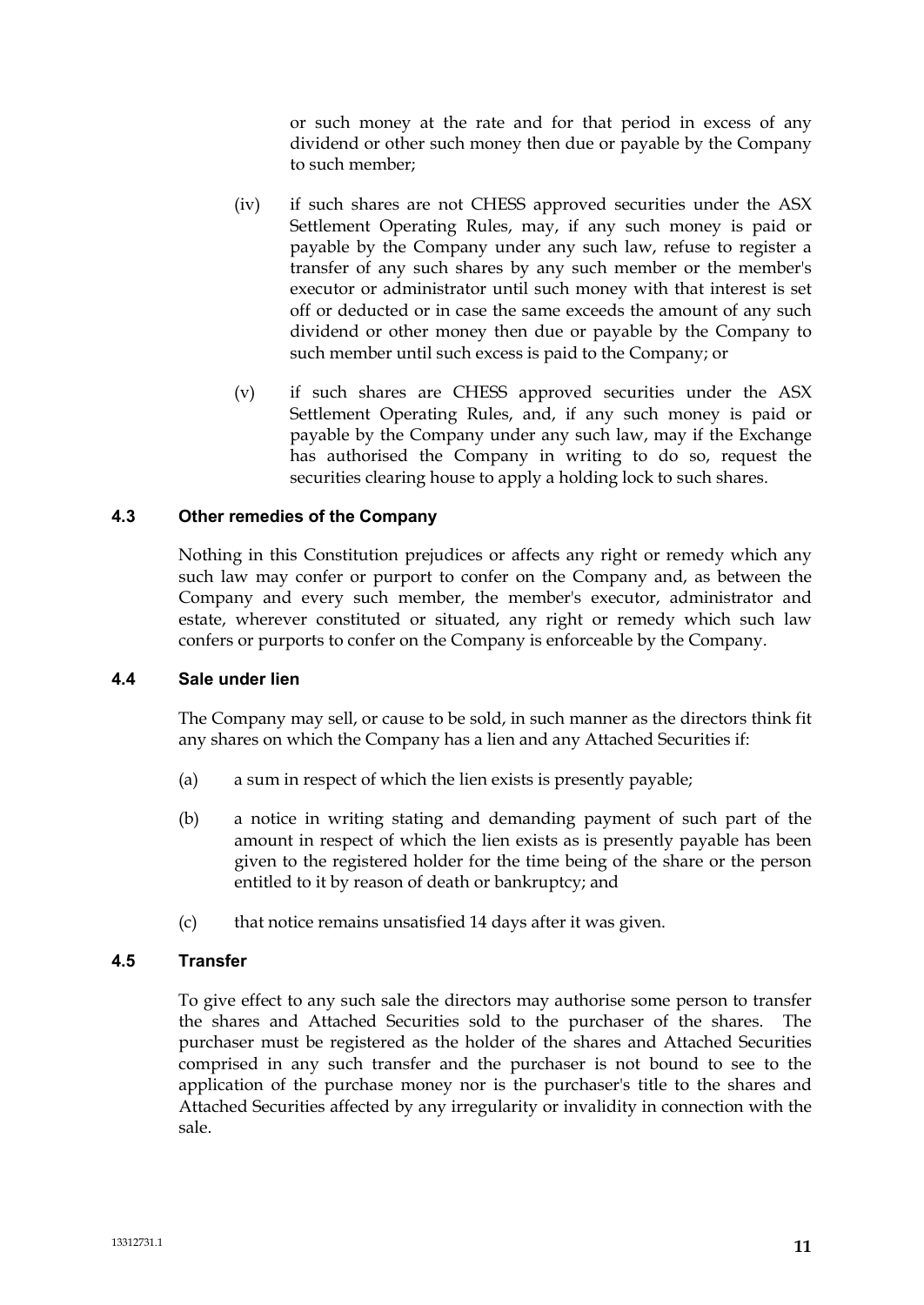or such money at the rate and for that period in excess of any dividend or other such money then due or payable by the Company to such member;

(iv) if such shares are not CHESS approved securities under the ASX Settlement Operating Rules, may, if any such money is paid or payable by the Company under any such law, refuse to register a transfer of any such shares by any such member or the member's executor or administrator until such money with that interest is set off or deducted or in case the same exceeds the amount of any such dividend or other money then due or payable by the Company to such member until such excess is paid to the Company; or

(v) if such shares are CHESS approved securities under the ASX Settlement Operating Rules, and, if any such money is paid or payable by the Company under any such law, may if the Exchange has authorised the Company in writing to do so, request the securities clearing house to apply a holding lock to such shares.

### 4.3 Other remedies of the Company

Nothing in this Constitution prejudices or affects any right or remedy which any such law may confer or purport to confer on the Company and, as between the Company and every such member, the member's executor, administrator and estate, wherever constituted or situated, any right or remedy which such law confers or purports to confer on the Company is enforceable by the Company.

### 4.4 Sale under lien

The Company may sell, or cause to be sold, in such manner as the directors think fit any shares on which the Company has a lien and any Attached Securities if:

(a) a sum in respect of which the lien exists is presently payable;

(b) a notice in writing stating and demanding payment of such part of the amount in respect of which the lien exists as is presently payable has been given to the registered holder for the time being of the share or the person entitled to it by reason of death or bankruptcy; and

(c) that notice remains unsatisfied 14 days after it was given.

### 4.5 Transfer

To give effect to any such sale the directors may authorise some person to transfer the shares and Attached Securities sold to the purchaser of the shares. The purchaser must be registered as the holder of the shares and Attached Securities comprised in any such transfer and the purchaser is not bound to see to the application of the purchase money nor is the purchaser's title to the shares and Attached Securities affected by any irregularity or invalidity in connection with the sale.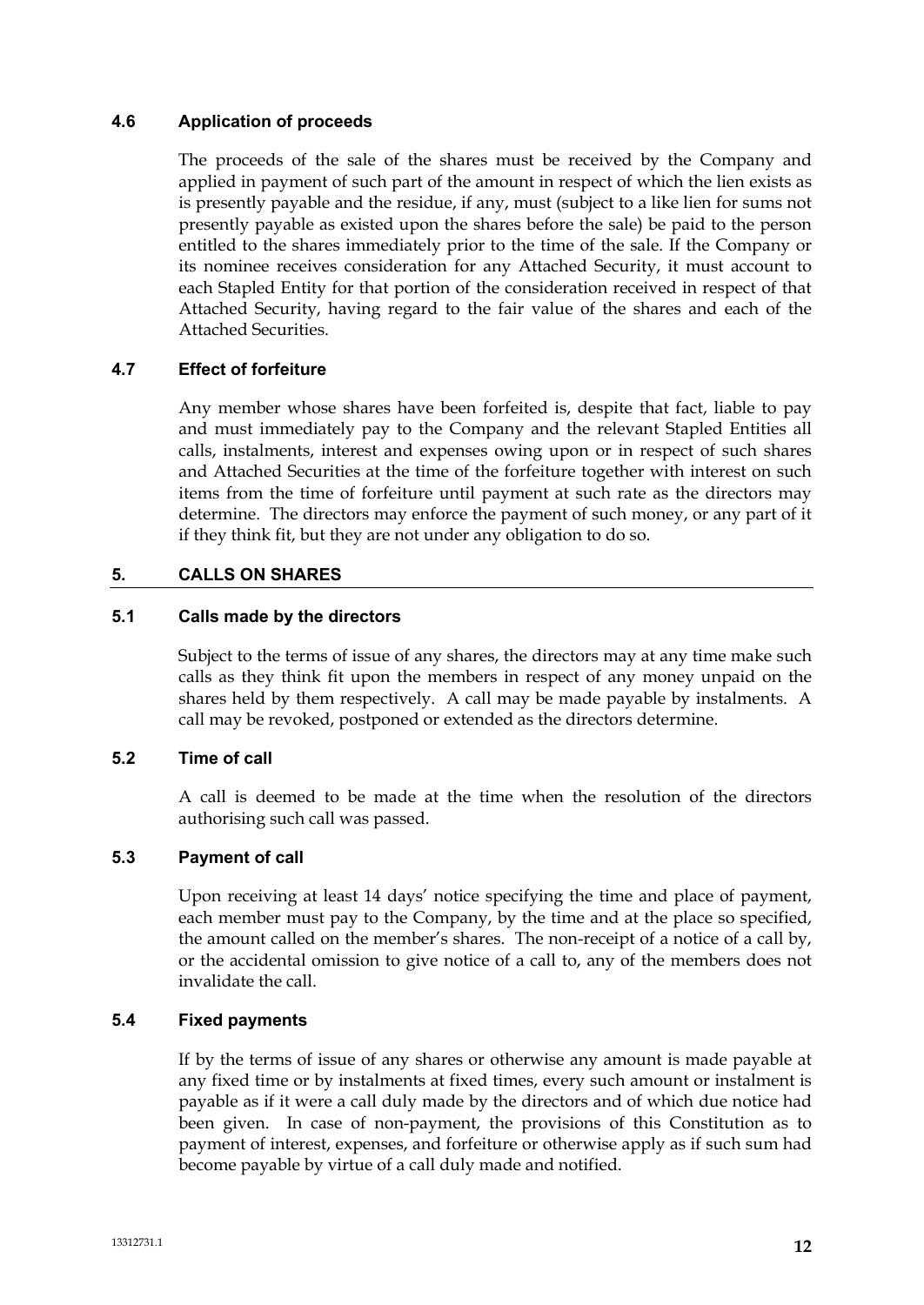### 4.6 Application of proceeds

The proceeds of the sale of the shares must be received by the Company and applied in payment of such part of the amount in respect of which the lien exists as is presently payable and the residue, if any, must (subject to a like lien for sums not presently payable as existed upon the shares before the sale) be paid to the person entitled to the shares immediately prior to the time of the sale. If the Company or its nominee receives consideration for any Attached Security, it must account to each Stapled Entity for that portion of the consideration received in respect of that Attached Security, having regard to the fair value of the shares and each of the Attached Securities.

### 4.7 Effect of forfeiture

Any member whose shares have been forfeited is, despite that fact, liable to pay and must immediately pay to the Company and the relevant Stapled Entities all calls, instalments, interest and expenses owing upon or in respect of such shares and Attached Securities at the time of the forfeiture together with interest on such items from the time of forfeiture until payment at such rate as the directors may determine. The directors may enforce the payment of such money, or any part of it if they think fit, but they are not under any obligation to do so.

## 5. CALLS ON SHARES

### 5.1 Calls made by the directors

Subject to the terms of issue of any shares, the directors may at any time make such calls as they think fit upon the members in respect of any money unpaid on the shares held by them respectively. A call may be made payable by instalments. A call may be revoked, postponed or extended as the directors determine.

### 5.2 Time of call

A call is deemed to be made at the time when the resolution of the directors authorising such call was passed.

### 5.3 Payment of call

Upon receiving at least 14 days' notice specifying the time and place of payment, each member must pay to the Company, by the time and at the place so specified, the amount called on the member's shares. The non-receipt of a notice of a call by, or the accidental omission to give notice of a call to, any of the members does not invalidate the call.

### 5.4 Fixed payments

If by the terms of issue of any shares or otherwise any amount is made payable at any fixed time or by instalments at fixed times, every such amount or instalment is payable as if it were a call duly made by the directors and of which due notice had been given. In case of non-payment, the provisions of this Constitution as to payment of interest, expenses, and forfeiture or otherwise apply as if such sum had become payable by virtue of a call duly made and notified.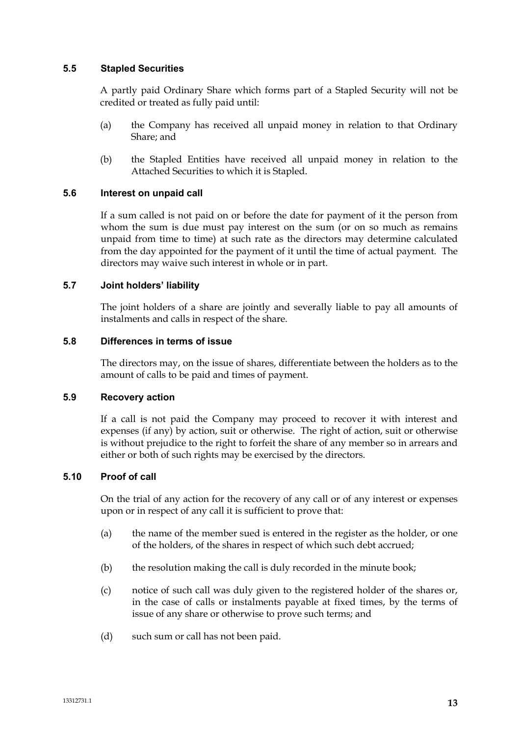### 5.5 Stapled Securities

A partly paid Ordinary Share which forms part of a Stapled Security will not be credited or treated as fully paid until:

(a) the Company has received all unpaid money in relation to that Ordinary Share; and

(b) the Stapled Entities have received all unpaid money in relation to the Attached Securities to which it is Stapled.

### 5.6 Interest on unpaid call

If a sum called is not paid on or before the date for payment of it the person from whom the sum is due must pay interest on the sum (or on so much as remains unpaid from time to time) at such rate as the directors may determine calculated from the day appointed for the payment of it until the time of actual payment. The directors may waive such interest in whole or in part.

### 5.7 Joint holders' liability

The joint holders of a share are jointly and severally liable to pay all amounts of instalments and calls in respect of the share.

### 5.8 Differences in terms of issue

The directors may, on the issue of shares, differentiate between the holders as to the amount of calls to be paid and times of payment.

### 5.9 Recovery action

If a call is not paid the Company may proceed to recover it with interest and expenses (if any) by action, suit or otherwise. The right of action, suit or otherwise is without prejudice to the right to forfeit the share of any member so in arrears and either or both of such rights may be exercised by the directors.

### 5.10 Proof of call

On the trial of any action for the recovery of any call or of any interest or expenses upon or in respect of any call it is sufficient to prove that:

(a) the name of the member sued is entered in the register as the holder, or one of the holders, of the shares in respect of which such debt accrued;

(b) the resolution making the call is duly recorded in the minute book;

(c) notice of such call was duly given to the registered holder of the shares or, in the case of calls or instalments payable at fixed times, by the terms of issue of any share or otherwise to prove such terms; and

(d) such sum or call has not been paid.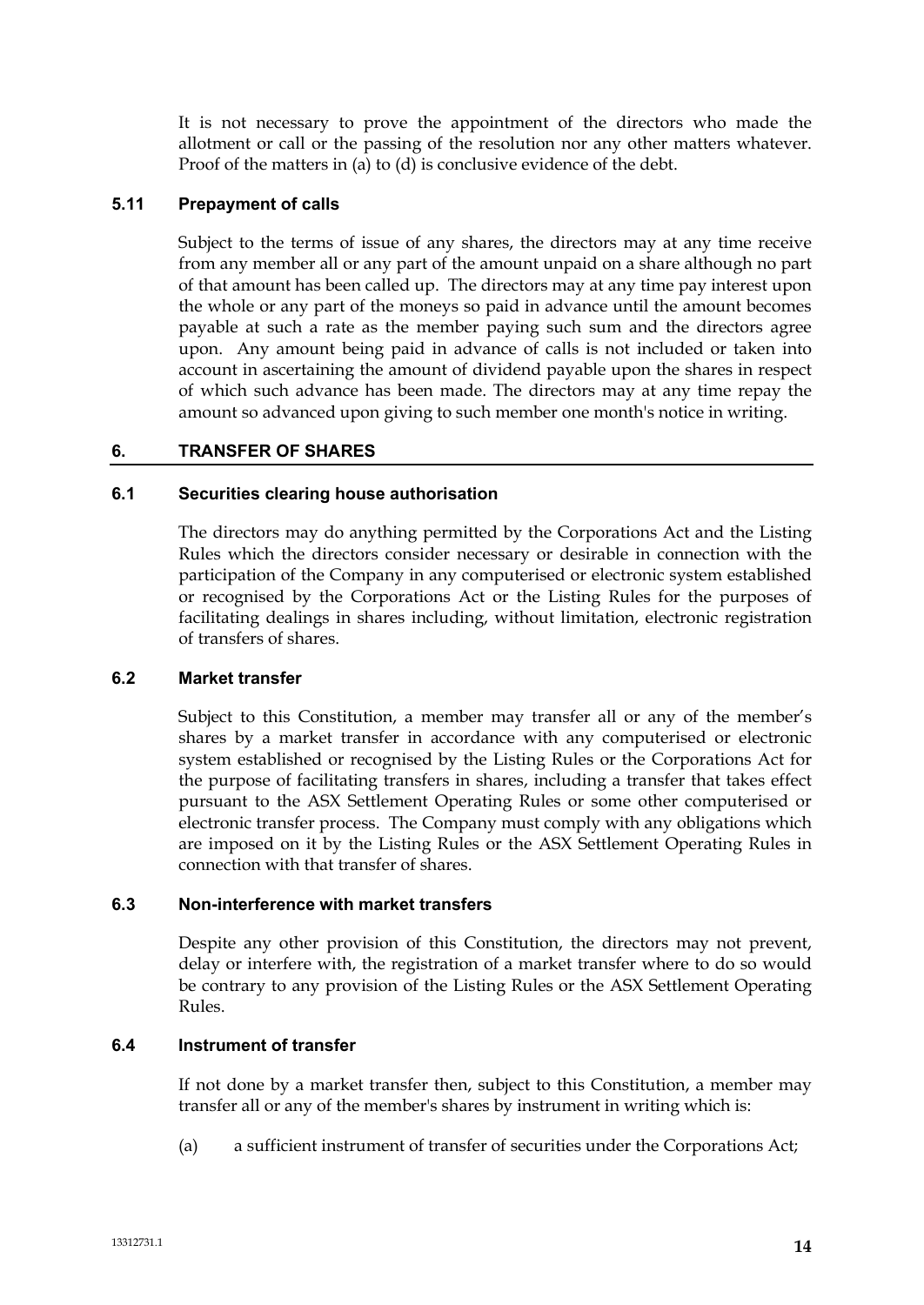It is not necessary to prove the appointment of the directors who made the allotment or call or the passing of the resolution nor any other matters whatever. Proof of the matters in (a) to (d) is conclusive evidence of the debt.

### 5.11 Prepayment of calls

Subject to the terms of issue of any shares, the directors may at any time receive from any member all or any part of the amount unpaid on a share although no part of that amount has been called up. The directors may at any time pay interest upon the whole or any part of the moneys so paid in advance until the amount becomes payable at such a rate as the member paying such sum and the directors agree upon. Any amount being paid in advance of calls is not included or taken into account in ascertaining the amount of dividend payable upon the shares in respect of which such advance has been made. The directors may at any time repay the amount so advanced upon giving to such member one month's notice in writing.

## 6. TRANSFER OF SHARES

### 6.1 Securities clearing house authorisation

The directors may do anything permitted by the Corporations Act and the Listing Rules which the directors consider necessary or desirable in connection with the participation of the Company in any computerised or electronic system established or recognised by the Corporations Act or the Listing Rules for the purposes of facilitating dealings in shares including, without limitation, electronic registration of transfers of shares.

### 6.2 Market transfer

Subject to this Constitution, a member may transfer all or any of the member's shares by a market transfer in accordance with any computerised or electronic system established or recognised by the Listing Rules or the Corporations Act for the purpose of facilitating transfers in shares, including a transfer that takes effect pursuant to the ASX Settlement Operating Rules or some other computerised or electronic transfer process. The Company must comply with any obligations which are imposed on it by the Listing Rules or the ASX Settlement Operating Rules in connection with that transfer of shares.

### 6.3 Non-interference with market transfers

Despite any other provision of this Constitution, the directors may not prevent, delay or interfere with, the registration of a market transfer where to do so would be contrary to any provision of the Listing Rules or the ASX Settlement Operating Rules.

### 6.4 Instrument of transfer

If not done by a market transfer then, subject to this Constitution, a member may transfer all or any of the member's shares by instrument in writing which is:

(a) a sufficient instrument of transfer of securities under the Corporations Act;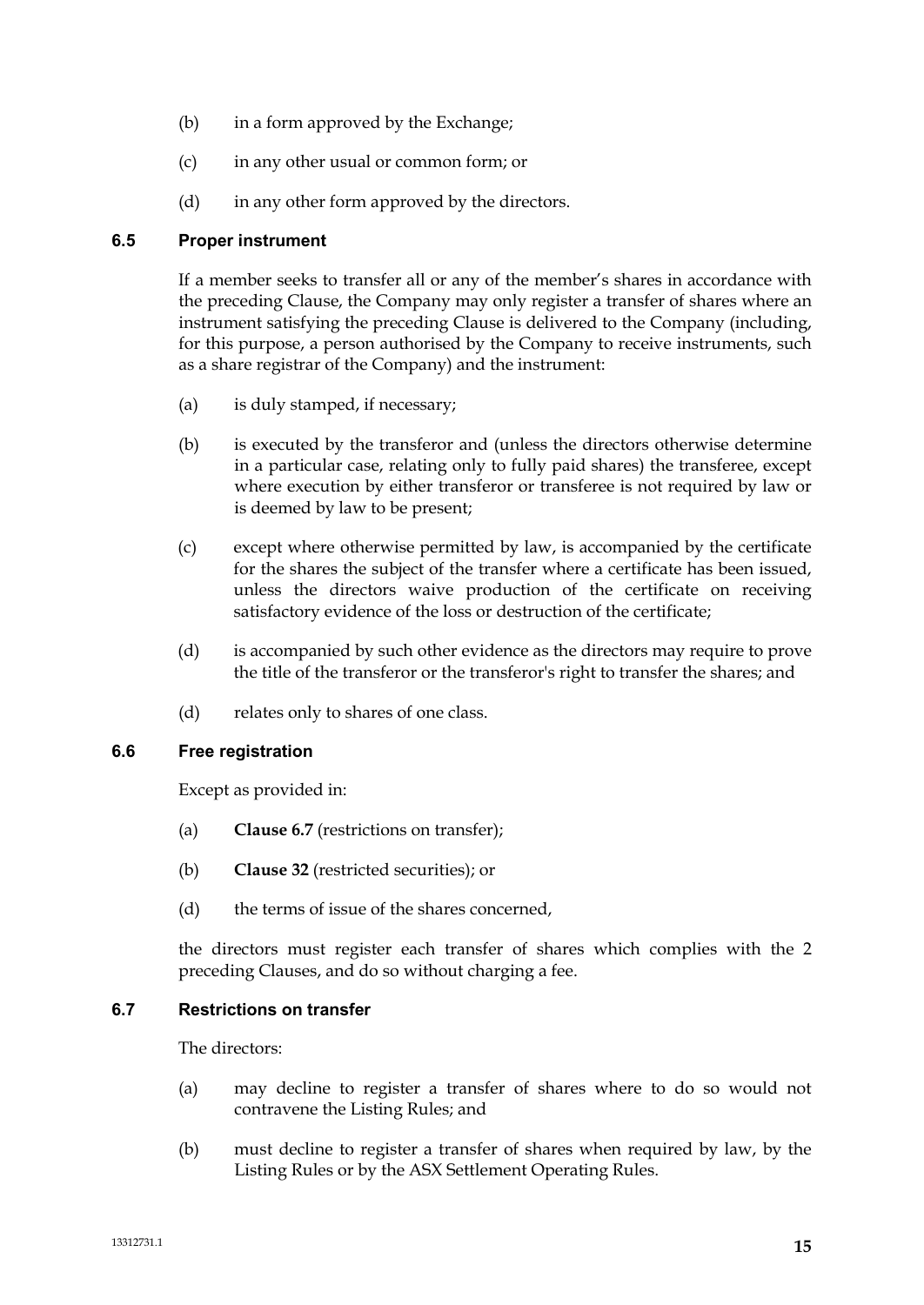(b) in a form approved by the Exchange;

(c) in any other usual or common form; or

(d) in any other form approved by the directors.

### 6.5 Proper instrument

If a member seeks to transfer all or any of the member's shares in accordance with the preceding Clause, the Company may only register a transfer of shares where an instrument satisfying the preceding Clause is delivered to the Company (including, for this purpose, a person authorised by the Company to receive instruments, such as a share registrar of the Company) and the instrument:

(a) is duly stamped, if necessary;

(b) is executed by the transferor and (unless the directors otherwise determine in a particular case, relating only to fully paid shares) the transferee, except where execution by either transferor or transferee is not required by law or is deemed by law to be present;

(c) except where otherwise permitted by law, is accompanied by the certificate for the shares the subject of the transfer where a certificate has been issued, unless the directors waive production of the certificate on receiving satisfactory evidence of the loss or destruction of the certificate;

(d) is accompanied by such other evidence as the directors may require to prove the title of the transferor or the transferor's right to transfer the shares; and

(d) relates only to shares of one class.

### 6.6 Free registration

Except as provided in:

(a) **Clause 6.7** (restrictions on transfer);

(b) **Clause 32** (restricted securities); or

(d) the terms of issue of the shares concerned,

the directors must register each transfer of shares which complies with the 2 preceding Clauses, and do so without charging a fee.

### 6.7 Restrictions on transfer

The directors:

(a) may decline to register a transfer of shares where to do so would not contravene the Listing Rules; and

(b) must decline to register a transfer of shares when required by law, by the Listing Rules or by the ASX Settlement Operating Rules.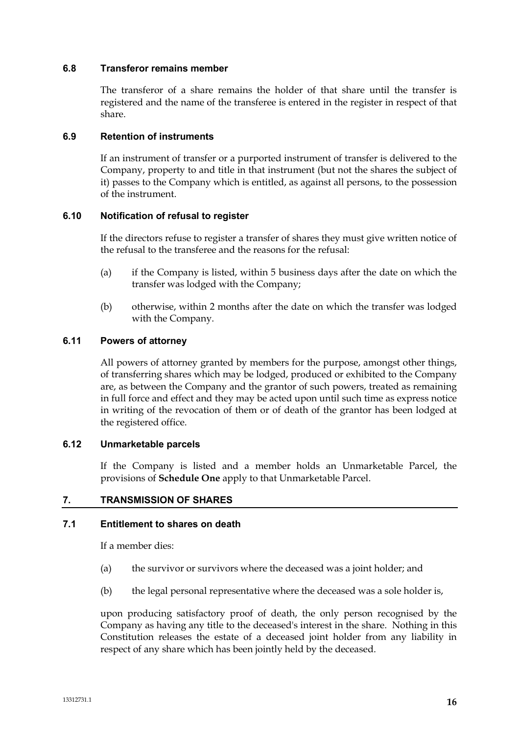### 6.8 Transferor remains member

The transferor of a share remains the holder of that share until the transfer is registered and the name of the transferee is entered in the register in respect of that share.

### 6.9 Retention of instruments

If an instrument of transfer or a purported instrument of transfer is delivered to the Company, property to and title in that instrument (but not the shares the subject of it) passes to the Company which is entitled, as against all persons, to the possession of the instrument.

### 6.10 Notification of refusal to register

If the directors refuse to register a transfer of shares they must give written notice of the refusal to the transferee and the reasons for the refusal:

(a) if the Company is listed, within 5 business days after the date on which the transfer was lodged with the Company;

(b) otherwise, within 2 months after the date on which the transfer was lodged with the Company.

### 6.11 Powers of attorney

All powers of attorney granted by members for the purpose, amongst other things, of transferring shares which may be lodged, produced or exhibited to the Company are, as between the Company and the grantor of such powers, treated as remaining in full force and effect and they may be acted upon until such time as express notice in writing of the revocation of them or of death of the grantor has been lodged at the registered office.

### 6.12 Unmarketable parcels

If the Company is listed and a member holds an Unmarketable Parcel, the provisions of **Schedule One** apply to that Unmarketable Parcel.

## 7. TRANSMISSION OF SHARES

### 7.1 Entitlement to shares on death

If a member dies:

(a) the survivor or survivors where the deceased was a joint holder; and

(b) the legal personal representative where the deceased was a sole holder is,

upon producing satisfactory proof of death, the only person recognised by the Company as having any title to the deceased's interest in the share. Nothing in this Constitution releases the estate of a deceased joint holder from any liability in respect of any share which has been jointly held by the deceased.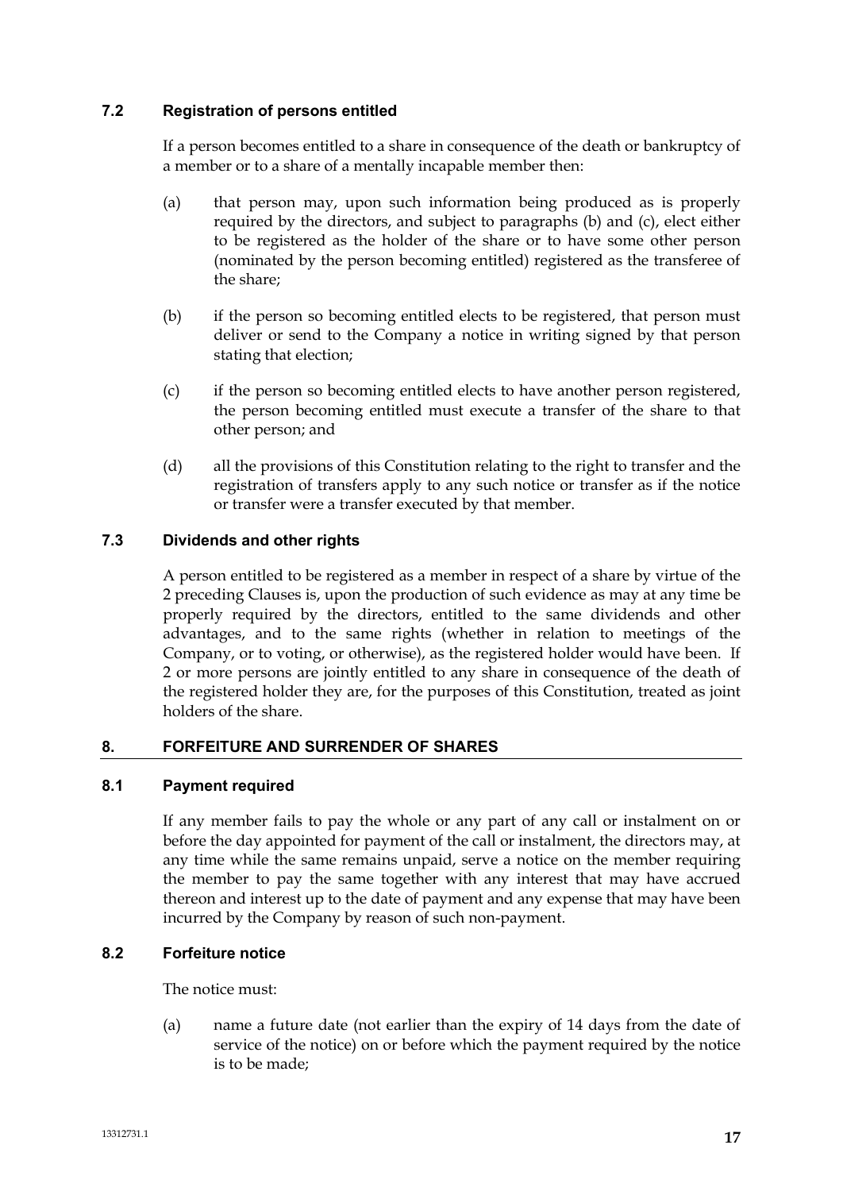### 7.2 Registration of persons entitled

If a person becomes entitled to a share in consequence of the death or bankruptcy of a member or to a share of a mentally incapable member then:

(a) that person may, upon such information being produced as is properly required by the directors, and subject to paragraphs (b) and (c), elect either to be registered as the holder of the share or to have some other person (nominated by the person becoming entitled) registered as the transferee of the share;

(b) if the person so becoming entitled elects to be registered, that person must deliver or send to the Company a notice in writing signed by that person stating that election;

(c) if the person so becoming entitled elects to have another person registered, the person becoming entitled must execute a transfer of the share to that other person; and

(d) all the provisions of this Constitution relating to the right to transfer and the registration of transfers apply to any such notice or transfer as if the notice or transfer were a transfer executed by that member.

### 7.3 Dividends and other rights

A person entitled to be registered as a member in respect of a share by virtue of the 2 preceding Clauses is, upon the production of such evidence as may at any time be properly required by the directors, entitled to the same dividends and other advantages, and to the same rights (whether in relation to meetings of the Company, or to voting, or otherwise), as the registered holder would have been. If 2 or more persons are jointly entitled to any share in consequence of the death of the registered holder they are, for the purposes of this Constitution, treated as joint holders of the share.

## 8. FORFEITURE AND SURRENDER OF SHARES

### 8.1 Payment required

If any member fails to pay the whole or any part of any call or instalment on or before the day appointed for payment of the call or instalment, the directors may, at any time while the same remains unpaid, serve a notice on the member requiring the member to pay the same together with any interest that may have accrued thereon and interest up to the date of payment and any expense that may have been incurred by the Company by reason of such non-payment.

### 8.2 Forfeiture notice

The notice must:

(a) name a future date (not earlier than the expiry of 14 days from the date of service of the notice) on or before which the payment required by the notice is to be made;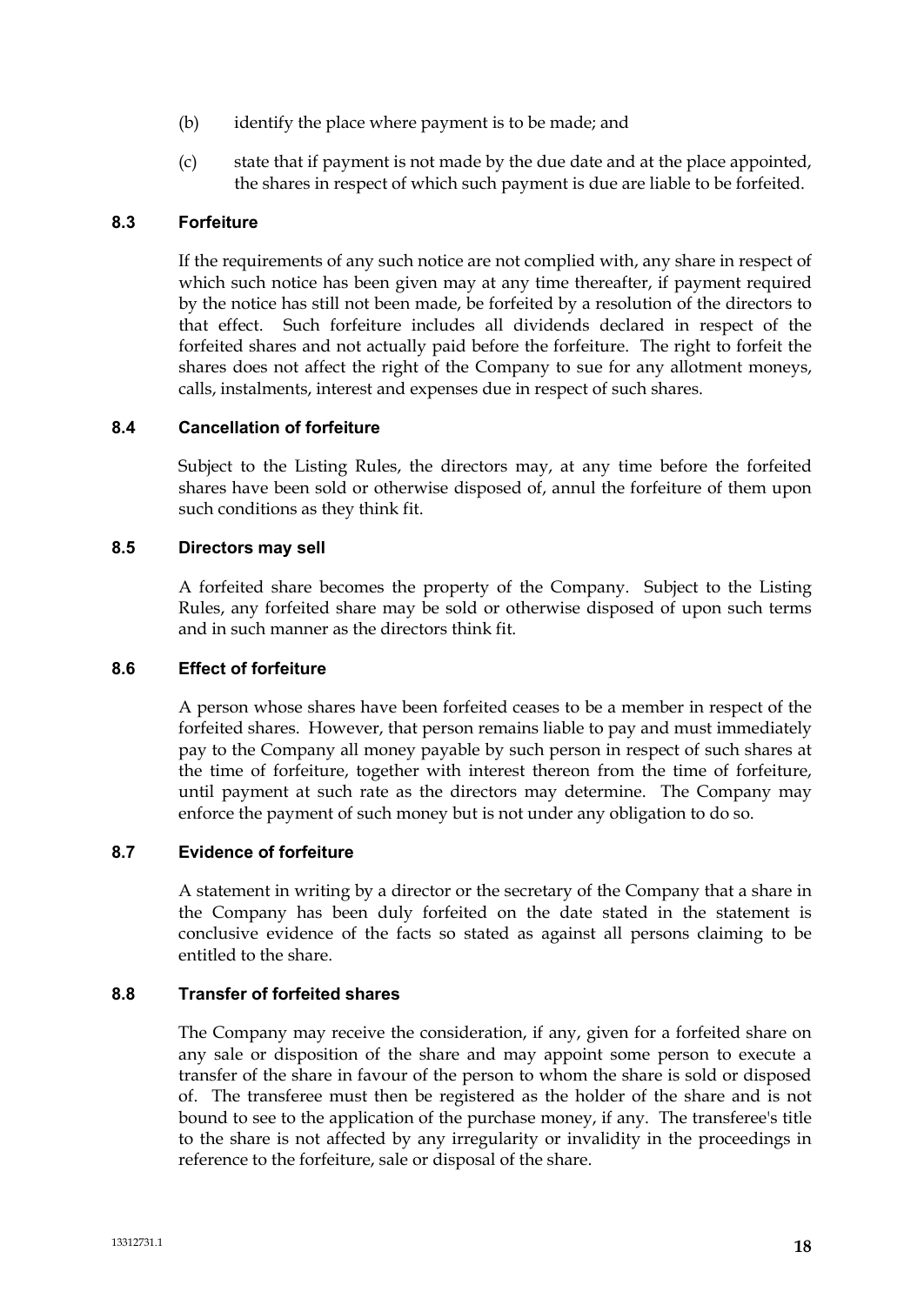(b) identify the place where payment is to be made; and

(c) state that if payment is not made by the due date and at the place appointed, the shares in respect of which such payment is due are liable to be forfeited.

### 8.3 Forfeiture

If the requirements of any such notice are not complied with, any share in respect of which such notice has been given may at any time thereafter, if payment required by the notice has still not been made, be forfeited by a resolution of the directors to that effect. Such forfeiture includes all dividends declared in respect of the forfeited shares and not actually paid before the forfeiture. The right to forfeit the shares does not affect the right of the Company to sue for any allotment moneys, calls, instalments, interest and expenses due in respect of such shares.

### 8.4 Cancellation of forfeiture

Subject to the Listing Rules, the directors may, at any time before the forfeited shares have been sold or otherwise disposed of, annul the forfeiture of them upon such conditions as they think fit.

### 8.5 Directors may sell

A forfeited share becomes the property of the Company. Subject to the Listing Rules, any forfeited share may be sold or otherwise disposed of upon such terms and in such manner as the directors think fit.

### 8.6 Effect of forfeiture

A person whose shares have been forfeited ceases to be a member in respect of the forfeited shares. However, that person remains liable to pay and must immediately pay to the Company all money payable by such person in respect of such shares at the time of forfeiture, together with interest thereon from the time of forfeiture, until payment at such rate as the directors may determine. The Company may enforce the payment of such money but is not under any obligation to do so.

### 8.7 Evidence of forfeiture

A statement in writing by a director or the secretary of the Company that a share in the Company has been duly forfeited on the date stated in the statement is conclusive evidence of the facts so stated as against all persons claiming to be entitled to the share.

### 8.8 Transfer of forfeited shares

The Company may receive the consideration, if any, given for a forfeited share on any sale or disposition of the share and may appoint some person to execute a transfer of the share in favour of the person to whom the share is sold or disposed of. The transferee must then be registered as the holder of the share and is not bound to see to the application of the purchase money, if any. The transferee's title to the share is not affected by any irregularity or invalidity in the proceedings in reference to the forfeiture, sale or disposal of the share.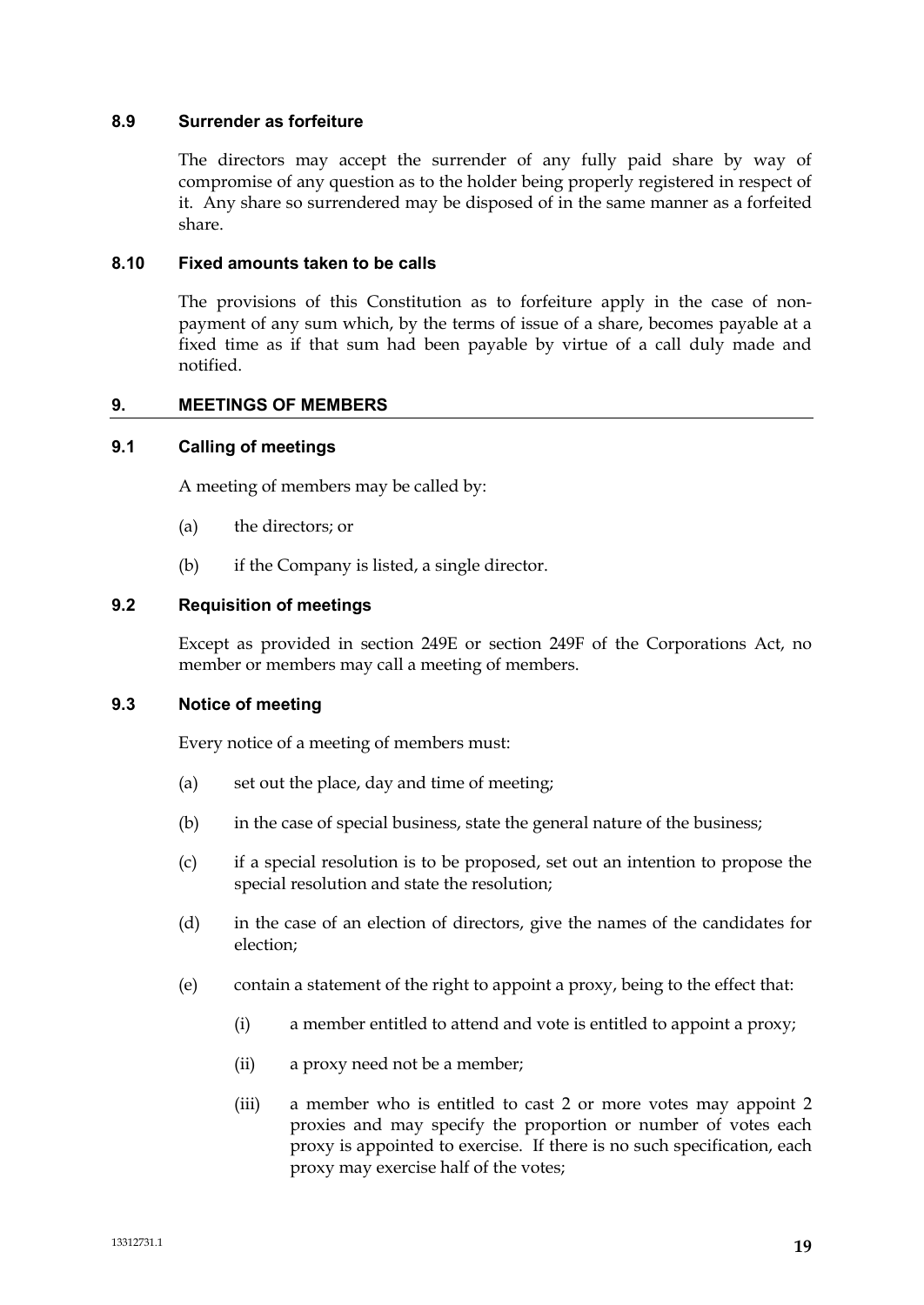### 8.9 Surrender as forfeiture

The directors may accept the surrender of any fully paid share by way of compromise of any question as to the holder being properly registered in respect of it. Any share so surrendered may be disposed of in the same manner as a forfeited share.

### 8.10 Fixed amounts taken to be calls

The provisions of this Constitution as to forfeiture apply in the case of non-payment of any sum which, by the terms of issue of a share, becomes payable at a fixed time as if that sum had been payable by virtue of a call duly made and notified.

## 9. MEETINGS OF MEMBERS

### 9.1 Calling of meetings

A meeting of members may be called by:

(a) the directors; or

(b) if the Company is listed, a single director.

### 9.2 Requisition of meetings

Except as provided in section 249E or section 249F of the Corporations Act, no member or members may call a meeting of members.

### 9.3 Notice of meeting

Every notice of a meeting of members must:

(a) set out the place, day and time of meeting;

(b) in the case of special business, state the general nature of the business;

(c) if a special resolution is to be proposed, set out an intention to propose the special resolution and state the resolution;

(d) in the case of an election of directors, give the names of the candidates for election;

(e) contain a statement of the right to appoint a proxy, being to the effect that:

(i) a member entitled to attend and vote is entitled to appoint a proxy;

(ii) a proxy need not be a member;

(iii) a member who is entitled to cast 2 or more votes may appoint 2 proxies and may specify the proportion or number of votes each proxy is appointed to exercise. If there is no such specification, each proxy may exercise half of the votes;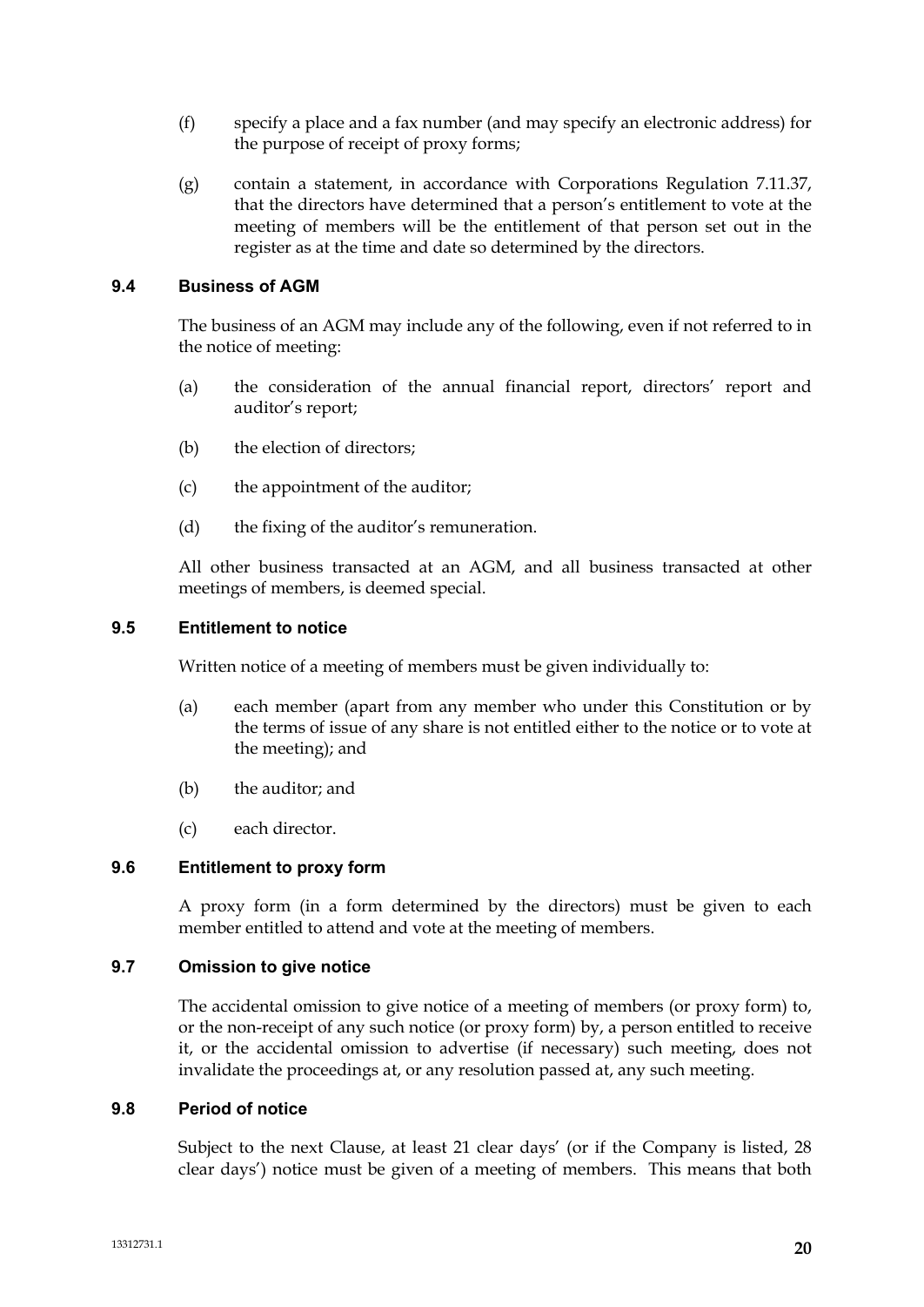(f) specify a place and a fax number (and may specify an electronic address) for the purpose of receipt of proxy forms;

(g) contain a statement, in accordance with Corporations Regulation 7.11.37, that the directors have determined that a person's entitlement to vote at the meeting of members will be the entitlement of that person set out in the register as at the time and date so determined by the directors.

### 9.4 Business of AGM

The business of an AGM may include any of the following, even if not referred to in the notice of meeting:

(a) the consideration of the annual financial report, directors' report and auditor's report;

(b) the election of directors;

(c) the appointment of the auditor;

(d) the fixing of the auditor's remuneration.

All other business transacted at an AGM, and all business transacted at other meetings of members, is deemed special.

### 9.5 Entitlement to notice

Written notice of a meeting of members must be given individually to:

(a) each member (apart from any member who under this Constitution or by the terms of issue of any share is not entitled either to the notice or to vote at the meeting); and

(b) the auditor; and

(c) each director.

### 9.6 Entitlement to proxy form

A proxy form (in a form determined by the directors) must be given to each member entitled to attend and vote at the meeting of members.

### 9.7 Omission to give notice

The accidental omission to give notice of a meeting of members (or proxy form) to, or the non-receipt of any such notice (or proxy form) by, a person entitled to receive it, or the accidental omission to advertise (if necessary) such meeting, does not invalidate the proceedings at, or any resolution passed at, any such meeting.

### 9.8 Period of notice

Subject to the next Clause, at least 21 clear days' (or if the Company is listed, 28 clear days') notice must be given of a meeting of members. This means that both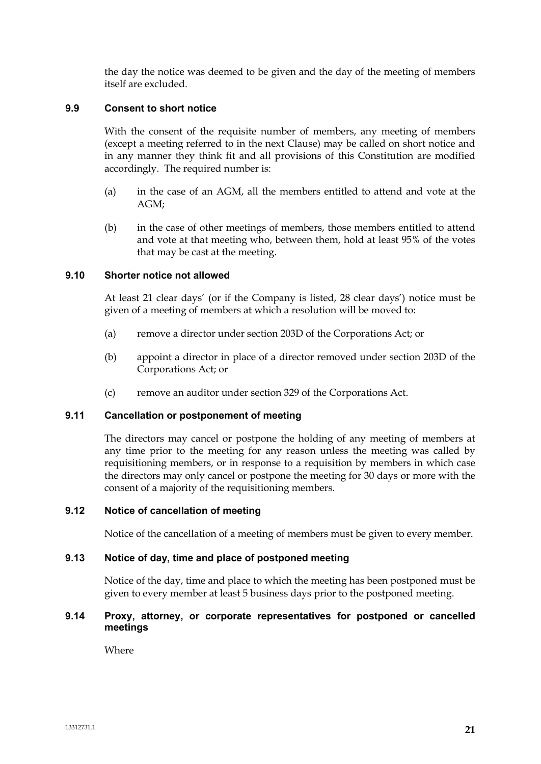the day the notice was deemed to be given and the day of the meeting of members itself are excluded.

### 9.9 Consent to short notice

With the consent of the requisite number of members, any meeting of members (except a meeting referred to in the next Clause) may be called on short notice and in any manner they think fit and all provisions of this Constitution are modified accordingly. The required number is:

(a) in the case of an AGM, all the members entitled to attend and vote at the AGM;

(b) in the case of other meetings of members, those members entitled to attend and vote at that meeting who, between them, hold at least 95% of the votes that may be cast at the meeting.

### 9.10 Shorter notice not allowed

At least 21 clear days' (or if the Company is listed, 28 clear days') notice must be given of a meeting of members at which a resolution will be moved to:

(a) remove a director under section 203D of the Corporations Act; or

(b) appoint a director in place of a director removed under section 203D of the Corporations Act; or

(c) remove an auditor under section 329 of the Corporations Act.

### 9.11 Cancellation or postponement of meeting

The directors may cancel or postpone the holding of any meeting of members at any time prior to the meeting for any reason unless the meeting was called by requisitioning members, or in response to a requisition by members in which case the directors may only cancel or postpone the meeting for 30 days or more with the consent of a majority of the requisitioning members.

### 9.12 Notice of cancellation of meeting

Notice of the cancellation of a meeting of members must be given to every member.

### 9.13 Notice of day, time and place of postponed meeting

Notice of the day, time and place to which the meeting has been postponed must be given to every member at least 5 business days prior to the postponed meeting.

### 9.14 Proxy, attorney, or corporate representatives for postponed or cancelled meetings

Where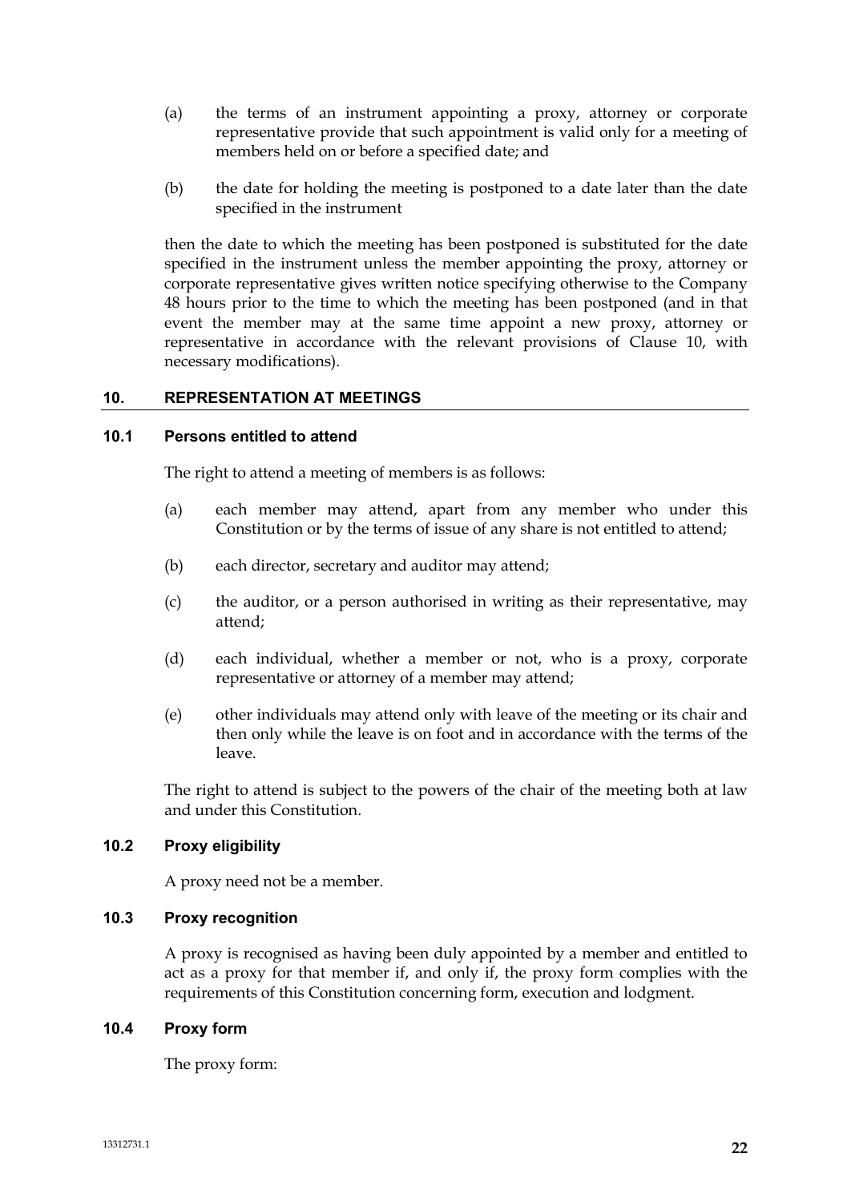(a) the terms of an instrument appointing a proxy, attorney or corporate representative provide that such appointment is valid only for a meeting of members held on or before a specified date; and

(b) the date for holding the meeting is postponed to a date later than the date specified in the instrument

then the date to which the meeting has been postponed is substituted for the date specified in the instrument unless the member appointing the proxy, attorney or corporate representative gives written notice specifying otherwise to the Company 48 hours prior to the time to which the meeting has been postponed (and in that event the member may at the same time appoint a new proxy, attorney or representative in accordance with the relevant provisions of Clause 10, with necessary modifications).

## 10. REPRESENTATION AT MEETINGS

### 10.1 Persons entitled to attend

The right to attend a meeting of members is as follows:

(a) each member may attend, apart from any member who under this Constitution or by the terms of issue of any share is not entitled to attend;

(b) each director, secretary and auditor may attend;

(c) the auditor, or a person authorised in writing as their representative, may attend;

(d) each individual, whether a member or not, who is a proxy, corporate representative or attorney of a member may attend;

(e) other individuals may attend only with leave of the meeting or its chair and then only while the leave is on foot and in accordance with the terms of the leave.

The right to attend is subject to the powers of the chair of the meeting both at law and under this Constitution.

### 10.2 Proxy eligibility

A proxy need not be a member.

### 10.3 Proxy recognition

A proxy is recognised as having been duly appointed by a member and entitled to act as a proxy for that member if, and only if, the proxy form complies with the requirements of this Constitution concerning form, execution and lodgment.

### 10.4 Proxy form

The proxy form: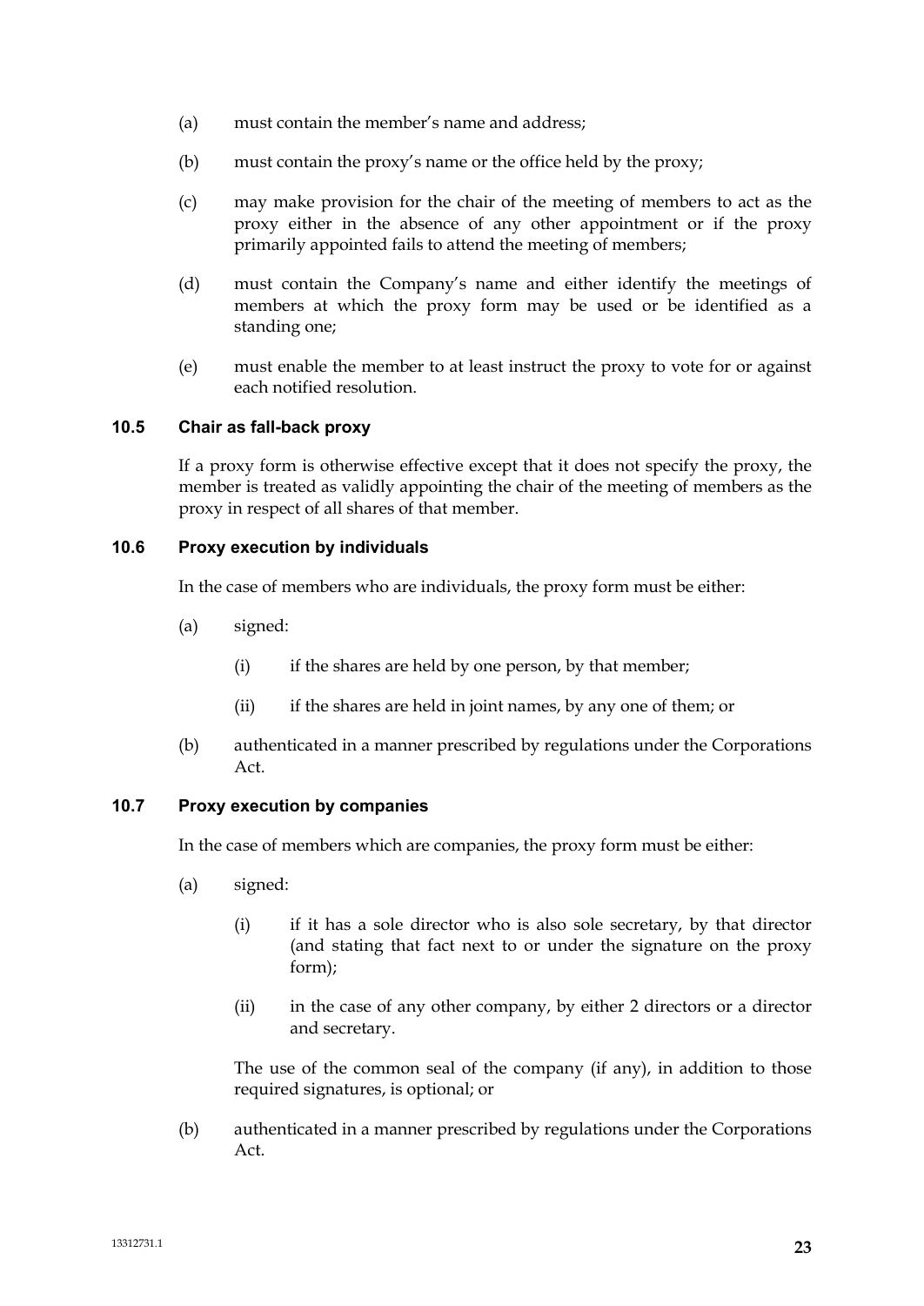(a) must contain the member's name and address;

(b) must contain the proxy's name or the office held by the proxy;

(c) may make provision for the chair of the meeting of members to act as the proxy either in the absence of any other appointment or if the proxy primarily appointed fails to attend the meeting of members;

(d) must contain the Company's name and either identify the meetings of members at which the proxy form may be used or be identified as a standing one;

(e) must enable the member to at least instruct the proxy to vote for or against each notified resolution.

### 10.5 Chair as fall-back proxy

If a proxy form is otherwise effective except that it does not specify the proxy, the member is treated as validly appointing the chair of the meeting of members as the proxy in respect of all shares of that member.

### 10.6 Proxy execution by individuals

In the case of members who are individuals, the proxy form must be either:

(a) signed:

 (i) if the shares are held by one person, by that member;

 (ii) if the shares are held in joint names, by any one of them; or

(b) authenticated in a manner prescribed by regulations under the Corporations Act.

### 10.7 Proxy execution by companies

In the case of members which are companies, the proxy form must be either:

(a) signed:

 (i) if it has a sole director who is also sole secretary, by that director (and stating that fact next to or under the signature on the proxy form);

 (ii) in the case of any other company, by either 2 directors or a director and secretary.

 The use of the common seal of the company (if any), in addition to those required signatures, is optional; or

(b) authenticated in a manner prescribed by regulations under the Corporations Act.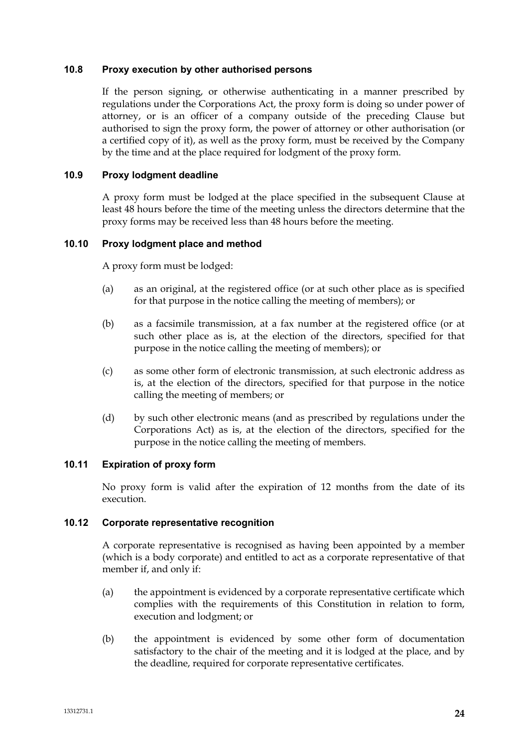### 10.8 Proxy execution by other authorised persons

If the person signing, or otherwise authenticating in a manner prescribed by regulations under the Corporations Act, the proxy form is doing so under power of attorney, or is an officer of a company outside of the preceding Clause but authorised to sign the proxy form, the power of attorney or other authorisation (or a certified copy of it), as well as the proxy form, must be received by the Company by the time and at the place required for lodgment of the proxy form.

### 10.9 Proxy lodgment deadline

A proxy form must be lodged at the place specified in the subsequent Clause at least 48 hours before the time of the meeting unless the directors determine that the proxy forms may be received less than 48 hours before the meeting.

### 10.10 Proxy lodgment place and method

A proxy form must be lodged:

(a) as an original, at the registered office (or at such other place as is specified for that purpose in the notice calling the meeting of members); or

(b) as a facsimile transmission, at a fax number at the registered office (or at such other place as is, at the election of the directors, specified for that purpose in the notice calling the meeting of members); or

(c) as some other form of electronic transmission, at such electronic address as is, at the election of the directors, specified for that purpose in the notice calling the meeting of members; or

(d) by such other electronic means (and as prescribed by regulations under the Corporations Act) as is, at the election of the directors, specified for the purpose in the notice calling the meeting of members.

### 10.11 Expiration of proxy form

No proxy form is valid after the expiration of 12 months from the date of its execution.

### 10.12 Corporate representative recognition

A corporate representative is recognised as having been appointed by a member (which is a body corporate) and entitled to act as a corporate representative of that member if, and only if:

(a) the appointment is evidenced by a corporate representative certificate which complies with the requirements of this Constitution in relation to form, execution and lodgment; or

(b) the appointment is evidenced by some other form of documentation satisfactory to the chair of the meeting and it is lodged at the place, and by the deadline, required for corporate representative certificates.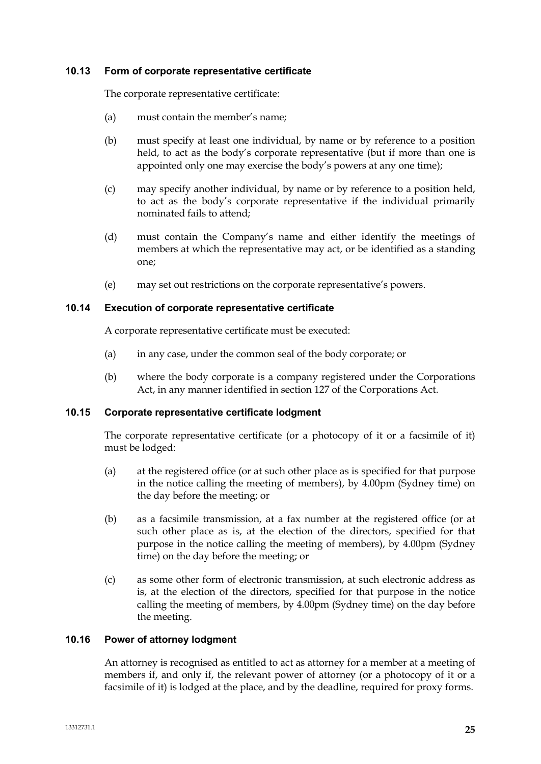### 10.13 Form of corporate representative certificate

The corporate representative certificate:

(a) must contain the member's name;

(b) must specify at least one individual, by name or by reference to a position held, to act as the body's corporate representative (but if more than one is appointed only one may exercise the body's powers at any one time);

(c) may specify another individual, by name or by reference to a position held, to act as the body's corporate representative if the individual primarily nominated fails to attend;

(d) must contain the Company's name and either identify the meetings of members at which the representative may act, or be identified as a standing one;

(e) may set out restrictions on the corporate representative's powers.

### 10.14 Execution of corporate representative certificate

A corporate representative certificate must be executed:

(a) in any case, under the common seal of the body corporate; or

(b) where the body corporate is a company registered under the Corporations Act, in any manner identified in section 127 of the Corporations Act.

### 10.15 Corporate representative certificate lodgment

The corporate representative certificate (or a photocopy of it or a facsimile of it) must be lodged:

(a) at the registered office (or at such other place as is specified for that purpose in the notice calling the meeting of members), by 4.00pm (Sydney time) on the day before the meeting; or

(b) as a facsimile transmission, at a fax number at the registered office (or at such other place as is, at the election of the directors, specified for that purpose in the notice calling the meeting of members), by 4.00pm (Sydney time) on the day before the meeting; or

(c) as some other form of electronic transmission, at such electronic address as is, at the election of the directors, specified for that purpose in the notice calling the meeting of members, by 4.00pm (Sydney time) on the day before the meeting.

### 10.16 Power of attorney lodgment

An attorney is recognised as entitled to act as attorney for a member at a meeting of members if, and only if, the relevant power of attorney (or a photocopy of it or a facsimile of it) is lodged at the place, and by the deadline, required for proxy forms.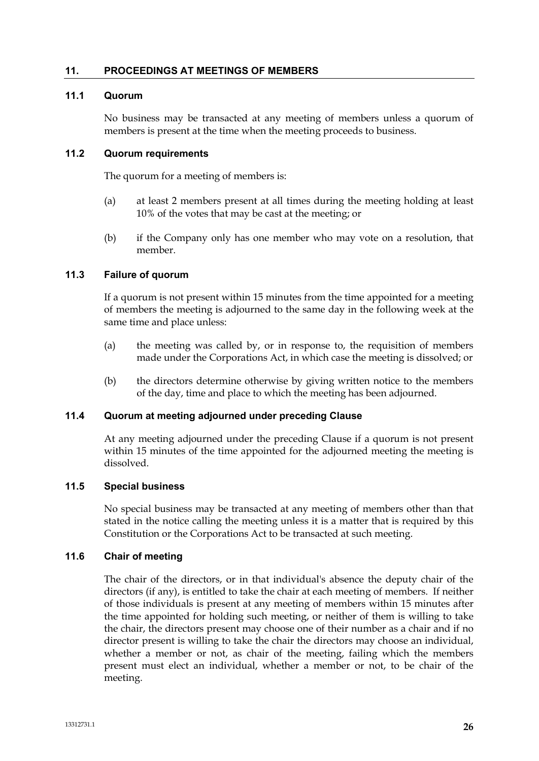## 11. PROCEEDINGS AT MEETINGS OF MEMBERS

### 11.1 Quorum

No business may be transacted at any meeting of members unless a quorum of members is present at the time when the meeting proceeds to business.

### 11.2 Quorum requirements

The quorum for a meeting of members is:

(a) at least 2 members present at all times during the meeting holding at least 10% of the votes that may be cast at the meeting; or

(b) if the Company only has one member who may vote on a resolution, that member.

### 11.3 Failure of quorum

If a quorum is not present within 15 minutes from the time appointed for a meeting of members the meeting is adjourned to the same day in the following week at the same time and place unless:

(a) the meeting was called by, or in response to, the requisition of members made under the Corporations Act, in which case the meeting is dissolved; or

(b) the directors determine otherwise by giving written notice to the members of the day, time and place to which the meeting has been adjourned.

### 11.4 Quorum at meeting adjourned under preceding Clause

At any meeting adjourned under the preceding Clause if a quorum is not present within 15 minutes of the time appointed for the adjourned meeting the meeting is dissolved.

### 11.5 Special business

No special business may be transacted at any meeting of members other than that stated in the notice calling the meeting unless it is a matter that is required by this Constitution or the Corporations Act to be transacted at such meeting.

### 11.6 Chair of meeting

The chair of the directors, or in that individual's absence the deputy chair of the directors (if any), is entitled to take the chair at each meeting of members. If neither of those individuals is present at any meeting of members within 15 minutes after the time appointed for holding such meeting, or neither of them is willing to take the chair, the directors present may choose one of their number as a chair and if no director present is willing to take the chair the directors may choose an individual, whether a member or not, as chair of the meeting, failing which the members present must elect an individual, whether a member or not, to be chair of the meeting.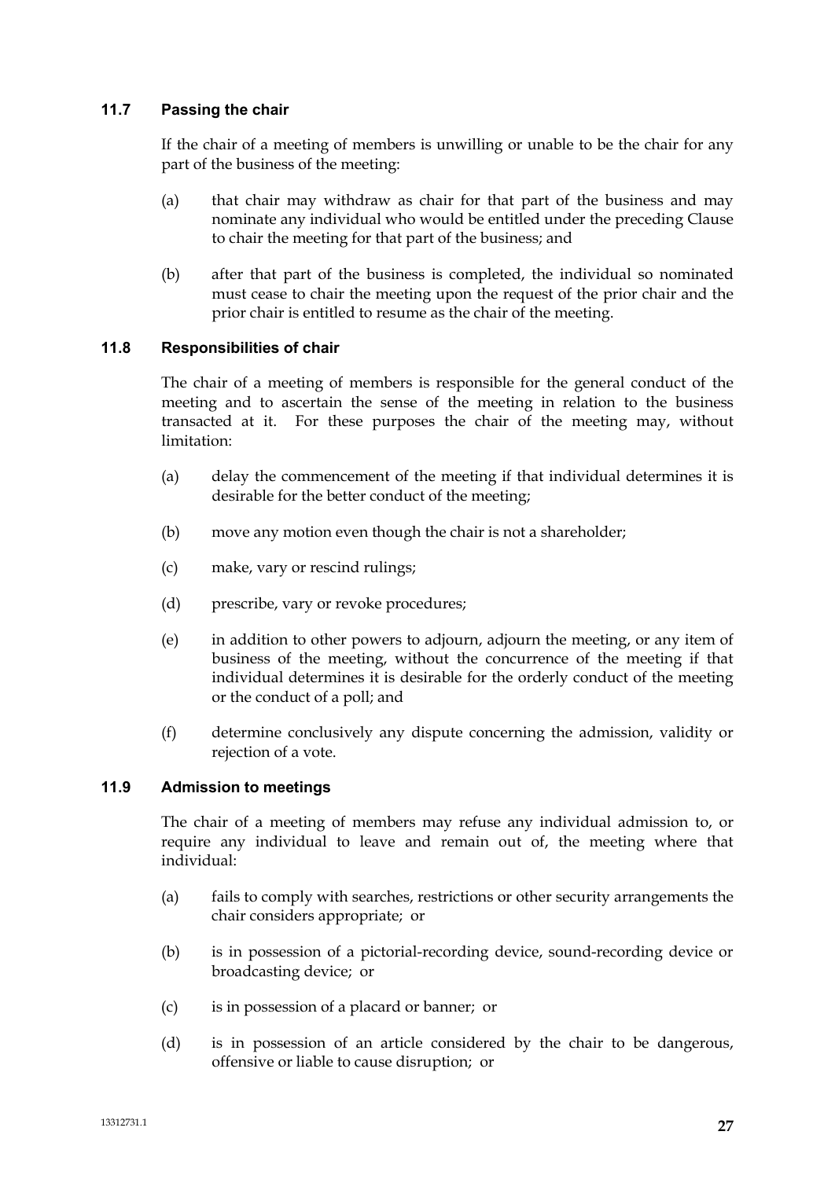### 11.7 Passing the chair

If the chair of a meeting of members is unwilling or unable to be the chair for any part of the business of the meeting:

(a) that chair may withdraw as chair for that part of the business and may nominate any individual who would be entitled under the preceding Clause to chair the meeting for that part of the business; and

(b) after that part of the business is completed, the individual so nominated must cease to chair the meeting upon the request of the prior chair and the prior chair is entitled to resume as the chair of the meeting.

### 11.8 Responsibilities of chair

The chair of a meeting of members is responsible for the general conduct of the meeting and to ascertain the sense of the meeting in relation to the business transacted at it. For these purposes the chair of the meeting may, without limitation:

(a) delay the commencement of the meeting if that individual determines it is desirable for the better conduct of the meeting;

(b) move any motion even though the chair is not a shareholder;

(c) make, vary or rescind rulings;

(d) prescribe, vary or revoke procedures;

(e) in addition to other powers to adjourn, adjourn the meeting, or any item of business of the meeting, without the concurrence of the meeting if that individual determines it is desirable for the orderly conduct of the meeting or the conduct of a poll; and

(f) determine conclusively any dispute concerning the admission, validity or rejection of a vote.

### 11.9 Admission to meetings

The chair of a meeting of members may refuse any individual admission to, or require any individual to leave and remain out of, the meeting where that individual:

(a) fails to comply with searches, restrictions or other security arrangements the chair considers appropriate; or

(b) is in possession of a pictorial-recording device, sound-recording device or broadcasting device; or

(c) is in possession of a placard or banner; or

(d) is in possession of an article considered by the chair to be dangerous, offensive or liable to cause disruption; or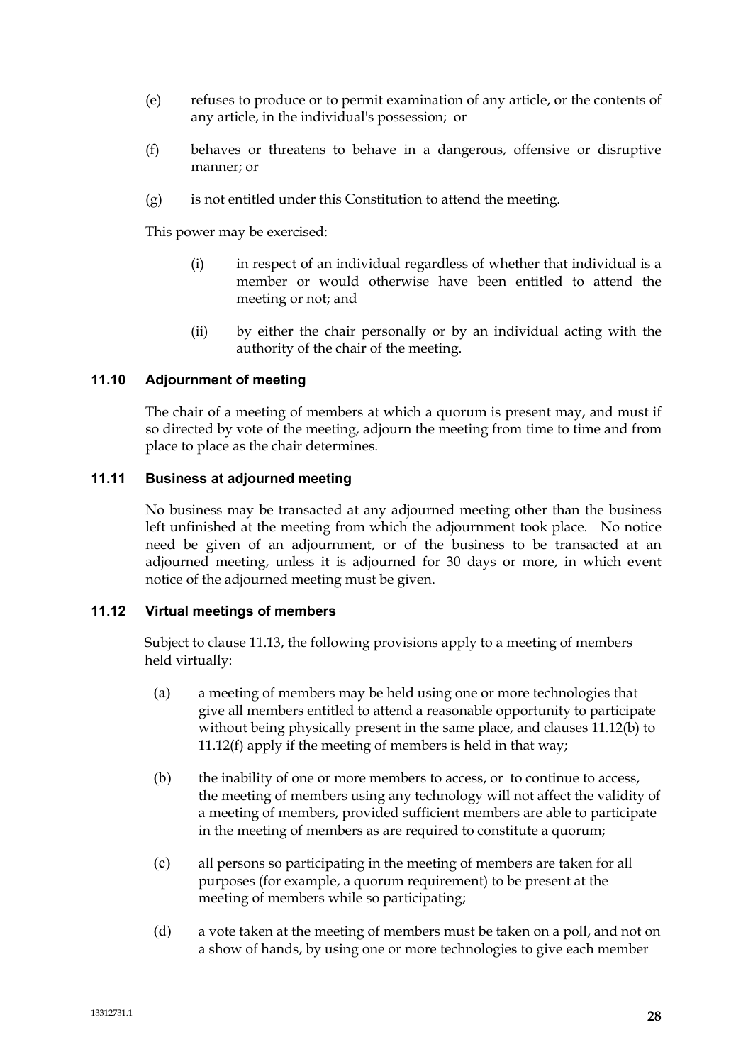(e) refuses to produce or to permit examination of any article, or the contents of any article, in the individual's possession; or

(f) behaves or threatens to behave in a dangerous, offensive or disruptive manner; or

(g) is not entitled under this Constitution to attend the meeting.

This power may be exercised:

(i) in respect of an individual regardless of whether that individual is a member or would otherwise have been entitled to attend the meeting or not; and

(ii) by either the chair personally or by an individual acting with the authority of the chair of the meeting.

### 11.10 Adjournment of meeting

The chair of a meeting of members at which a quorum is present may, and must if so directed by vote of the meeting, adjourn the meeting from time to time and from place to place as the chair determines.

### 11.11 Business at adjourned meeting

No business may be transacted at any adjourned meeting other than the business left unfinished at the meeting from which the adjournment took place. No notice need be given of an adjournment, or of the business to be transacted at an adjourned meeting, unless it is adjourned for 30 days or more, in which event notice of the adjourned meeting must be given.

### 11.12 Virtual meetings of members

Subject to clause 11.13, the following provisions apply to a meeting of members held virtually:

(a) a meeting of members may be held using one or more technologies that give all members entitled to attend a reasonable opportunity to participate without being physically present in the same place, and clauses 11.12(b) to 11.12(f) apply if the meeting of members is held in that way;

(b) the inability of one or more members to access, or to continue to access, the meeting of members using any technology will not affect the validity of a meeting of members, provided sufficient members are able to participate in the meeting of members as are required to constitute a quorum;

(c) all persons so participating in the meeting of members are taken for all purposes (for example, a quorum requirement) to be present at the meeting of members while so participating;

(d) a vote taken at the meeting of members must be taken on a poll, and not on a show of hands, by using one or more technologies to give each member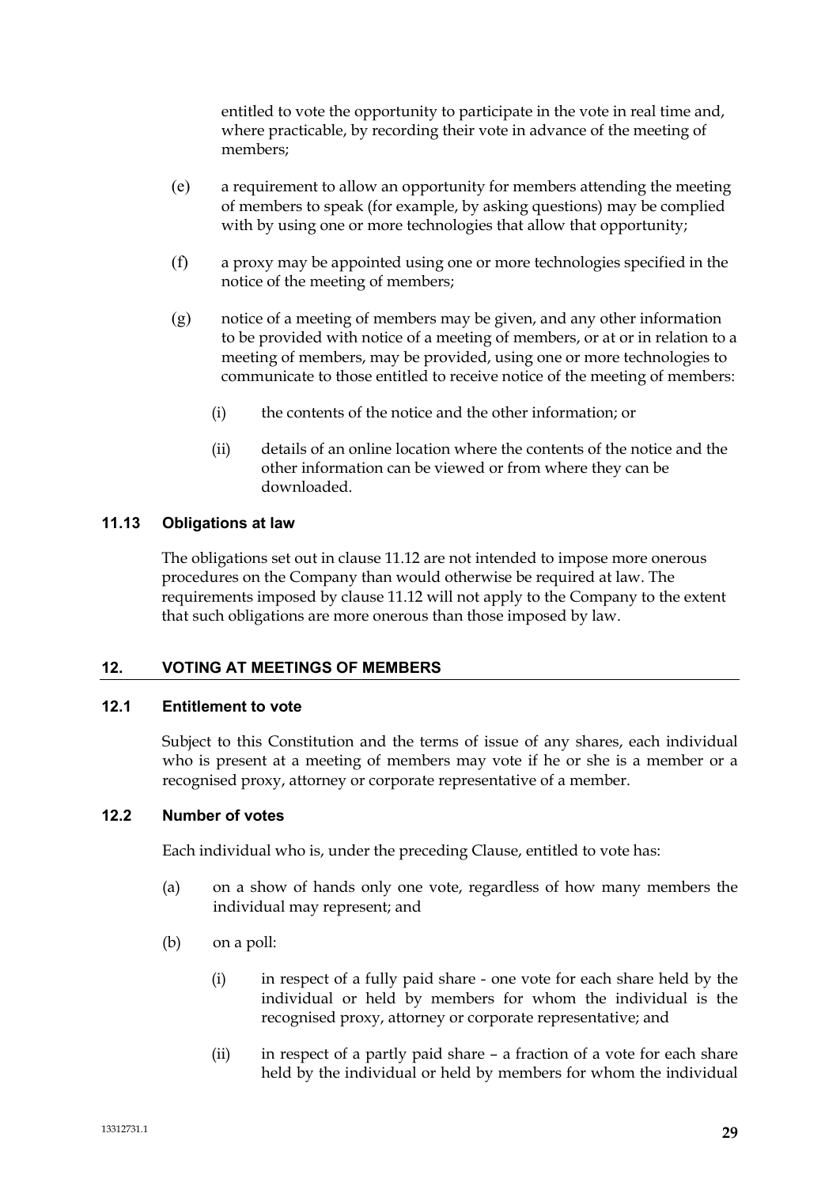entitled to vote the opportunity to participate in the vote in real time and, where practicable, by recording their vote in advance of the meeting of members;

(e) a requirement to allow an opportunity for members attending the meeting of members to speak (for example, by asking questions) may be complied with by using one or more technologies that allow that opportunity;

(f) a proxy may be appointed using one or more technologies specified in the notice of the meeting of members;

(g) notice of a meeting of members may be given, and any other information to be provided with notice of a meeting of members, or at or in relation to a meeting of members, may be provided, using one or more technologies to communicate to those entitled to receive notice of the meeting of members:

  (i) the contents of the notice and the other information; or

  (ii) details of an online location where the contents of the notice and the other information can be viewed or from where they can be downloaded.

### 11.13 Obligations at law

The obligations set out in clause 11.12 are not intended to impose more onerous procedures on the Company than would otherwise be required at law. The requirements imposed by clause 11.12 will not apply to the Company to the extent that such obligations are more onerous than those imposed by law.

## 12. VOTING AT MEETINGS OF MEMBERS

### 12.1 Entitlement to vote

Subject to this Constitution and the terms of issue of any shares, each individual who is present at a meeting of members may vote if he or she is a member or a recognised proxy, attorney or corporate representative of a member.

### 12.2 Number of votes

Each individual who is, under the preceding Clause, entitled to vote has:

(a) on a show of hands only one vote, regardless of how many members the individual may represent; and

(b) on a poll:

  (i) in respect of a fully paid share - one vote for each share held by the individual or held by members for whom the individual is the recognised proxy, attorney or corporate representative; and

  (ii) in respect of a partly paid share – a fraction of a vote for each share held by the individual or held by members for whom the individual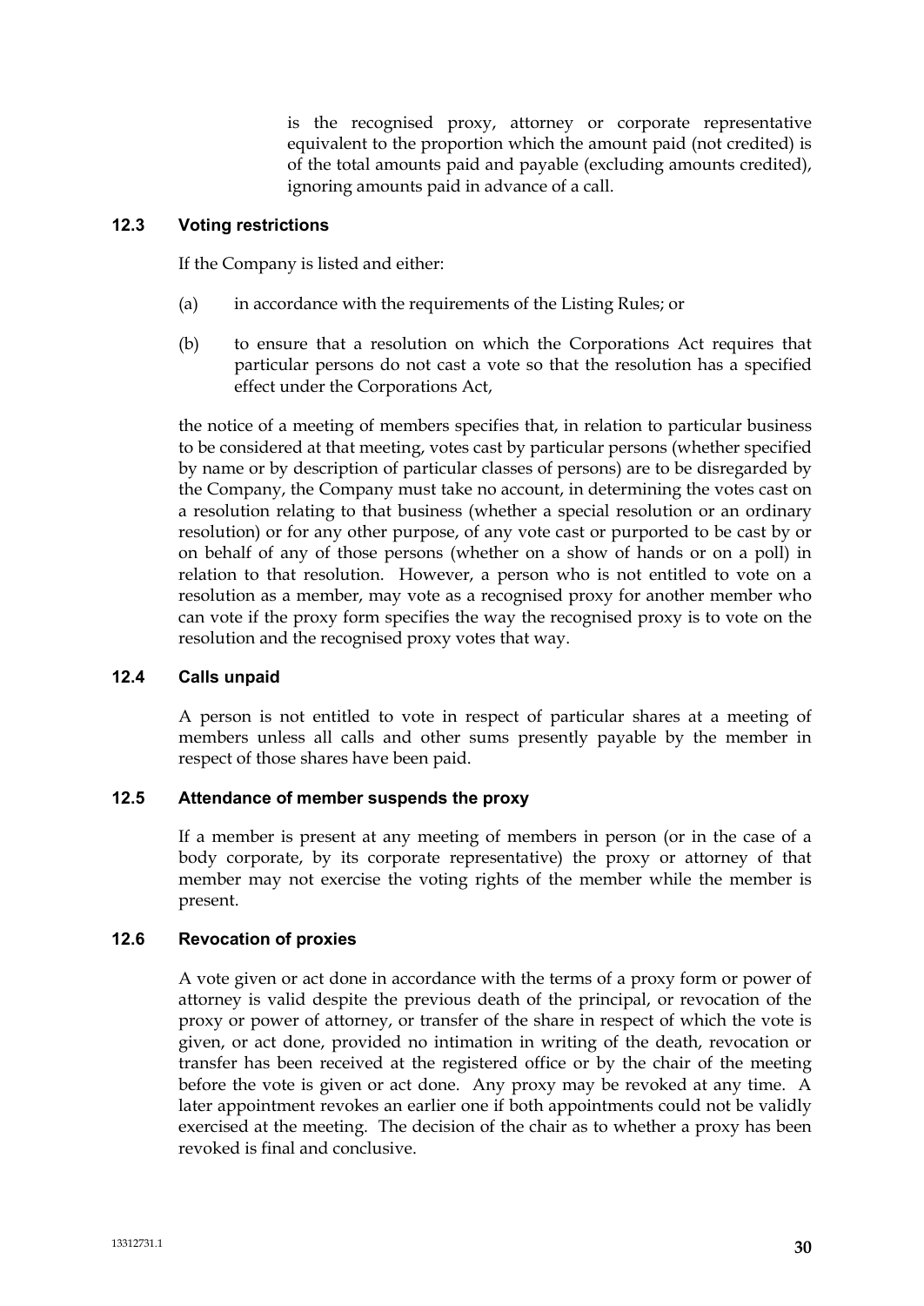is the recognised proxy, attorney or corporate representative equivalent to the proportion which the amount paid (not credited) is of the total amounts paid and payable (excluding amounts credited), ignoring amounts paid in advance of a call.

### 12.3 Voting restrictions

If the Company is listed and either:

(a) in accordance with the requirements of the Listing Rules; or

(b) to ensure that a resolution on which the Corporations Act requires that particular persons do not cast a vote so that the resolution has a specified effect under the Corporations Act,

the notice of a meeting of members specifies that, in relation to particular business to be considered at that meeting, votes cast by particular persons (whether specified by name or by description of particular classes of persons) are to be disregarded by the Company, the Company must take no account, in determining the votes cast on a resolution relating to that business (whether a special resolution or an ordinary resolution) or for any other purpose, of any vote cast or purported to be cast by or on behalf of any of those persons (whether on a show of hands or on a poll) in relation to that resolution. However, a person who is not entitled to vote on a resolution as a member, may vote as a recognised proxy for another member who can vote if the proxy form specifies the way the recognised proxy is to vote on the resolution and the recognised proxy votes that way.

### 12.4 Calls unpaid

A person is not entitled to vote in respect of particular shares at a meeting of members unless all calls and other sums presently payable by the member in respect of those shares have been paid.

### 12.5 Attendance of member suspends the proxy

If a member is present at any meeting of members in person (or in the case of a body corporate, by its corporate representative) the proxy or attorney of that member may not exercise the voting rights of the member while the member is present.

### 12.6 Revocation of proxies

A vote given or act done in accordance with the terms of a proxy form or power of attorney is valid despite the previous death of the principal, or revocation of the proxy or power of attorney, or transfer of the share in respect of which the vote is given, or act done, provided no intimation in writing of the death, revocation or transfer has been received at the registered office or by the chair of the meeting before the vote is given or act done. Any proxy may be revoked at any time. A later appointment revokes an earlier one if both appointments could not be validly exercised at the meeting. The decision of the chair as to whether a proxy has been revoked is final and conclusive.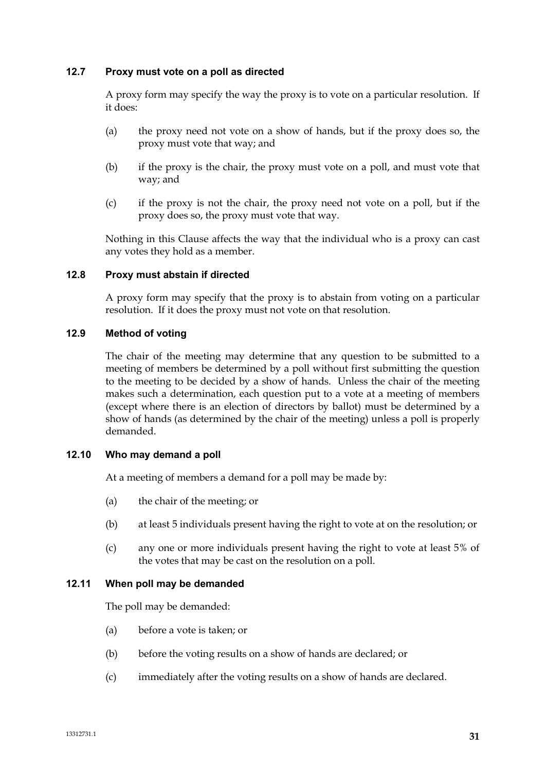### 12.7 Proxy must vote on a poll as directed

A proxy form may specify the way the proxy is to vote on a particular resolution. If it does:

(a) the proxy need not vote on a show of hands, but if the proxy does so, the proxy must vote that way; and

(b) if the proxy is the chair, the proxy must vote on a poll, and must vote that way; and

(c) if the proxy is not the chair, the proxy need not vote on a poll, but if the proxy does so, the proxy must vote that way.

Nothing in this Clause affects the way that the individual who is a proxy can cast any votes they hold as a member.

### 12.8 Proxy must abstain if directed

A proxy form may specify that the proxy is to abstain from voting on a particular resolution. If it does the proxy must not vote on that resolution.

### 12.9 Method of voting

The chair of the meeting may determine that any question to be submitted to a meeting of members be determined by a poll without first submitting the question to the meeting to be decided by a show of hands. Unless the chair of the meeting makes such a determination, each question put to a vote at a meeting of members (except where there is an election of directors by ballot) must be determined by a show of hands (as determined by the chair of the meeting) unless a poll is properly demanded.

### 12.10 Who may demand a poll

At a meeting of members a demand for a poll may be made by:

(a) the chair of the meeting; or

(b) at least 5 individuals present having the right to vote at on the resolution; or

(c) any one or more individuals present having the right to vote at least 5% of the votes that may be cast on the resolution on a poll.

### 12.11 When poll may be demanded

The poll may be demanded:

(a) before a vote is taken; or

(b) before the voting results on a show of hands are declared; or

(c) immediately after the voting results on a show of hands are declared.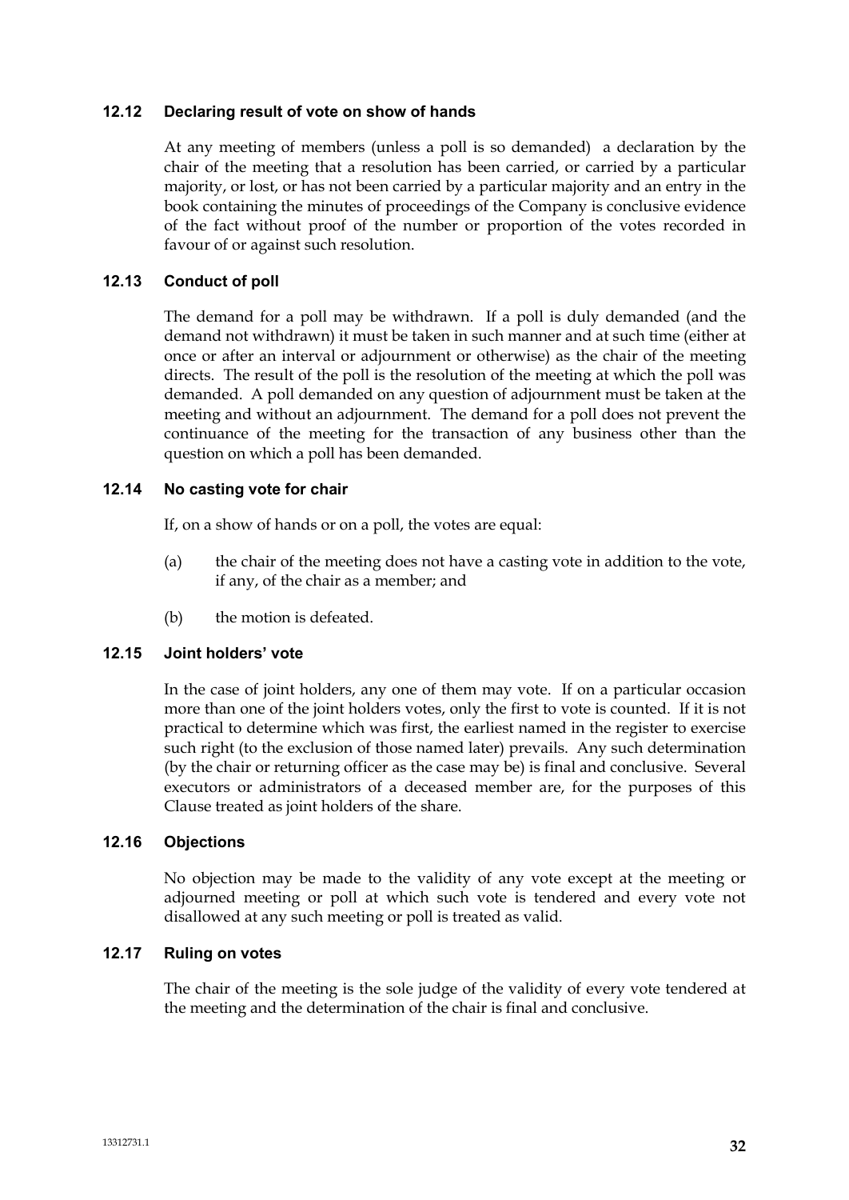### 12.12 Declaring result of vote on show of hands

At any meeting of members (unless a poll is so demanded) a declaration by the chair of the meeting that a resolution has been carried, or carried by a particular majority, or lost, or has not been carried by a particular majority and an entry in the book containing the minutes of proceedings of the Company is conclusive evidence of the fact without proof of the number or proportion of the votes recorded in favour of or against such resolution.

### 12.13 Conduct of poll

The demand for a poll may be withdrawn. If a poll is duly demanded (and the demand not withdrawn) it must be taken in such manner and at such time (either at once or after an interval or adjournment or otherwise) as the chair of the meeting directs. The result of the poll is the resolution of the meeting at which the poll was demanded. A poll demanded on any question of adjournment must be taken at the meeting and without an adjournment. The demand for a poll does not prevent the continuance of the meeting for the transaction of any business other than the question on which a poll has been demanded.

### 12.14 No casting vote for chair

If, on a show of hands or on a poll, the votes are equal:

(a) the chair of the meeting does not have a casting vote in addition to the vote, if any, of the chair as a member; and

(b) the motion is defeated.

### 12.15 Joint holders' vote

In the case of joint holders, any one of them may vote. If on a particular occasion more than one of the joint holders votes, only the first to vote is counted. If it is not practical to determine which was first, the earliest named in the register to exercise such right (to the exclusion of those named later) prevails. Any such determination (by the chair or returning officer as the case may be) is final and conclusive. Several executors or administrators of a deceased member are, for the purposes of this Clause treated as joint holders of the share.

### 12.16 Objections

No objection may be made to the validity of any vote except at the meeting or adjourned meeting or poll at which such vote is tendered and every vote not disallowed at any such meeting or poll is treated as valid.

### 12.17 Ruling on votes

The chair of the meeting is the sole judge of the validity of every vote tendered at the meeting and the determination of the chair is final and conclusive.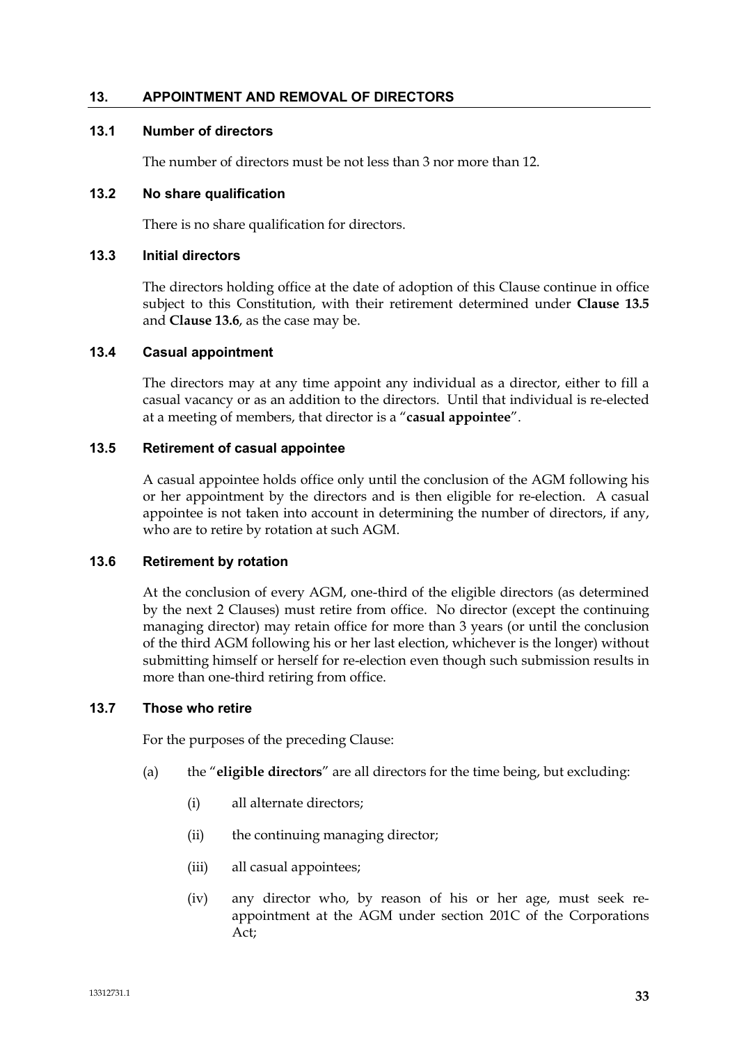## 13. APPOINTMENT AND REMOVAL OF DIRECTORS

### 13.1 Number of directors

The number of directors must be not less than 3 nor more than 12.

### 13.2 No share qualification

There is no share qualification for directors.

### 13.3 Initial directors

The directors holding office at the date of adoption of this Clause continue in office subject to this Constitution, with their retirement determined under **Clause 13.5** and **Clause 13.6**, as the case may be.

### 13.4 Casual appointment

The directors may at any time appoint any individual as a director, either to fill a casual vacancy or as an addition to the directors. Until that individual is re-elected at a meeting of members, that director is a "**casual appointee**".

### 13.5 Retirement of casual appointee

A casual appointee holds office only until the conclusion of the AGM following his or her appointment by the directors and is then eligible for re-election. A casual appointee is not taken into account in determining the number of directors, if any, who are to retire by rotation at such AGM.

### 13.6 Retirement by rotation

At the conclusion of every AGM, one-third of the eligible directors (as determined by the next 2 Clauses) must retire from office. No director (except the continuing managing director) may retain office for more than 3 years (or until the conclusion of the third AGM following his or her last election, whichever is the longer) without submitting himself or herself for re-election even though such submission results in more than one-third retiring from office.

### 13.7 Those who retire

For the purposes of the preceding Clause:

(a) the "**eligible directors**" are all directors for the time being, but excluding:

   (i) all alternate directors;

   (ii) the continuing managing director;

   (iii) all casual appointees;

   (iv) any director who, by reason of his or her age, must seek re-appointment at the AGM under section 201C of the Corporations Act;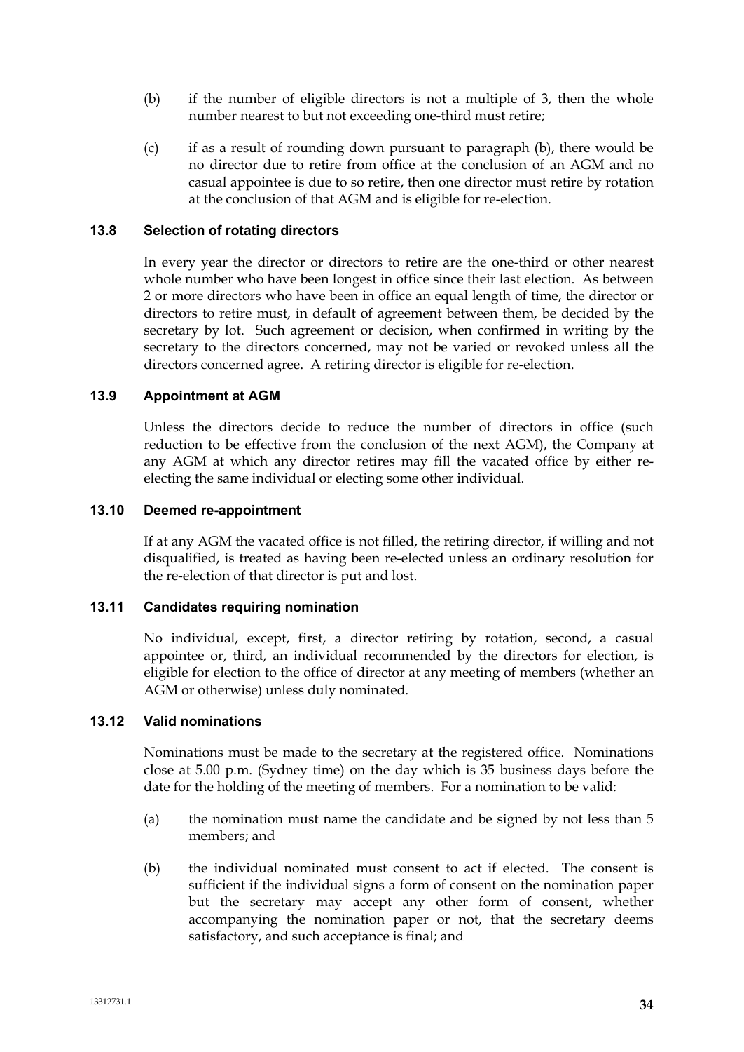(b) if the number of eligible directors is not a multiple of 3, then the whole number nearest to but not exceeding one-third must retire;

(c) if as a result of rounding down pursuant to paragraph (b), there would be no director due to retire from office at the conclusion of an AGM and no casual appointee is due to so retire, then one director must retire by rotation at the conclusion of that AGM and is eligible for re-election.

### 13.8 Selection of rotating directors

In every year the director or directors to retire are the one-third or other nearest whole number who have been longest in office since their last election. As between 2 or more directors who have been in office an equal length of time, the director or directors to retire must, in default of agreement between them, be decided by the secretary by lot. Such agreement or decision, when confirmed in writing by the secretary to the directors concerned, may not be varied or revoked unless all the directors concerned agree. A retiring director is eligible for re-election.

### 13.9 Appointment at AGM

Unless the directors decide to reduce the number of directors in office (such reduction to be effective from the conclusion of the next AGM), the Company at any AGM at which any director retires may fill the vacated office by either re-electing the same individual or electing some other individual.

### 13.10 Deemed re-appointment

If at any AGM the vacated office is not filled, the retiring director, if willing and not disqualified, is treated as having been re-elected unless an ordinary resolution for the re-election of that director is put and lost.

### 13.11 Candidates requiring nomination

No individual, except, first, a director retiring by rotation, second, a casual appointee or, third, an individual recommended by the directors for election, is eligible for election to the office of director at any meeting of members (whether an AGM or otherwise) unless duly nominated.

### 13.12 Valid nominations

Nominations must be made to the secretary at the registered office. Nominations close at 5.00 p.m. (Sydney time) on the day which is 35 business days before the date for the holding of the meeting of members. For a nomination to be valid:

(a) the nomination must name the candidate and be signed by not less than 5 members; and

(b) the individual nominated must consent to act if elected. The consent is sufficient if the individual signs a form of consent on the nomination paper but the secretary may accept any other form of consent, whether accompanying the nomination paper or not, that the secretary deems satisfactory, and such acceptance is final; and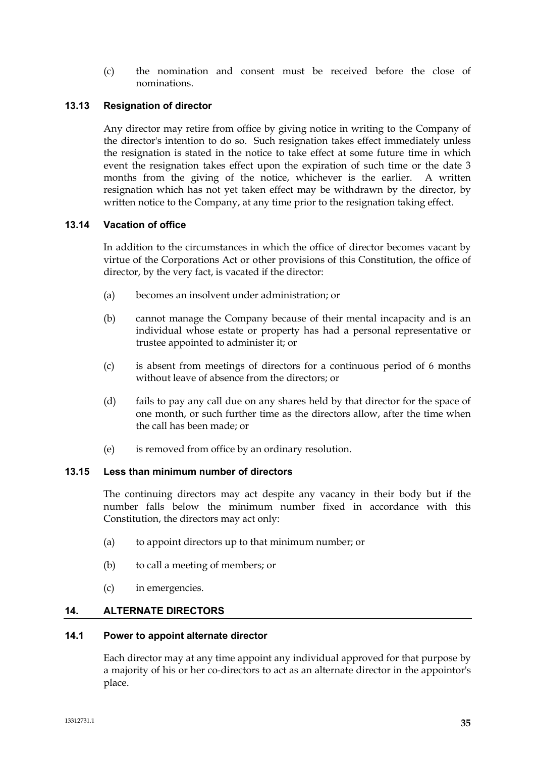(c) the nomination and consent must be received before the close of nominations.

### 13.13 Resignation of director

Any director may retire from office by giving notice in writing to the Company of the director's intention to do so. Such resignation takes effect immediately unless the resignation is stated in the notice to take effect at some future time in which event the resignation takes effect upon the expiration of such time or the date 3 months from the giving of the notice, whichever is the earlier. A written resignation which has not yet taken effect may be withdrawn by the director, by written notice to the Company, at any time prior to the resignation taking effect.

### 13.14 Vacation of office

In addition to the circumstances in which the office of director becomes vacant by virtue of the Corporations Act or other provisions of this Constitution, the office of director, by the very fact, is vacated if the director:

(a) becomes an insolvent under administration; or

(b) cannot manage the Company because of their mental incapacity and is an individual whose estate or property has had a personal representative or trustee appointed to administer it; or

(c) is absent from meetings of directors for a continuous period of 6 months without leave of absence from the directors; or

(d) fails to pay any call due on any shares held by that director for the space of one month, or such further time as the directors allow, after the time when the call has been made; or

(e) is removed from office by an ordinary resolution.

### 13.15 Less than minimum number of directors

The continuing directors may act despite any vacancy in their body but if the number falls below the minimum number fixed in accordance with this Constitution, the directors may act only:

(a) to appoint directors up to that minimum number; or

(b) to call a meeting of members; or

(c) in emergencies.

## 14. ALTERNATE DIRECTORS

### 14.1 Power to appoint alternate director

Each director may at any time appoint any individual approved for that purpose by a majority of his or her co-directors to act as an alternate director in the appointor's place.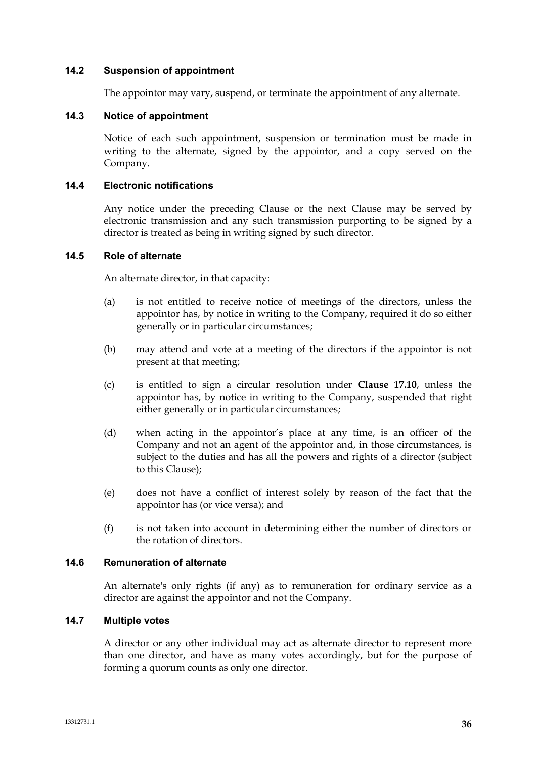### 14.2 Suspension of appointment

The appointor may vary, suspend, or terminate the appointment of any alternate.

### 14.3 Notice of appointment

Notice of each such appointment, suspension or termination must be made in writing to the alternate, signed by the appointor, and a copy served on the Company.

### 14.4 Electronic notifications

Any notice under the preceding Clause or the next Clause may be served by electronic transmission and any such transmission purporting to be signed by a director is treated as being in writing signed by such director.

### 14.5 Role of alternate

An alternate director, in that capacity:

(a) is not entitled to receive notice of meetings of the directors, unless the appointor has, by notice in writing to the Company, required it do so either generally or in particular circumstances;

(b) may attend and vote at a meeting of the directors if the appointor is not present at that meeting;

(c) is entitled to sign a circular resolution under **Clause 17.10**, unless the appointor has, by notice in writing to the Company, suspended that right either generally or in particular circumstances;

(d) when acting in the appointor's place at any time, is an officer of the Company and not an agent of the appointor and, in those circumstances, is subject to the duties and has all the powers and rights of a director (subject to this Clause);

(e) does not have a conflict of interest solely by reason of the fact that the appointor has (or vice versa); and

(f) is not taken into account in determining either the number of directors or the rotation of directors.

### 14.6 Remuneration of alternate

An alternate's only rights (if any) as to remuneration for ordinary service as a director are against the appointor and not the Company.

### 14.7 Multiple votes

A director or any other individual may act as alternate director to represent more than one director, and have as many votes accordingly, but for the purpose of forming a quorum counts as only one director.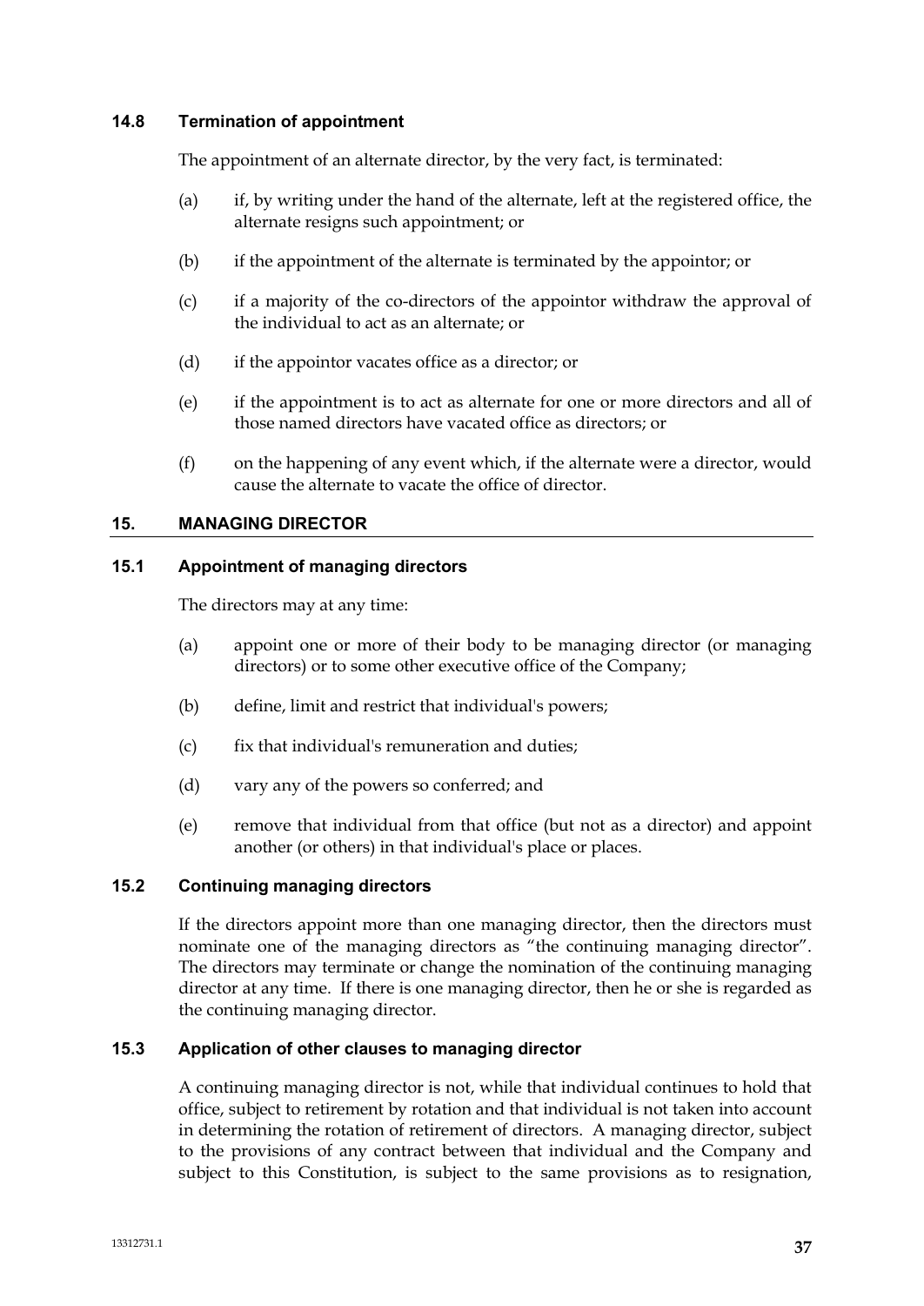### 14.8 Termination of appointment

The appointment of an alternate director, by the very fact, is terminated:

(a) if, by writing under the hand of the alternate, left at the registered office, the alternate resigns such appointment; or

(b) if the appointment of the alternate is terminated by the appointor; or

(c) if a majority of the co-directors of the appointor withdraw the approval of the individual to act as an alternate; or

(d) if the appointor vacates office as a director; or

(e) if the appointment is to act as alternate for one or more directors and all of those named directors have vacated office as directors; or

(f) on the happening of any event which, if the alternate were a director, would cause the alternate to vacate the office of director.

## 15. MANAGING DIRECTOR

### 15.1 Appointment of managing directors

The directors may at any time:

(a) appoint one or more of their body to be managing director (or managing directors) or to some other executive office of the Company;

(b) define, limit and restrict that individual's powers;

(c) fix that individual's remuneration and duties;

(d) vary any of the powers so conferred; and

(e) remove that individual from that office (but not as a director) and appoint another (or others) in that individual's place or places.

### 15.2 Continuing managing directors

If the directors appoint more than one managing director, then the directors must nominate one of the managing directors as "the continuing managing director". The directors may terminate or change the nomination of the continuing managing director at any time. If there is one managing director, then he or she is regarded as the continuing managing director.

### 15.3 Application of other clauses to managing director

A continuing managing director is not, while that individual continues to hold that office, subject to retirement by rotation and that individual is not taken into account in determining the rotation of retirement of directors. A managing director, subject to the provisions of any contract between that individual and the Company and subject to this Constitution, is subject to the same provisions as to resignation,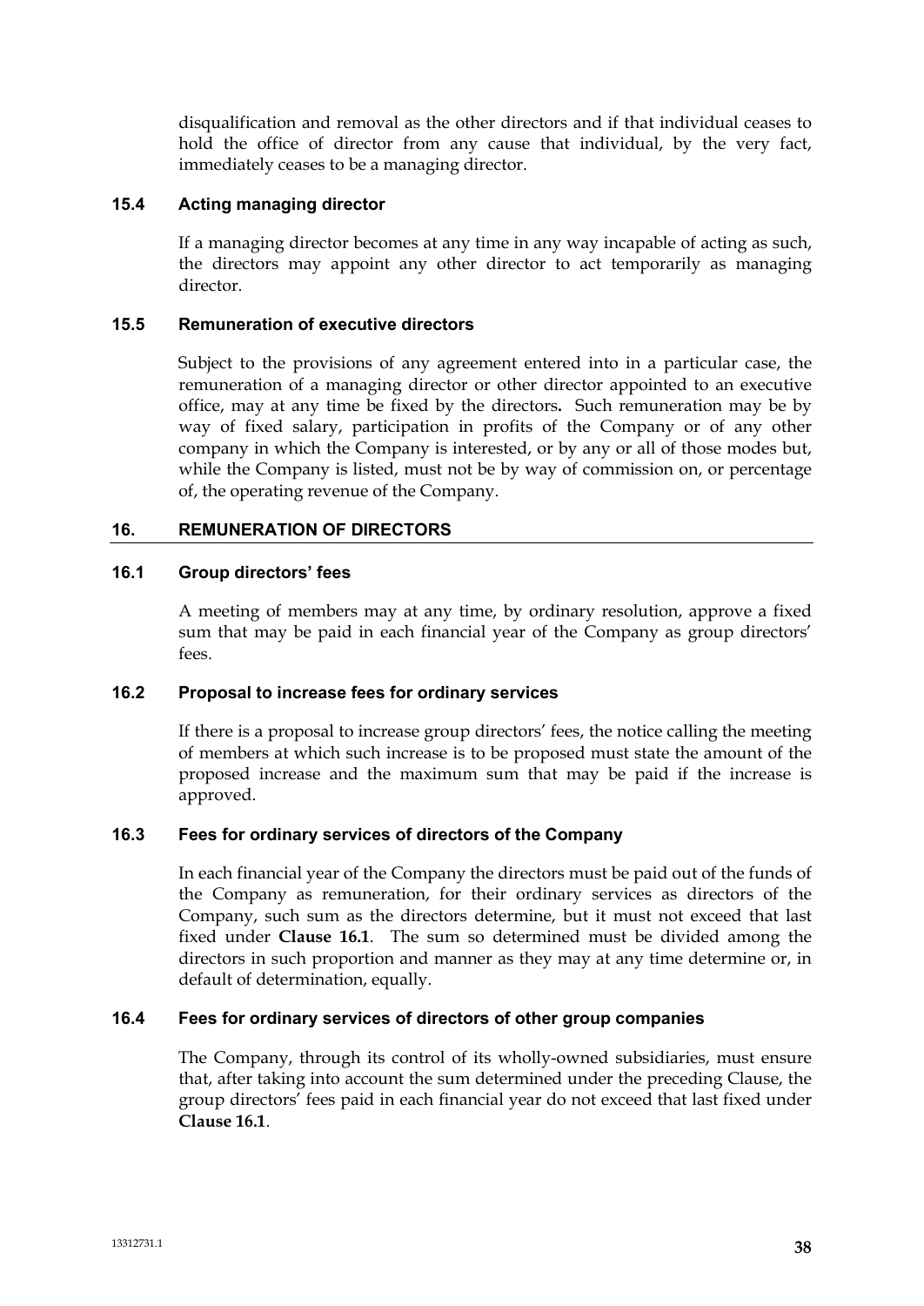disqualification and removal as the other directors and if that individual ceases to hold the office of director from any cause that individual, by the very fact, immediately ceases to be a managing director.

### 15.4 Acting managing director

If a managing director becomes at any time in any way incapable of acting as such, the directors may appoint any other director to act temporarily as managing director.

### 15.5 Remuneration of executive directors

Subject to the provisions of any agreement entered into in a particular case, the remuneration of a managing director or other director appointed to an executive office, may at any time be fixed by the directors**.** Such remuneration may be by way of fixed salary, participation in profits of the Company or of any other company in which the Company is interested, or by any or all of those modes but, while the Company is listed, must not be by way of commission on, or percentage of, the operating revenue of the Company.

## 16. REMUNERATION OF DIRECTORS

### 16.1 Group directors' fees

A meeting of members may at any time, by ordinary resolution, approve a fixed sum that may be paid in each financial year of the Company as group directors' fees.

### 16.2 Proposal to increase fees for ordinary services

If there is a proposal to increase group directors' fees, the notice calling the meeting of members at which such increase is to be proposed must state the amount of the proposed increase and the maximum sum that may be paid if the increase is approved.

### 16.3 Fees for ordinary services of directors of the Company

In each financial year of the Company the directors must be paid out of the funds of the Company as remuneration, for their ordinary services as directors of the Company, such sum as the directors determine, but it must not exceed that last fixed under **Clause 16.1**. The sum so determined must be divided among the directors in such proportion and manner as they may at any time determine or, in default of determination, equally.

### 16.4 Fees for ordinary services of directors of other group companies

The Company, through its control of its wholly-owned subsidiaries, must ensure that, after taking into account the sum determined under the preceding Clause, the group directors' fees paid in each financial year do not exceed that last fixed under **Clause 16.1**.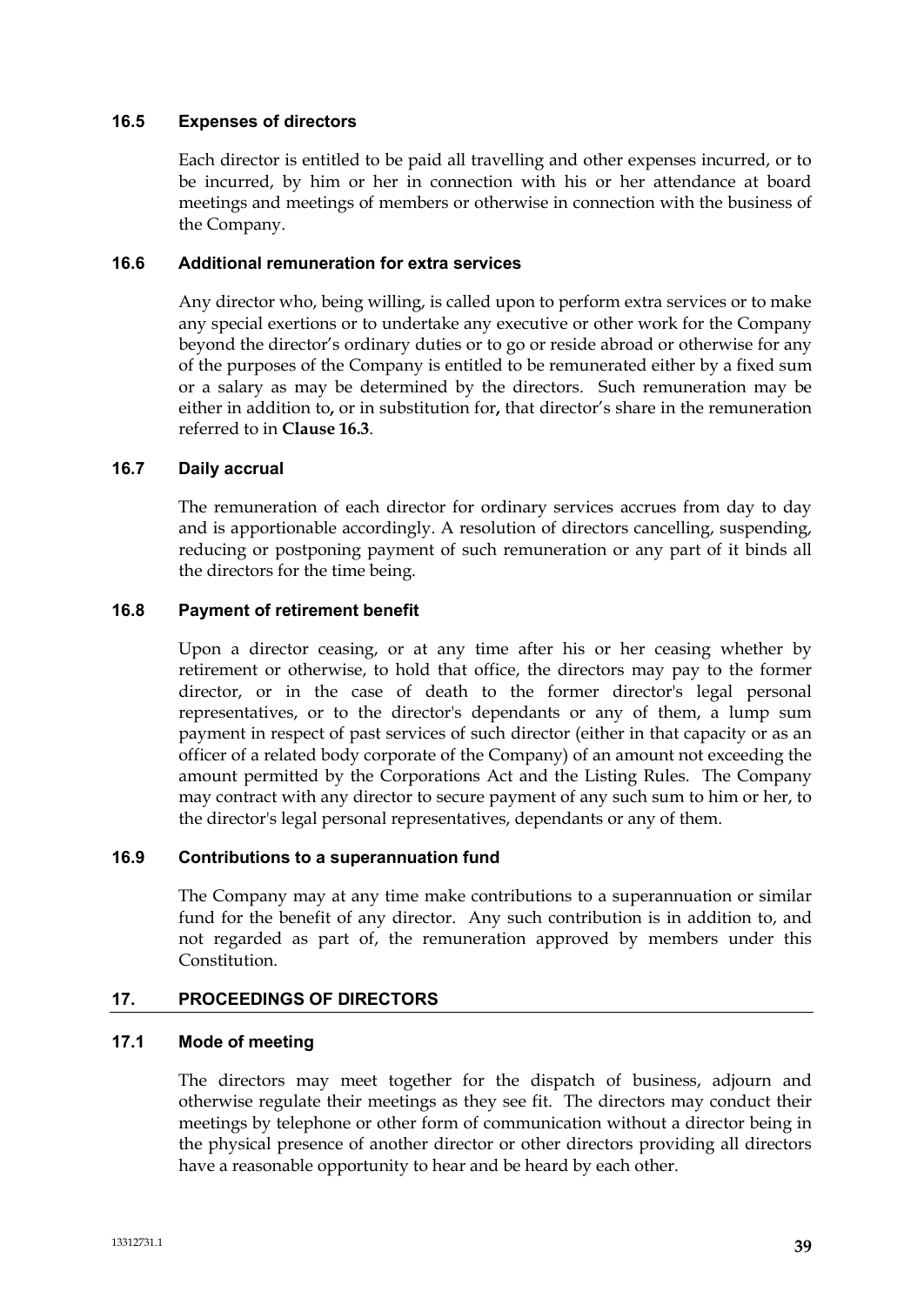### 16.5 Expenses of directors

Each director is entitled to be paid all travelling and other expenses incurred, or to be incurred, by him or her in connection with his or her attendance at board meetings and meetings of members or otherwise in connection with the business of the Company.

### 16.6 Additional remuneration for extra services

Any director who, being willing, is called upon to perform extra services or to make any special exertions or to undertake any executive or other work for the Company beyond the director's ordinary duties or to go or reside abroad or otherwise for any of the purposes of the Company is entitled to be remunerated either by a fixed sum or a salary as may be determined by the directors. Such remuneration may be either in addition to**,** or in substitution for**,** that director's share in the remuneration referred to in **Clause 16.3**.

### 16.7 Daily accrual

The remuneration of each director for ordinary services accrues from day to day and is apportionable accordingly. A resolution of directors cancelling, suspending, reducing or postponing payment of such remuneration or any part of it binds all the directors for the time being.

### 16.8 Payment of retirement benefit

Upon a director ceasing, or at any time after his or her ceasing whether by retirement or otherwise, to hold that office, the directors may pay to the former director, or in the case of death to the former director's legal personal representatives, or to the director's dependants or any of them, a lump sum payment in respect of past services of such director (either in that capacity or as an officer of a related body corporate of the Company) of an amount not exceeding the amount permitted by the Corporations Act and the Listing Rules. The Company may contract with any director to secure payment of any such sum to him or her, to the director's legal personal representatives, dependants or any of them.

### 16.9 Contributions to a superannuation fund

The Company may at any time make contributions to a superannuation or similar fund for the benefit of any director. Any such contribution is in addition to, and not regarded as part of, the remuneration approved by members under this Constitution.

## 17. PROCEEDINGS OF DIRECTORS

### 17.1 Mode of meeting

The directors may meet together for the dispatch of business, adjourn and otherwise regulate their meetings as they see fit. The directors may conduct their meetings by telephone or other form of communication without a director being in the physical presence of another director or other directors providing all directors have a reasonable opportunity to hear and be heard by each other.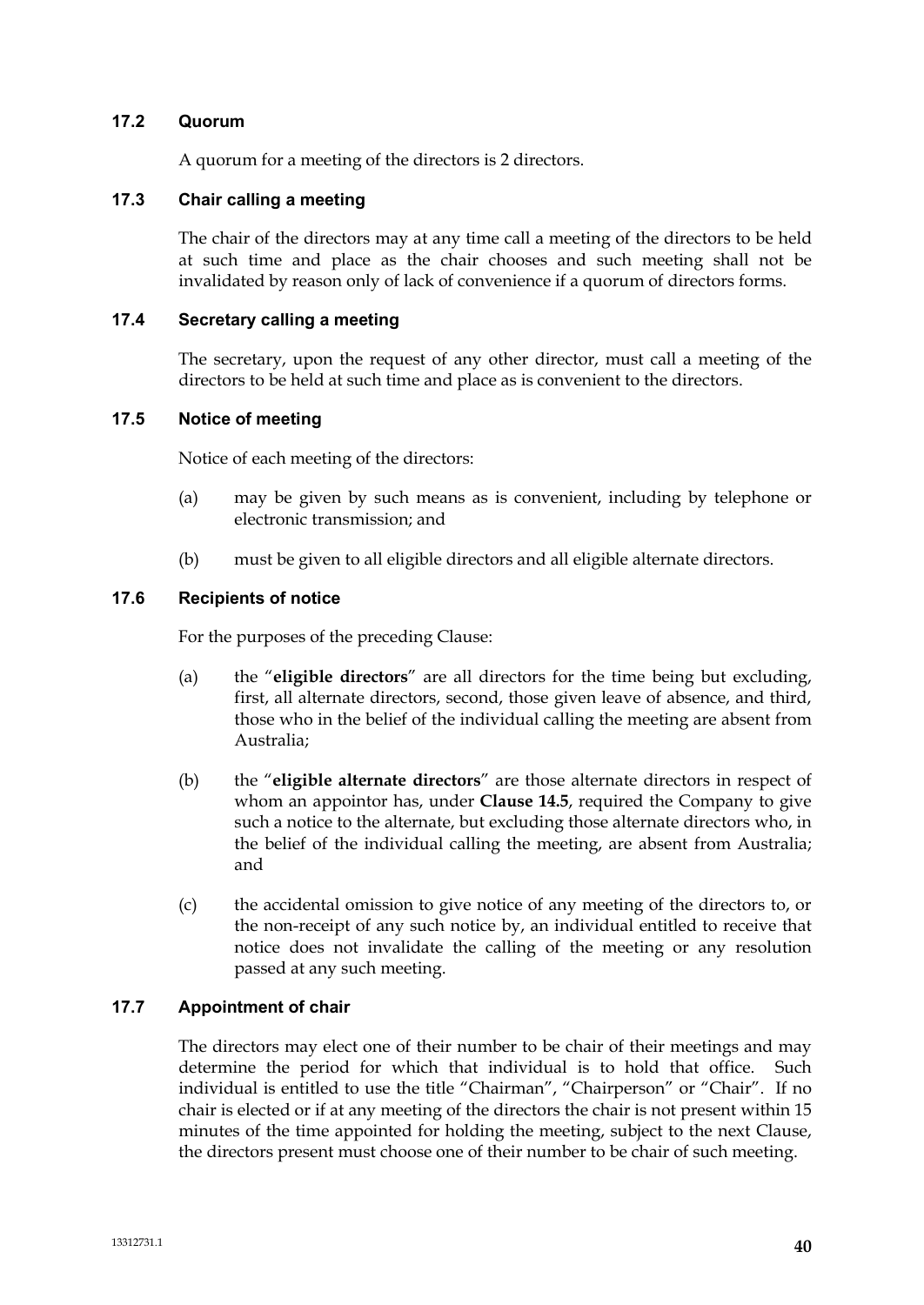### 17.2 Quorum

A quorum for a meeting of the directors is 2 directors.

### 17.3 Chair calling a meeting

The chair of the directors may at any time call a meeting of the directors to be held at such time and place as the chair chooses and such meeting shall not be invalidated by reason only of lack of convenience if a quorum of directors forms.

### 17.4 Secretary calling a meeting

The secretary, upon the request of any other director, must call a meeting of the directors to be held at such time and place as is convenient to the directors.

### 17.5 Notice of meeting

Notice of each meeting of the directors:

(a) may be given by such means as is convenient, including by telephone or electronic transmission; and

(b) must be given to all eligible directors and all eligible alternate directors.

### 17.6 Recipients of notice

For the purposes of the preceding Clause:

(a) the "**eligible directors**" are all directors for the time being but excluding, first, all alternate directors, second, those given leave of absence, and third, those who in the belief of the individual calling the meeting are absent from Australia;

(b) the "**eligible alternate directors**" are those alternate directors in respect of whom an appointor has, under **Clause 14.5**, required the Company to give such a notice to the alternate, but excluding those alternate directors who, in the belief of the individual calling the meeting, are absent from Australia; and

(c) the accidental omission to give notice of any meeting of the directors to, or the non-receipt of any such notice by, an individual entitled to receive that notice does not invalidate the calling of the meeting or any resolution passed at any such meeting.

### 17.7 Appointment of chair

The directors may elect one of their number to be chair of their meetings and may determine the period for which that individual is to hold that office. Such individual is entitled to use the title "Chairman", "Chairperson" or "Chair". If no chair is elected or if at any meeting of the directors the chair is not present within 15 minutes of the time appointed for holding the meeting, subject to the next Clause, the directors present must choose one of their number to be chair of such meeting.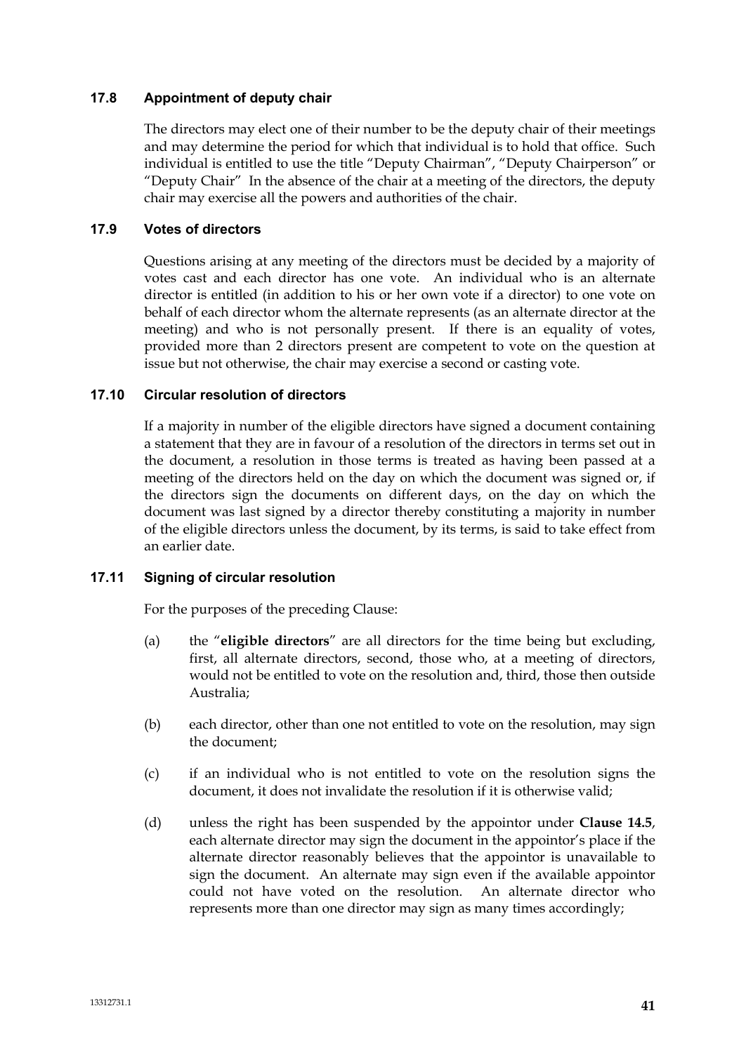### 17.8 Appointment of deputy chair

The directors may elect one of their number to be the deputy chair of their meetings and may determine the period for which that individual is to hold that office. Such individual is entitled to use the title "Deputy Chairman", "Deputy Chairperson" or "Deputy Chair" In the absence of the chair at a meeting of the directors, the deputy chair may exercise all the powers and authorities of the chair.

### 17.9 Votes of directors

Questions arising at any meeting of the directors must be decided by a majority of votes cast and each director has one vote. An individual who is an alternate director is entitled (in addition to his or her own vote if a director) to one vote on behalf of each director whom the alternate represents (as an alternate director at the meeting) and who is not personally present. If there is an equality of votes, provided more than 2 directors present are competent to vote on the question at issue but not otherwise, the chair may exercise a second or casting vote.

### 17.10 Circular resolution of directors

If a majority in number of the eligible directors have signed a document containing a statement that they are in favour of a resolution of the directors in terms set out in the document, a resolution in those terms is treated as having been passed at a meeting of the directors held on the day on which the document was signed or, if the directors sign the documents on different days, on the day on which the document was last signed by a director thereby constituting a majority in number of the eligible directors unless the document, by its terms, is said to take effect from an earlier date.

### 17.11 Signing of circular resolution

For the purposes of the preceding Clause:

(a) the "**eligible directors**" are all directors for the time being but excluding, first, all alternate directors, second, those who, at a meeting of directors, would not be entitled to vote on the resolution and, third, those then outside Australia;

(b) each director, other than one not entitled to vote on the resolution, may sign the document;

(c) if an individual who is not entitled to vote on the resolution signs the document, it does not invalidate the resolution if it is otherwise valid;

(d) unless the right has been suspended by the appointor under **Clause 14.5**, each alternate director may sign the document in the appointor's place if the alternate director reasonably believes that the appointor is unavailable to sign the document. An alternate may sign even if the available appointor could not have voted on the resolution. An alternate director who represents more than one director may sign as many times accordingly;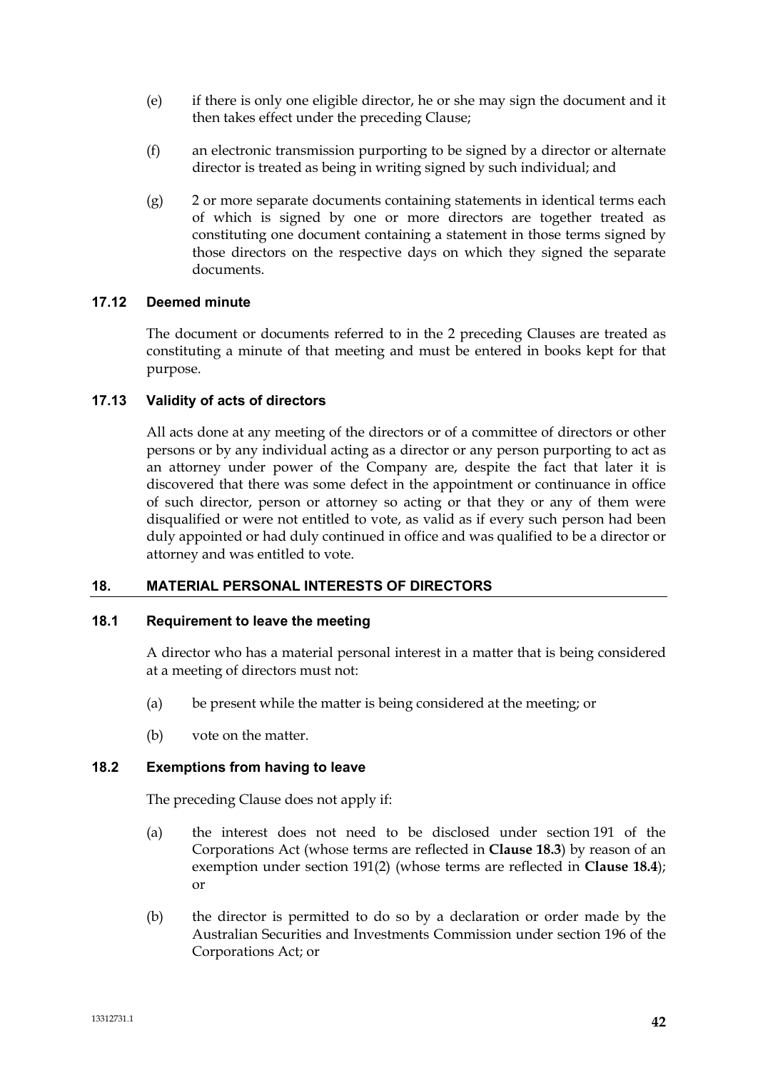(e) if there is only one eligible director, he or she may sign the document and it then takes effect under the preceding Clause;

(f) an electronic transmission purporting to be signed by a director or alternate director is treated as being in writing signed by such individual; and

(g) 2 or more separate documents containing statements in identical terms each of which is signed by one or more directors are together treated as constituting one document containing a statement in those terms signed by those directors on the respective days on which they signed the separate documents.

### 17.12 Deemed minute

The document or documents referred to in the 2 preceding Clauses are treated as constituting a minute of that meeting and must be entered in books kept for that purpose.

### 17.13 Validity of acts of directors

All acts done at any meeting of the directors or of a committee of directors or other persons or by any individual acting as a director or any person purporting to act as an attorney under power of the Company are, despite the fact that later it is discovered that there was some defect in the appointment or continuance in office of such director, person or attorney so acting or that they or any of them were disqualified or were not entitled to vote, as valid as if every such person had been duly appointed or had duly continued in office and was qualified to be a director or attorney and was entitled to vote.

## 18. MATERIAL PERSONAL INTERESTS OF DIRECTORS

### 18.1 Requirement to leave the meeting

A director who has a material personal interest in a matter that is being considered at a meeting of directors must not:

(a) be present while the matter is being considered at the meeting; or

(b) vote on the matter.

### 18.2 Exemptions from having to leave

The preceding Clause does not apply if:

(a) the interest does not need to be disclosed under section 191 of the Corporations Act (whose terms are reflected in **Clause 18.3**) by reason of an exemption under section 191(2) (whose terms are reflected in **Clause 18.4**); or

(b) the director is permitted to do so by a declaration or order made by the Australian Securities and Investments Commission under section 196 of the Corporations Act; or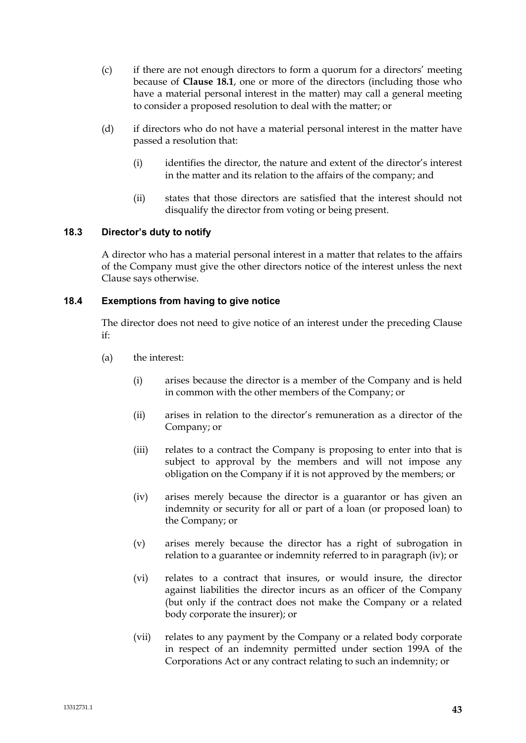(c) if there are not enough directors to form a quorum for a directors' meeting because of **Clause 18.1**, one or more of the directors (including those who have a material personal interest in the matter) may call a general meeting to consider a proposed resolution to deal with the matter; or

(d) if directors who do not have a material personal interest in the matter have passed a resolution that:

(i) identifies the director, the nature and extent of the director's interest in the matter and its relation to the affairs of the company; and

(ii) states that those directors are satisfied that the interest should not disqualify the director from voting or being present.

### 18.3 Director's duty to notify

A director who has a material personal interest in a matter that relates to the affairs of the Company must give the other directors notice of the interest unless the next Clause says otherwise.

### 18.4 Exemptions from having to give notice

The director does not need to give notice of an interest under the preceding Clause if:

(a) the interest:

(i) arises because the director is a member of the Company and is held in common with the other members of the Company; or

(ii) arises in relation to the director's remuneration as a director of the Company; or

(iii) relates to a contract the Company is proposing to enter into that is subject to approval by the members and will not impose any obligation on the Company if it is not approved by the members; or

(iv) arises merely because the director is a guarantor or has given an indemnity or security for all or part of a loan (or proposed loan) to the Company; or

(v) arises merely because the director has a right of subrogation in relation to a guarantee or indemnity referred to in paragraph (iv); or

(vi) relates to a contract that insures, or would insure, the director against liabilities the director incurs as an officer of the Company (but only if the contract does not make the Company or a related body corporate the insurer); or

(vii) relates to any payment by the Company or a related body corporate in respect of an indemnity permitted under section 199A of the Corporations Act or any contract relating to such an indemnity; or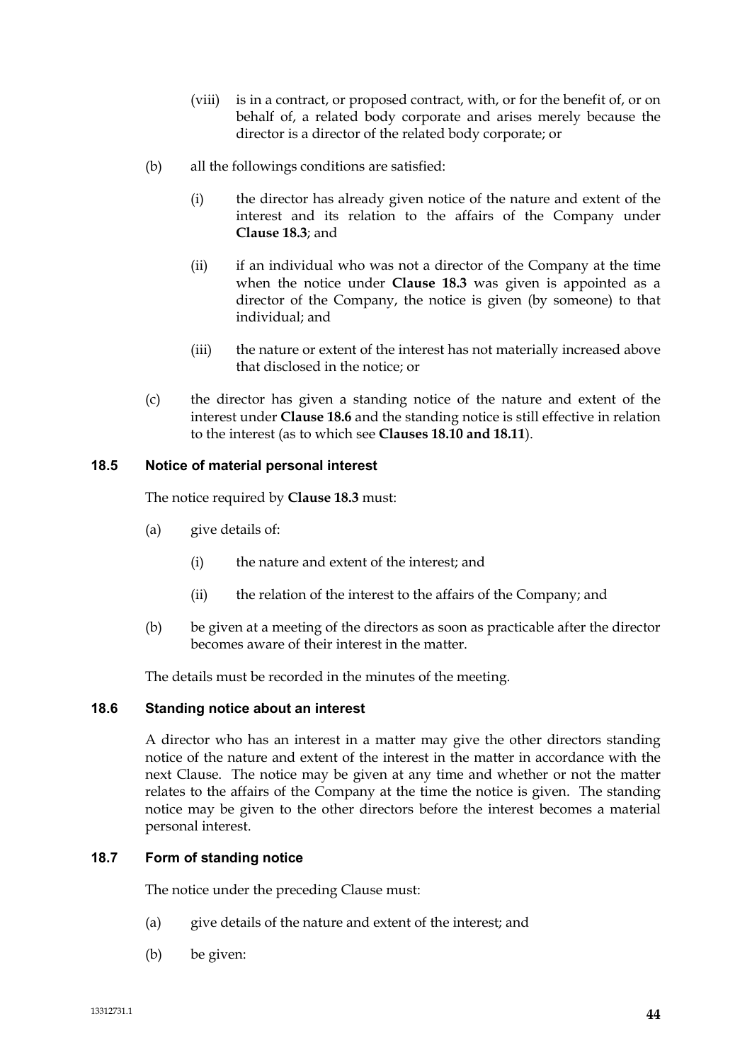(viii) is in a contract, or proposed contract, with, or for the benefit of, or on behalf of, a related body corporate and arises merely because the director is a director of the related body corporate; or

(b) all the followings conditions are satisfied:

(i) the director has already given notice of the nature and extent of the interest and its relation to the affairs of the Company under **Clause 18.3**; and

(ii) if an individual who was not a director of the Company at the time when the notice under **Clause 18.3** was given is appointed as a director of the Company, the notice is given (by someone) to that individual; and

(iii) the nature or extent of the interest has not materially increased above that disclosed in the notice; or

(c) the director has given a standing notice of the nature and extent of the interest under **Clause 18.6** and the standing notice is still effective in relation to the interest (as to which see **Clauses 18.10 and 18.11**).

### 18.5 Notice of material personal interest

The notice required by **Clause 18.3** must:

(a) give details of:

(i) the nature and extent of the interest; and

(ii) the relation of the interest to the affairs of the Company; and

(b) be given at a meeting of the directors as soon as practicable after the director becomes aware of their interest in the matter.

The details must be recorded in the minutes of the meeting.

### 18.6 Standing notice about an interest

A director who has an interest in a matter may give the other directors standing notice of the nature and extent of the interest in the matter in accordance with the next Clause. The notice may be given at any time and whether or not the matter relates to the affairs of the Company at the time the notice is given. The standing notice may be given to the other directors before the interest becomes a material personal interest.

### 18.7 Form of standing notice

The notice under the preceding Clause must:

(a) give details of the nature and extent of the interest; and

(b) be given: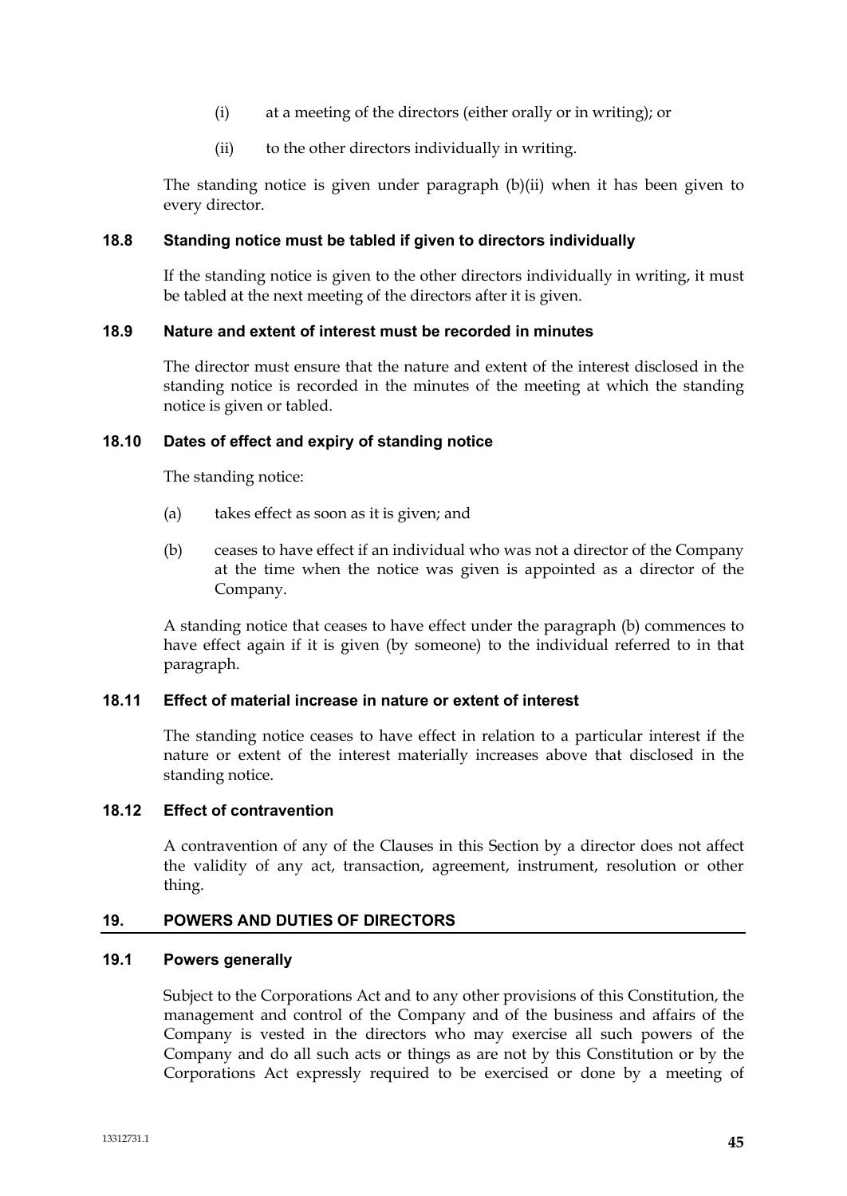(i) at a meeting of the directors (either orally or in writing); or

(ii) to the other directors individually in writing.

The standing notice is given under paragraph (b)(ii) when it has been given to every director.

### 18.8 Standing notice must be tabled if given to directors individually

If the standing notice is given to the other directors individually in writing, it must be tabled at the next meeting of the directors after it is given.

### 18.9 Nature and extent of interest must be recorded in minutes

The director must ensure that the nature and extent of the interest disclosed in the standing notice is recorded in the minutes of the meeting at which the standing notice is given or tabled.

### 18.10 Dates of effect and expiry of standing notice

The standing notice:

(a) takes effect as soon as it is given; and

(b) ceases to have effect if an individual who was not a director of the Company at the time when the notice was given is appointed as a director of the Company.

A standing notice that ceases to have effect under the paragraph (b) commences to have effect again if it is given (by someone) to the individual referred to in that paragraph.

### 18.11 Effect of material increase in nature or extent of interest

The standing notice ceases to have effect in relation to a particular interest if the nature or extent of the interest materially increases above that disclosed in the standing notice.

### 18.12 Effect of contravention

A contravention of any of the Clauses in this Section by a director does not affect the validity of any act, transaction, agreement, instrument, resolution or other thing.

## 19. POWERS AND DUTIES OF DIRECTORS

### 19.1 Powers generally

Subject to the Corporations Act and to any other provisions of this Constitution, the management and control of the Company and of the business and affairs of the Company is vested in the directors who may exercise all such powers of the Company and do all such acts or things as are not by this Constitution or by the Corporations Act expressly required to be exercised or done by a meeting of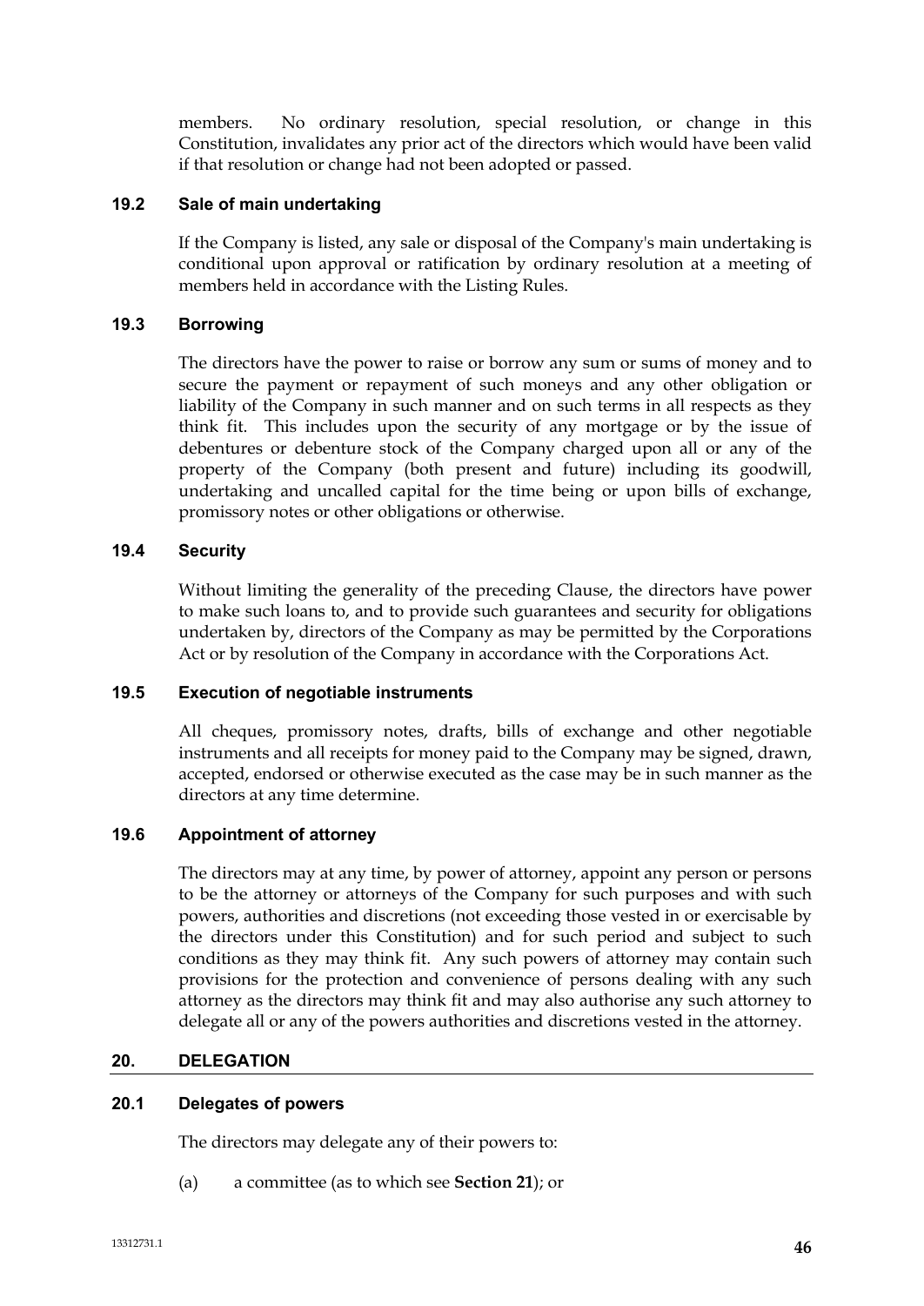members. No ordinary resolution, special resolution, or change in this Constitution, invalidates any prior act of the directors which would have been valid if that resolution or change had not been adopted or passed.

### 19.2 Sale of main undertaking

If the Company is listed, any sale or disposal of the Company's main undertaking is conditional upon approval or ratification by ordinary resolution at a meeting of members held in accordance with the Listing Rules.

### 19.3 Borrowing

The directors have the power to raise or borrow any sum or sums of money and to secure the payment or repayment of such moneys and any other obligation or liability of the Company in such manner and on such terms in all respects as they think fit. This includes upon the security of any mortgage or by the issue of debentures or debenture stock of the Company charged upon all or any of the property of the Company (both present and future) including its goodwill, undertaking and uncalled capital for the time being or upon bills of exchange, promissory notes or other obligations or otherwise.

### 19.4 Security

Without limiting the generality of the preceding Clause, the directors have power to make such loans to, and to provide such guarantees and security for obligations undertaken by, directors of the Company as may be permitted by the Corporations Act or by resolution of the Company in accordance with the Corporations Act.

### 19.5 Execution of negotiable instruments

All cheques, promissory notes, drafts, bills of exchange and other negotiable instruments and all receipts for money paid to the Company may be signed, drawn, accepted, endorsed or otherwise executed as the case may be in such manner as the directors at any time determine.

### 19.6 Appointment of attorney

The directors may at any time, by power of attorney, appoint any person or persons to be the attorney or attorneys of the Company for such purposes and with such powers, authorities and discretions (not exceeding those vested in or exercisable by the directors under this Constitution) and for such period and subject to such conditions as they may think fit. Any such powers of attorney may contain such provisions for the protection and convenience of persons dealing with any such attorney as the directors may think fit and may also authorise any such attorney to delegate all or any of the powers authorities and discretions vested in the attorney.

## 20. DELEGATION

### 20.1 Delegates of powers

The directors may delegate any of their powers to:

(a) a committee (as to which see **Section 21**); or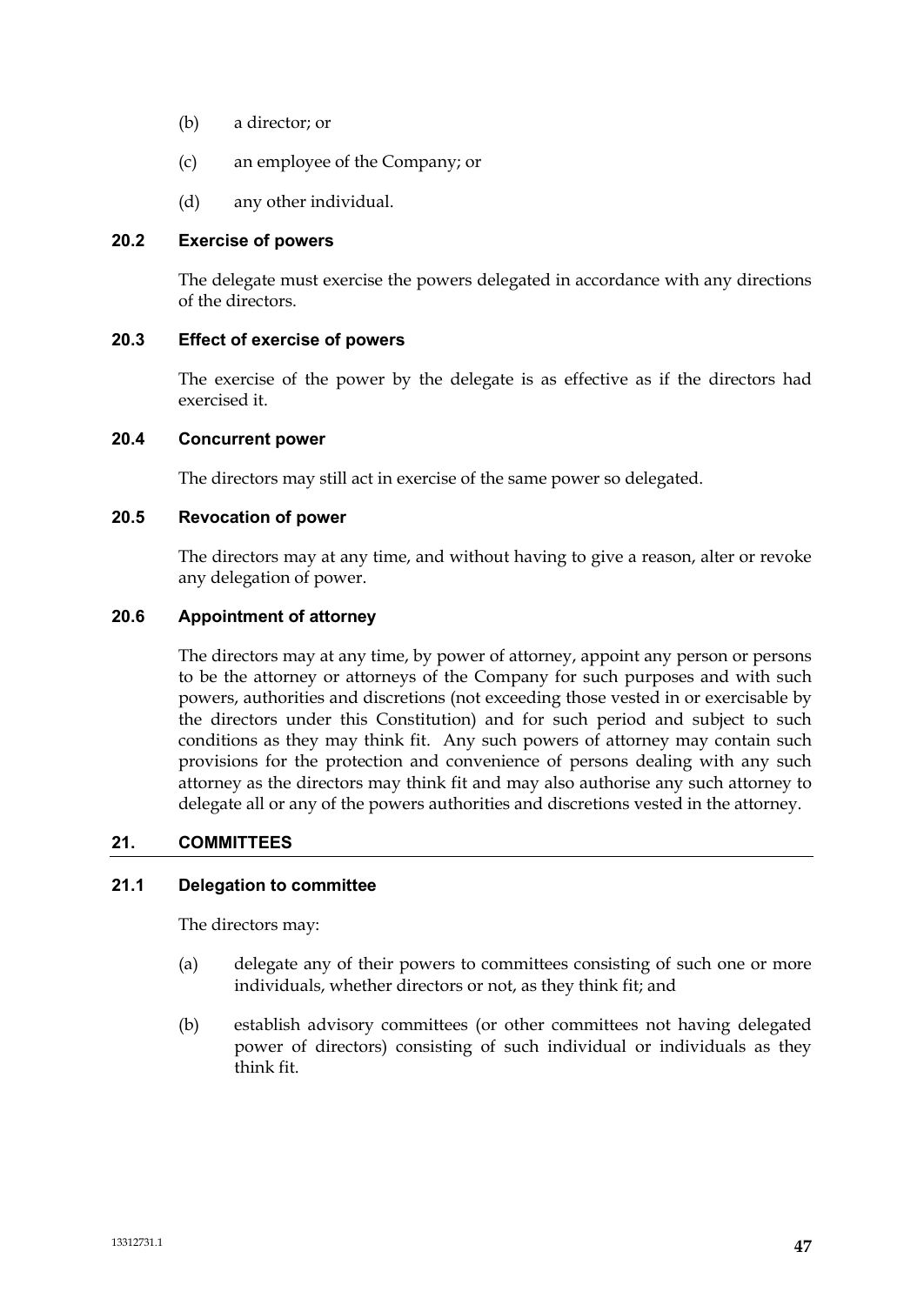(b) a director; or

(c) an employee of the Company; or

(d) any other individual.

### 20.2 Exercise of powers

The delegate must exercise the powers delegated in accordance with any directions of the directors.

### 20.3 Effect of exercise of powers

The exercise of the power by the delegate is as effective as if the directors had exercised it.

### 20.4 Concurrent power

The directors may still act in exercise of the same power so delegated.

### 20.5 Revocation of power

The directors may at any time, and without having to give a reason, alter or revoke any delegation of power.

### 20.6 Appointment of attorney

The directors may at any time, by power of attorney, appoint any person or persons to be the attorney or attorneys of the Company for such purposes and with such powers, authorities and discretions (not exceeding those vested in or exercisable by the directors under this Constitution) and for such period and subject to such conditions as they may think fit. Any such powers of attorney may contain such provisions for the protection and convenience of persons dealing with any such attorney as the directors may think fit and may also authorise any such attorney to delegate all or any of the powers authorities and discretions vested in the attorney.

## 21. COMMITTEES

### 21.1 Delegation to committee

The directors may:

(a) delegate any of their powers to committees consisting of such one or more individuals, whether directors or not, as they think fit; and

(b) establish advisory committees (or other committees not having delegated power of directors) consisting of such individual or individuals as they think fit.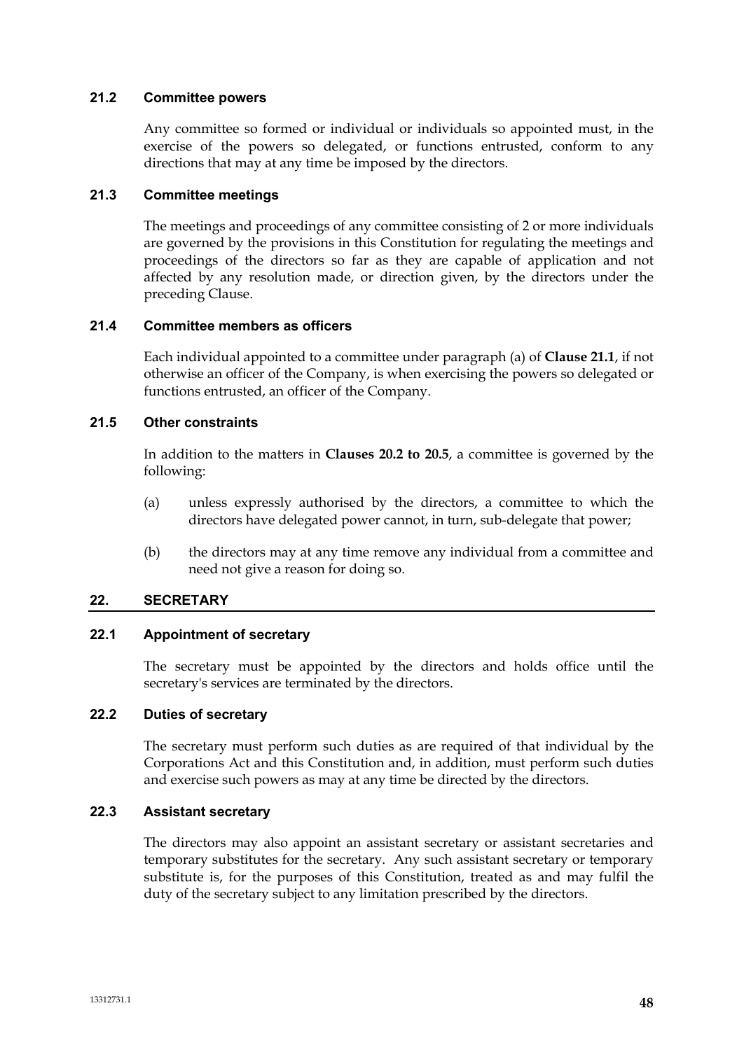### 21.2 Committee powers

Any committee so formed or individual or individuals so appointed must, in the exercise of the powers so delegated, or functions entrusted, conform to any directions that may at any time be imposed by the directors.

### 21.3 Committee meetings

The meetings and proceedings of any committee consisting of 2 or more individuals are governed by the provisions in this Constitution for regulating the meetings and proceedings of the directors so far as they are capable of application and not affected by any resolution made, or direction given, by the directors under the preceding Clause.

### 21.4 Committee members as officers

Each individual appointed to a committee under paragraph (a) of **Clause 21.1**, if not otherwise an officer of the Company, is when exercising the powers so delegated or functions entrusted, an officer of the Company.

### 21.5 Other constraints

In addition to the matters in **Clauses 20.2 to 20.5**, a committee is governed by the following:

(a) unless expressly authorised by the directors, a committee to which the directors have delegated power cannot, in turn, sub-delegate that power;

(b) the directors may at any time remove any individual from a committee and need not give a reason for doing so.

## 22. SECRETARY

### 22.1 Appointment of secretary

The secretary must be appointed by the directors and holds office until the secretary's services are terminated by the directors.

### 22.2 Duties of secretary

The secretary must perform such duties as are required of that individual by the Corporations Act and this Constitution and, in addition, must perform such duties and exercise such powers as may at any time be directed by the directors.

### 22.3 Assistant secretary

The directors may also appoint an assistant secretary or assistant secretaries and temporary substitutes for the secretary. Any such assistant secretary or temporary substitute is, for the purposes of this Constitution, treated as and may fulfil the duty of the secretary subject to any limitation prescribed by the directors.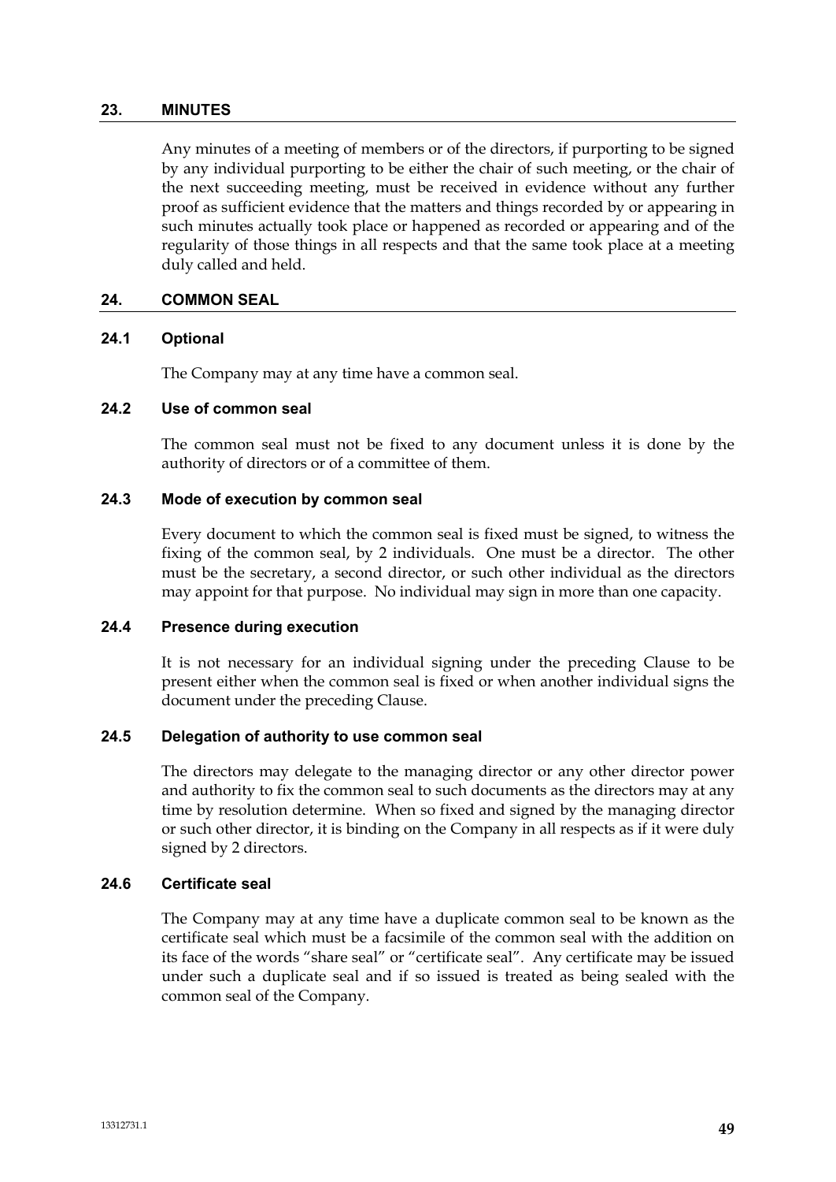## 23. MINUTES

Any minutes of a meeting of members or of the directors, if purporting to be signed by any individual purporting to be either the chair of such meeting, or the chair of the next succeeding meeting, must be received in evidence without any further proof as sufficient evidence that the matters and things recorded by or appearing in such minutes actually took place or happened as recorded or appearing and of the regularity of those things in all respects and that the same took place at a meeting duly called and held.

## 24. COMMON SEAL

### 24.1 Optional

The Company may at any time have a common seal.

### 24.2 Use of common seal

The common seal must not be fixed to any document unless it is done by the authority of directors or of a committee of them.

### 24.3 Mode of execution by common seal

Every document to which the common seal is fixed must be signed, to witness the fixing of the common seal, by 2 individuals. One must be a director. The other must be the secretary, a second director, or such other individual as the directors may appoint for that purpose. No individual may sign in more than one capacity.

### 24.4 Presence during execution

It is not necessary for an individual signing under the preceding Clause to be present either when the common seal is fixed or when another individual signs the document under the preceding Clause.

### 24.5 Delegation of authority to use common seal

The directors may delegate to the managing director or any other director power and authority to fix the common seal to such documents as the directors may at any time by resolution determine. When so fixed and signed by the managing director or such other director, it is binding on the Company in all respects as if it were duly signed by 2 directors.

### 24.6 Certificate seal

The Company may at any time have a duplicate common seal to be known as the certificate seal which must be a facsimile of the common seal with the addition on its face of the words "share seal" or "certificate seal". Any certificate may be issued under such a duplicate seal and if so issued is treated as being sealed with the common seal of the Company.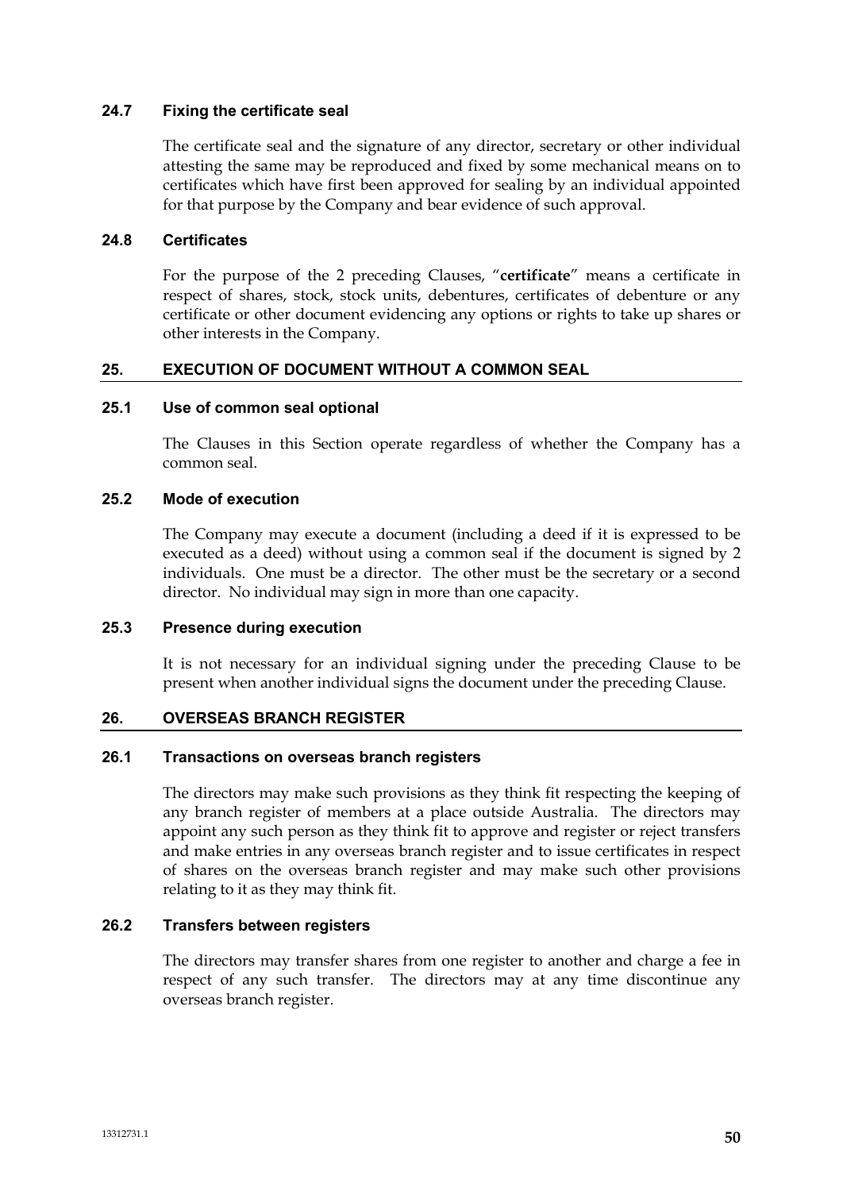### 24.7 Fixing the certificate seal

The certificate seal and the signature of any director, secretary or other individual attesting the same may be reproduced and fixed by some mechanical means on to certificates which have first been approved for sealing by an individual appointed for that purpose by the Company and bear evidence of such approval.

### 24.8 Certificates

For the purpose of the 2 preceding Clauses, "**certificate**" means a certificate in respect of shares, stock, stock units, debentures, certificates of debenture or any certificate or other document evidencing any options or rights to take up shares or other interests in the Company.

## 25. EXECUTION OF DOCUMENT WITHOUT A COMMON SEAL

### 25.1 Use of common seal optional

The Clauses in this Section operate regardless of whether the Company has a common seal.

### 25.2 Mode of execution

The Company may execute a document (including a deed if it is expressed to be executed as a deed) without using a common seal if the document is signed by 2 individuals. One must be a director. The other must be the secretary or a second director. No individual may sign in more than one capacity.

### 25.3 Presence during execution

It is not necessary for an individual signing under the preceding Clause to be present when another individual signs the document under the preceding Clause.

## 26. OVERSEAS BRANCH REGISTER

### 26.1 Transactions on overseas branch registers

The directors may make such provisions as they think fit respecting the keeping of any branch register of members at a place outside Australia. The directors may appoint any such person as they think fit to approve and register or reject transfers and make entries in any overseas branch register and to issue certificates in respect of shares on the overseas branch register and may make such other provisions relating to it as they may think fit.

### 26.2 Transfers between registers

The directors may transfer shares from one register to another and charge a fee in respect of any such transfer. The directors may at any time discontinue any overseas branch register.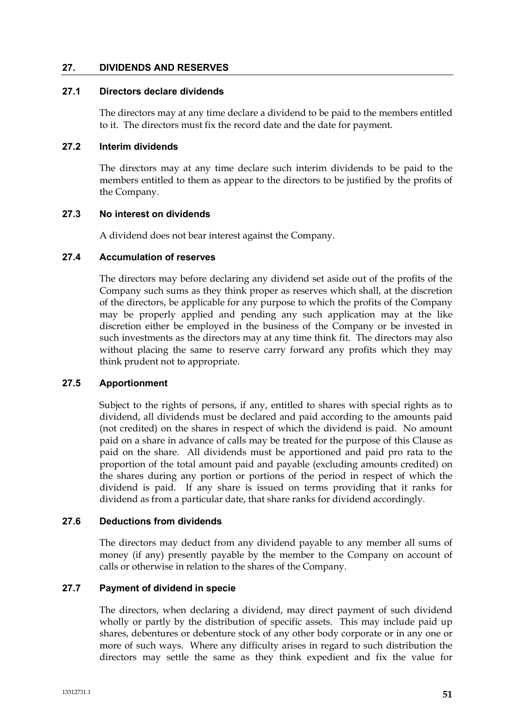## 27. DIVIDENDS AND RESERVES

### 27.1 Directors declare dividends

The directors may at any time declare a dividend to be paid to the members entitled to it. The directors must fix the record date and the date for payment.

### 27.2 Interim dividends

The directors may at any time declare such interim dividends to be paid to the members entitled to them as appear to the directors to be justified by the profits of the Company.

### 27.3 No interest on dividends

A dividend does not bear interest against the Company.

### 27.4 Accumulation of reserves

The directors may before declaring any dividend set aside out of the profits of the Company such sums as they think proper as reserves which shall, at the discretion of the directors, be applicable for any purpose to which the profits of the Company may be properly applied and pending any such application may at the like discretion either be employed in the business of the Company or be invested in such investments as the directors may at any time think fit. The directors may also without placing the same to reserve carry forward any profits which they may think prudent not to appropriate.

### 27.5 Apportionment

Subject to the rights of persons, if any, entitled to shares with special rights as to dividend, all dividends must be declared and paid according to the amounts paid (not credited) on the shares in respect of which the dividend is paid. No amount paid on a share in advance of calls may be treated for the purpose of this Clause as paid on the share. All dividends must be apportioned and paid pro rata to the proportion of the total amount paid and payable (excluding amounts credited) on the shares during any portion or portions of the period in respect of which the dividend is paid. If any share is issued on terms providing that it ranks for dividend as from a particular date, that share ranks for dividend accordingly.

### 27.6 Deductions from dividends

The directors may deduct from any dividend payable to any member all sums of money (if any) presently payable by the member to the Company on account of calls or otherwise in relation to the shares of the Company.

### 27.7 Payment of dividend in specie

The directors, when declaring a dividend, may direct payment of such dividend wholly or partly by the distribution of specific assets. This may include paid up shares, debentures or debenture stock of any other body corporate or in any one or more of such ways. Where any difficulty arises in regard to such distribution the directors may settle the same as they think expedient and fix the value for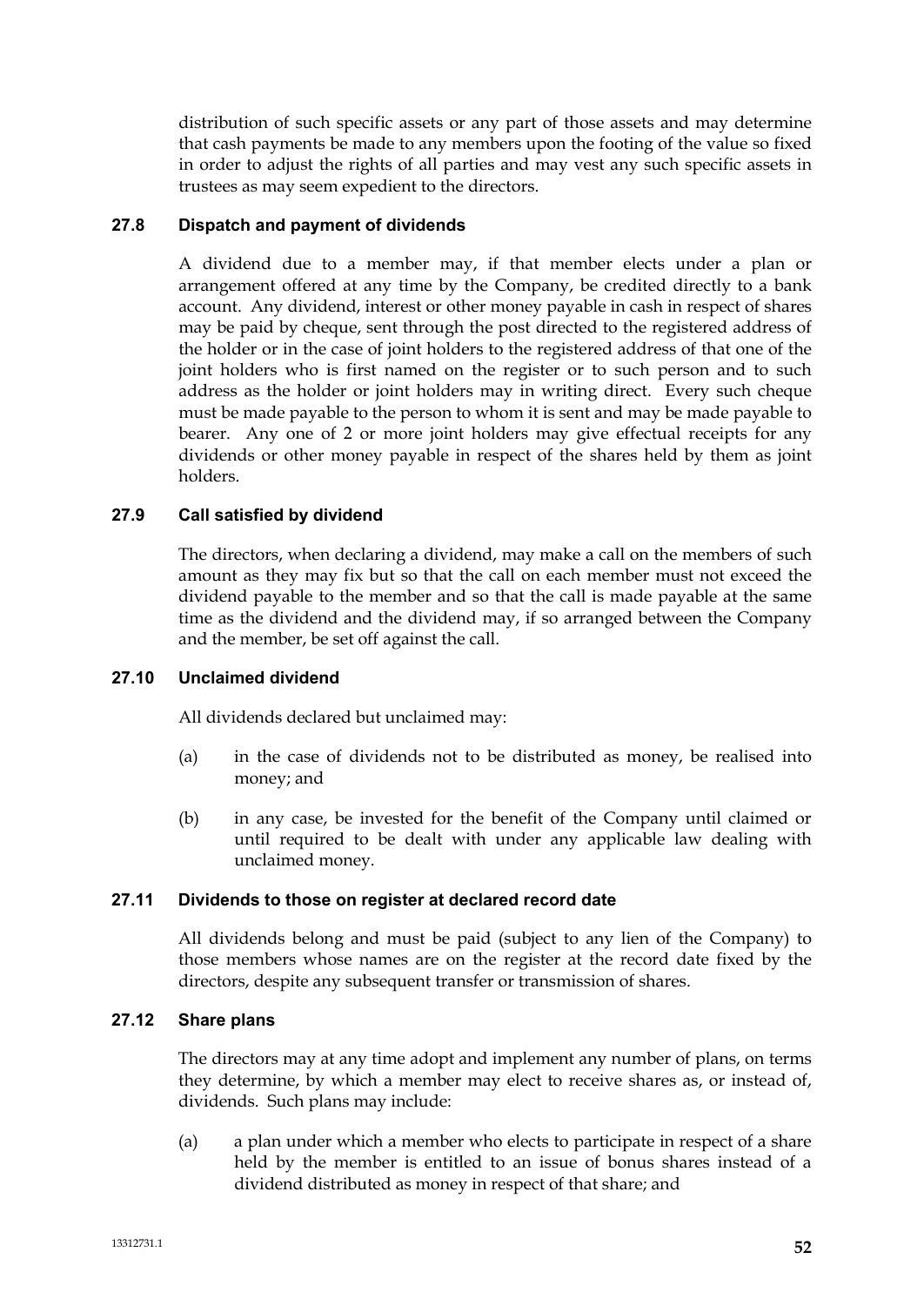distribution of such specific assets or any part of those assets and may determine that cash payments be made to any members upon the footing of the value so fixed in order to adjust the rights of all parties and may vest any such specific assets in trustees as may seem expedient to the directors.

### 27.8 Dispatch and payment of dividends

A dividend due to a member may, if that member elects under a plan or arrangement offered at any time by the Company, be credited directly to a bank account. Any dividend, interest or other money payable in cash in respect of shares may be paid by cheque, sent through the post directed to the registered address of the holder or in the case of joint holders to the registered address of that one of the joint holders who is first named on the register or to such person and to such address as the holder or joint holders may in writing direct. Every such cheque must be made payable to the person to whom it is sent and may be made payable to bearer. Any one of 2 or more joint holders may give effectual receipts for any dividends or other money payable in respect of the shares held by them as joint holders.

### 27.9 Call satisfied by dividend

The directors, when declaring a dividend, may make a call on the members of such amount as they may fix but so that the call on each member must not exceed the dividend payable to the member and so that the call is made payable at the same time as the dividend and the dividend may, if so arranged between the Company and the member, be set off against the call.

### 27.10 Unclaimed dividend

All dividends declared but unclaimed may:

(a) in the case of dividends not to be distributed as money, be realised into money; and

(b) in any case, be invested for the benefit of the Company until claimed or until required to be dealt with under any applicable law dealing with unclaimed money.

### 27.11 Dividends to those on register at declared record date

All dividends belong and must be paid (subject to any lien of the Company) to those members whose names are on the register at the record date fixed by the directors, despite any subsequent transfer or transmission of shares.

### 27.12 Share plans

The directors may at any time adopt and implement any number of plans, on terms they determine, by which a member may elect to receive shares as, or instead of, dividends. Such plans may include:

(a) a plan under which a member who elects to participate in respect of a share held by the member is entitled to an issue of bonus shares instead of a dividend distributed as money in respect of that share; and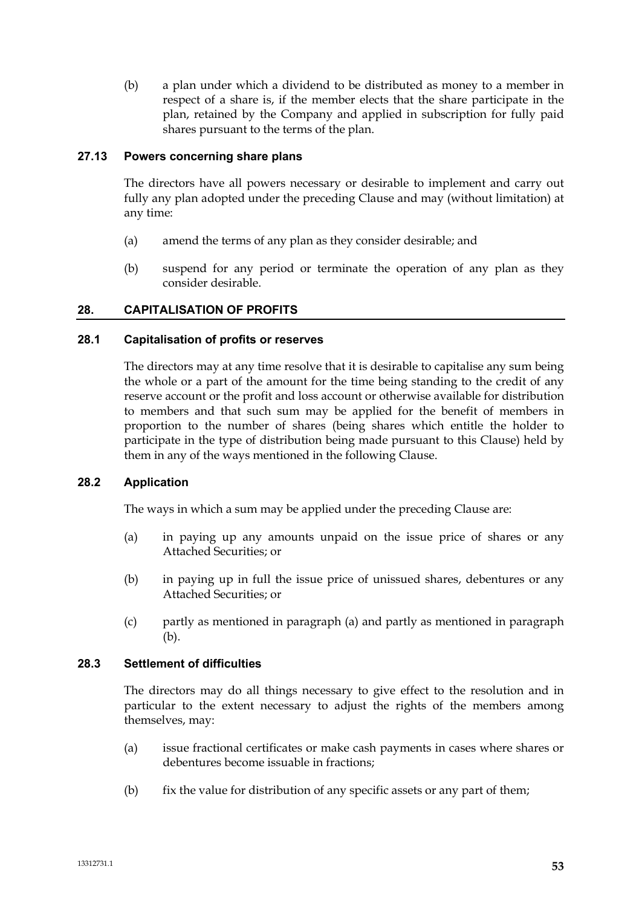(b) a plan under which a dividend to be distributed as money to a member in respect of a share is, if the member elects that the share participate in the plan, retained by the Company and applied in subscription for fully paid shares pursuant to the terms of the plan.

### 27.13 Powers concerning share plans

The directors have all powers necessary or desirable to implement and carry out fully any plan adopted under the preceding Clause and may (without limitation) at any time:

(a) amend the terms of any plan as they consider desirable; and

(b) suspend for any period or terminate the operation of any plan as they consider desirable.

## 28. CAPITALISATION OF PROFITS

### 28.1 Capitalisation of profits or reserves

The directors may at any time resolve that it is desirable to capitalise any sum being the whole or a part of the amount for the time being standing to the credit of any reserve account or the profit and loss account or otherwise available for distribution to members and that such sum may be applied for the benefit of members in proportion to the number of shares (being shares which entitle the holder to participate in the type of distribution being made pursuant to this Clause) held by them in any of the ways mentioned in the following Clause.

### 28.2 Application

The ways in which a sum may be applied under the preceding Clause are:

(a) in paying up any amounts unpaid on the issue price of shares or any Attached Securities; or

(b) in paying up in full the issue price of unissued shares, debentures or any Attached Securities; or

(c) partly as mentioned in paragraph (a) and partly as mentioned in paragraph (b).

### 28.3 Settlement of difficulties

The directors may do all things necessary to give effect to the resolution and in particular to the extent necessary to adjust the rights of the members among themselves, may:

(a) issue fractional certificates or make cash payments in cases where shares or debentures become issuable in fractions;

(b) fix the value for distribution of any specific assets or any part of them;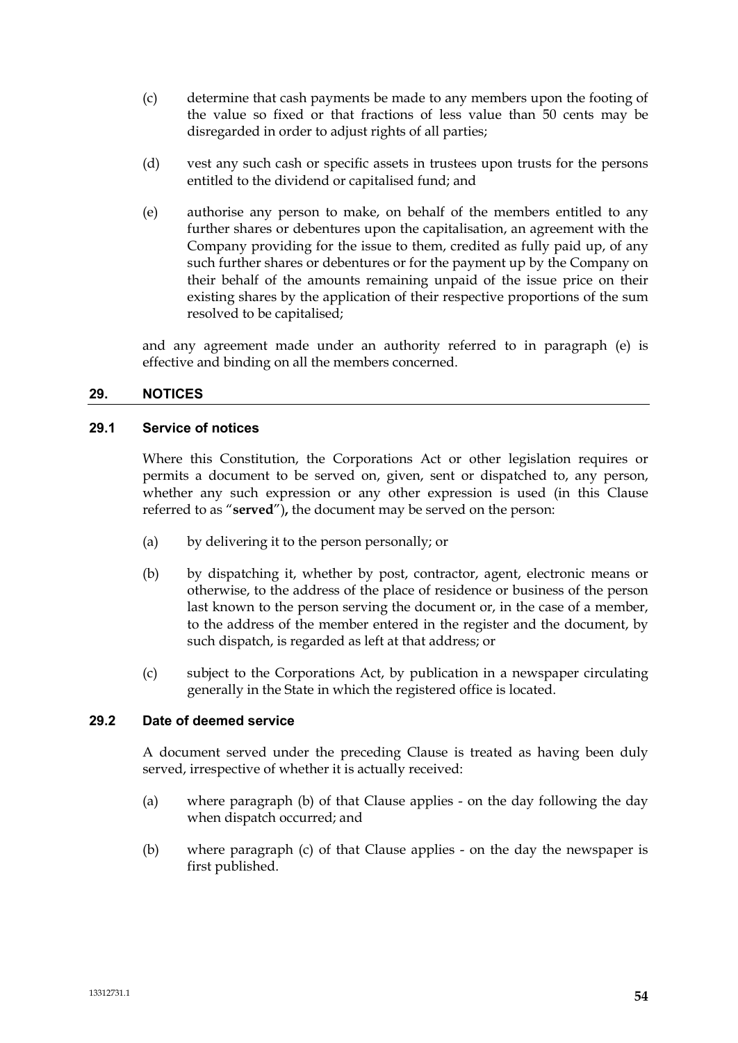(c) determine that cash payments be made to any members upon the footing of the value so fixed or that fractions of less value than 50 cents may be disregarded in order to adjust rights of all parties;

(d) vest any such cash or specific assets in trustees upon trusts for the persons entitled to the dividend or capitalised fund; and

(e) authorise any person to make, on behalf of the members entitled to any further shares or debentures upon the capitalisation, an agreement with the Company providing for the issue to them, credited as fully paid up, of any such further shares or debentures or for the payment up by the Company on their behalf of the amounts remaining unpaid of the issue price on their existing shares by the application of their respective proportions of the sum resolved to be capitalised;

and any agreement made under an authority referred to in paragraph (e) is effective and binding on all the members concerned.

## 29. NOTICES

### 29.1 Service of notices

Where this Constitution, the Corporations Act or other legislation requires or permits a document to be served on, given, sent or dispatched to, any person, whether any such expression or any other expression is used (in this Clause referred to as "**served**"), the document may be served on the person:

(a) by delivering it to the person personally; or

(b) by dispatching it, whether by post, contractor, agent, electronic means or otherwise, to the address of the place of residence or business of the person last known to the person serving the document or, in the case of a member, to the address of the member entered in the register and the document, by such dispatch, is regarded as left at that address; or

(c) subject to the Corporations Act, by publication in a newspaper circulating generally in the State in which the registered office is located.

### 29.2 Date of deemed service

A document served under the preceding Clause is treated as having been duly served, irrespective of whether it is actually received:

(a) where paragraph (b) of that Clause applies - on the day following the day when dispatch occurred; and

(b) where paragraph (c) of that Clause applies - on the day the newspaper is first published.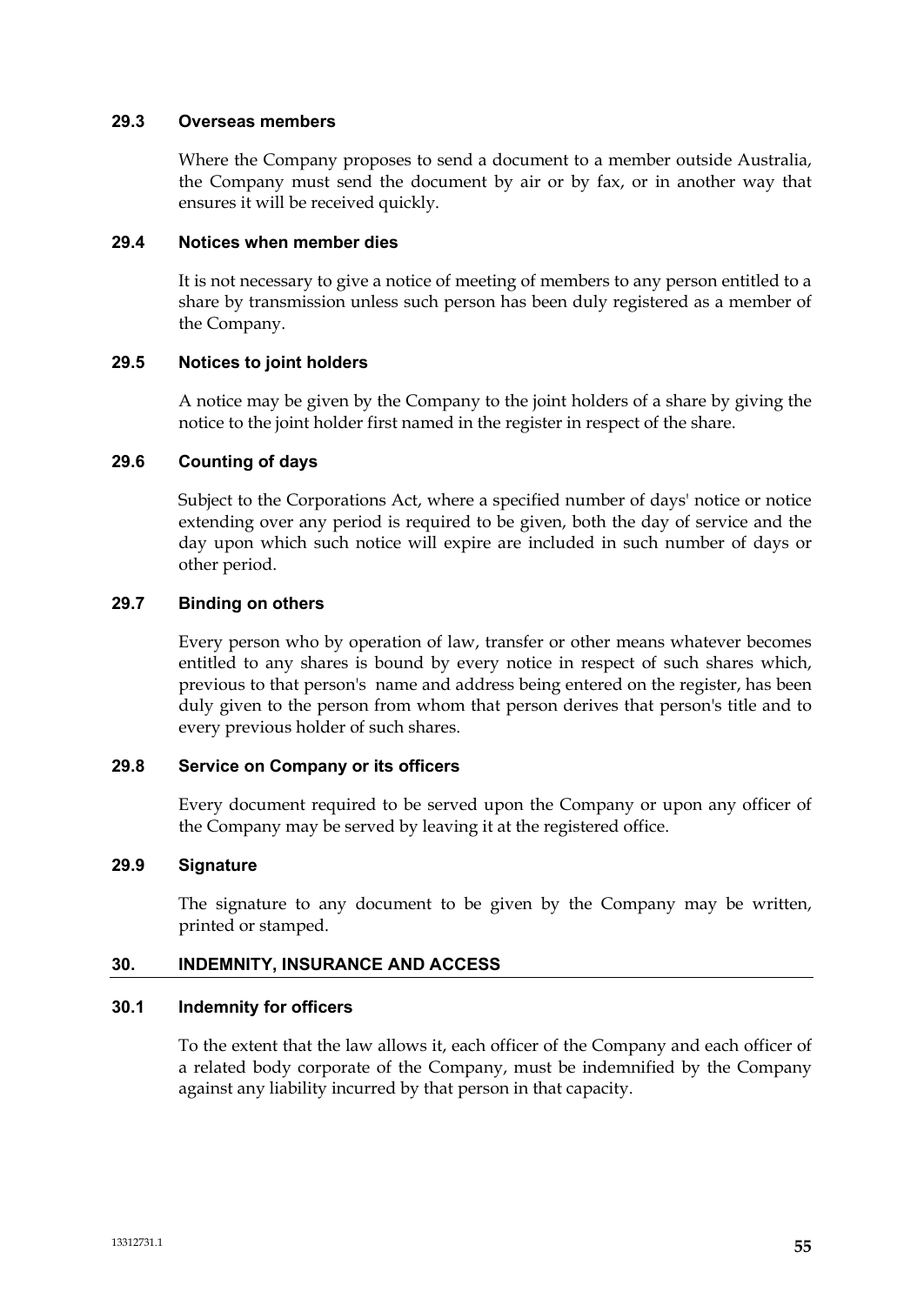### 29.3 Overseas members

Where the Company proposes to send a document to a member outside Australia, the Company must send the document by air or by fax, or in another way that ensures it will be received quickly.

### 29.4 Notices when member dies

It is not necessary to give a notice of meeting of members to any person entitled to a share by transmission unless such person has been duly registered as a member of the Company.

### 29.5 Notices to joint holders

A notice may be given by the Company to the joint holders of a share by giving the notice to the joint holder first named in the register in respect of the share.

### 29.6 Counting of days

Subject to the Corporations Act, where a specified number of days' notice or notice extending over any period is required to be given, both the day of service and the day upon which such notice will expire are included in such number of days or other period.

### 29.7 Binding on others

Every person who by operation of law, transfer or other means whatever becomes entitled to any shares is bound by every notice in respect of such shares which, previous to that person's name and address being entered on the register, has been duly given to the person from whom that person derives that person's title and to every previous holder of such shares.

### 29.8 Service on Company or its officers

Every document required to be served upon the Company or upon any officer of the Company may be served by leaving it at the registered office.

### 29.9 Signature

The signature to any document to be given by the Company may be written, printed or stamped.

## 30. INDEMNITY, INSURANCE AND ACCESS

### 30.1 Indemnity for officers

To the extent that the law allows it, each officer of the Company and each officer of a related body corporate of the Company, must be indemnified by the Company against any liability incurred by that person in that capacity.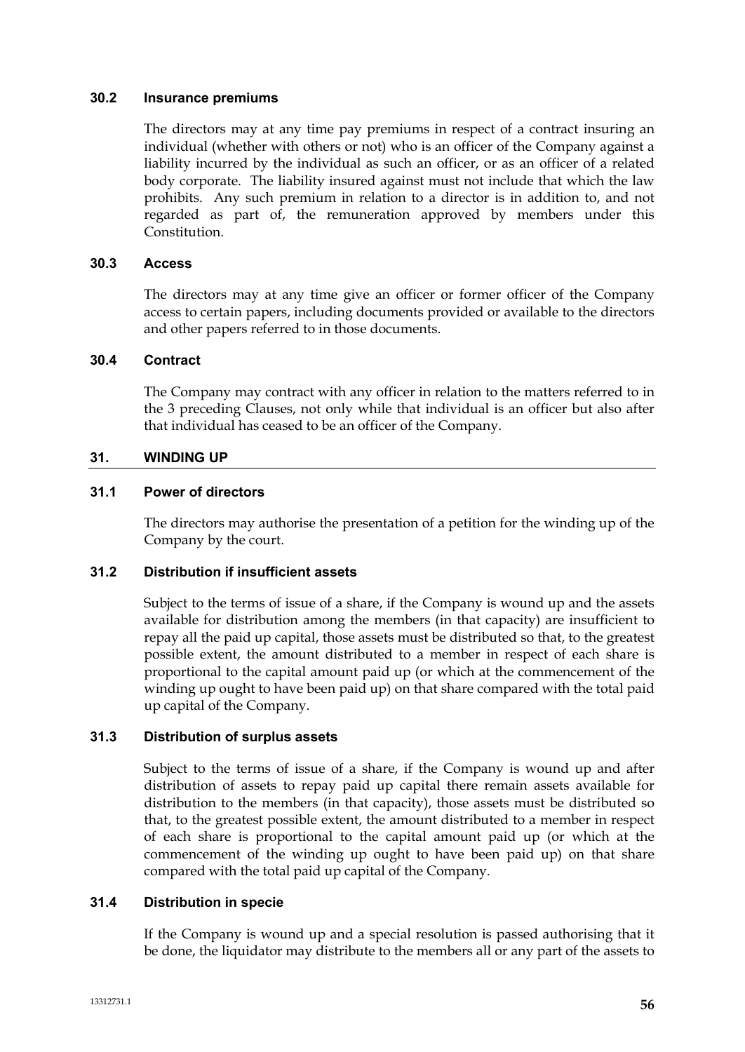### 30.2 Insurance premiums

The directors may at any time pay premiums in respect of a contract insuring an individual (whether with others or not) who is an officer of the Company against a liability incurred by the individual as such an officer, or as an officer of a related body corporate. The liability insured against must not include that which the law prohibits. Any such premium in relation to a director is in addition to, and not regarded as part of, the remuneration approved by members under this Constitution.

### 30.3 Access

The directors may at any time give an officer or former officer of the Company access to certain papers, including documents provided or available to the directors and other papers referred to in those documents.

### 30.4 Contract

The Company may contract with any officer in relation to the matters referred to in the 3 preceding Clauses, not only while that individual is an officer but also after that individual has ceased to be an officer of the Company.

## 31. WINDING UP

### 31.1 Power of directors

The directors may authorise the presentation of a petition for the winding up of the Company by the court.

### 31.2 Distribution if insufficient assets

Subject to the terms of issue of a share, if the Company is wound up and the assets available for distribution among the members (in that capacity) are insufficient to repay all the paid up capital, those assets must be distributed so that, to the greatest possible extent, the amount distributed to a member in respect of each share is proportional to the capital amount paid up (or which at the commencement of the winding up ought to have been paid up) on that share compared with the total paid up capital of the Company.

### 31.3 Distribution of surplus assets

Subject to the terms of issue of a share, if the Company is wound up and after distribution of assets to repay paid up capital there remain assets available for distribution to the members (in that capacity), those assets must be distributed so that, to the greatest possible extent, the amount distributed to a member in respect of each share is proportional to the capital amount paid up (or which at the commencement of the winding up ought to have been paid up) on that share compared with the total paid up capital of the Company.

### 31.4 Distribution in specie

If the Company is wound up and a special resolution is passed authorising that it be done, the liquidator may distribute to the members all or any part of the assets to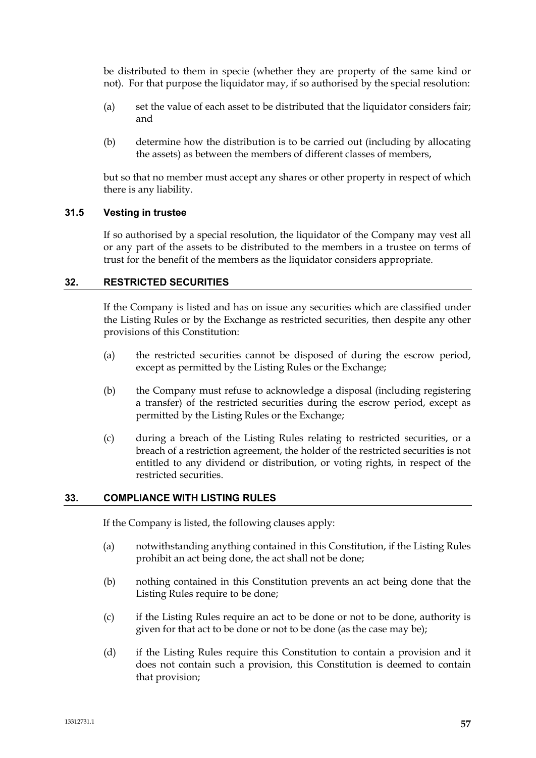be distributed to them in specie (whether they are property of the same kind or not). For that purpose the liquidator may, if so authorised by the special resolution:

(a) set the value of each asset to be distributed that the liquidator considers fair; and

(b) determine how the distribution is to be carried out (including by allocating the assets) as between the members of different classes of members,

but so that no member must accept any shares or other property in respect of which there is any liability.

### 31.5 Vesting in trustee

If so authorised by a special resolution, the liquidator of the Company may vest all or any part of the assets to be distributed to the members in a trustee on terms of trust for the benefit of the members as the liquidator considers appropriate.

## 32. RESTRICTED SECURITIES

If the Company is listed and has on issue any securities which are classified under the Listing Rules or by the Exchange as restricted securities, then despite any other provisions of this Constitution:

(a) the restricted securities cannot be disposed of during the escrow period, except as permitted by the Listing Rules or the Exchange;

(b) the Company must refuse to acknowledge a disposal (including registering a transfer) of the restricted securities during the escrow period, except as permitted by the Listing Rules or the Exchange;

(c) during a breach of the Listing Rules relating to restricted securities, or a breach of a restriction agreement, the holder of the restricted securities is not entitled to any dividend or distribution, or voting rights, in respect of the restricted securities.

## 33. COMPLIANCE WITH LISTING RULES

If the Company is listed, the following clauses apply:

(a) notwithstanding anything contained in this Constitution, if the Listing Rules prohibit an act being done, the act shall not be done;

(b) nothing contained in this Constitution prevents an act being done that the Listing Rules require to be done;

(c) if the Listing Rules require an act to be done or not to be done, authority is given for that act to be done or not to be done (as the case may be);

(d) if the Listing Rules require this Constitution to contain a provision and it does not contain such a provision, this Constitution is deemed to contain that provision;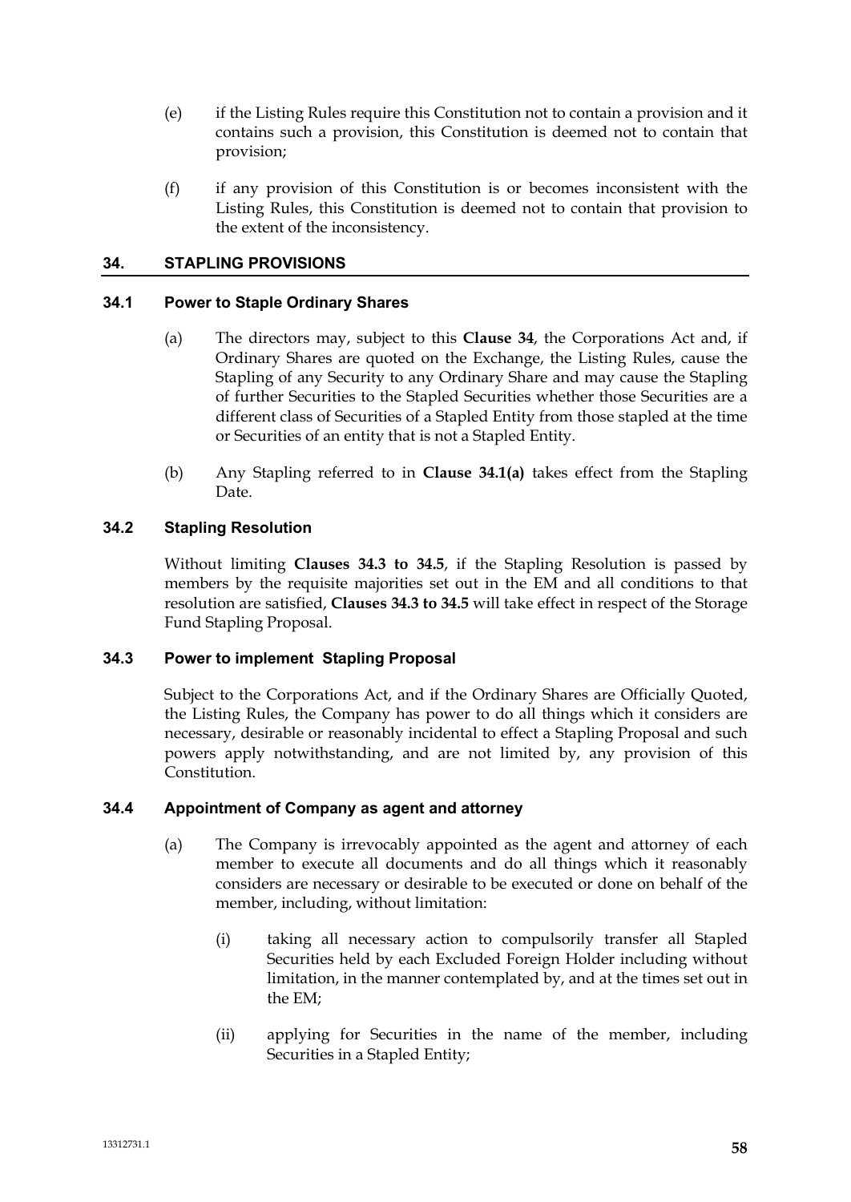(e) if the Listing Rules require this Constitution not to contain a provision and it contains such a provision, this Constitution is deemed not to contain that provision;

(f) if any provision of this Constitution is or becomes inconsistent with the Listing Rules, this Constitution is deemed not to contain that provision to the extent of the inconsistency.

## 34. STAPLING PROVISIONS

### 34.1 Power to Staple Ordinary Shares

(a) The directors may, subject to this **Clause 34**, the Corporations Act and, if Ordinary Shares are quoted on the Exchange, the Listing Rules, cause the Stapling of any Security to any Ordinary Share and may cause the Stapling of further Securities to the Stapled Securities whether those Securities are a different class of Securities of a Stapled Entity from those stapled at the time or Securities of an entity that is not a Stapled Entity.

(b) Any Stapling referred to in **Clause 34.1(a)** takes effect from the Stapling Date.

### 34.2 Stapling Resolution

Without limiting **Clauses 34.3 to 34.5**, if the Stapling Resolution is passed by members by the requisite majorities set out in the EM and all conditions to that resolution are satisfied, **Clauses 34.3 to 34.5** will take effect in respect of the Storage Fund Stapling Proposal.

### 34.3 Power to implement Stapling Proposal

Subject to the Corporations Act, and if the Ordinary Shares are Officially Quoted, the Listing Rules, the Company has power to do all things which it considers are necessary, desirable or reasonably incidental to effect a Stapling Proposal and such powers apply notwithstanding, and are not limited by, any provision of this Constitution.

### 34.4 Appointment of Company as agent and attorney

(a) The Company is irrevocably appointed as the agent and attorney of each member to execute all documents and do all things which it reasonably considers are necessary or desirable to be executed or done on behalf of the member, including, without limitation:

(i) taking all necessary action to compulsorily transfer all Stapled Securities held by each Excluded Foreign Holder including without limitation, in the manner contemplated by, and at the times set out in the EM;

(ii) applying for Securities in the name of the member, including Securities in a Stapled Entity;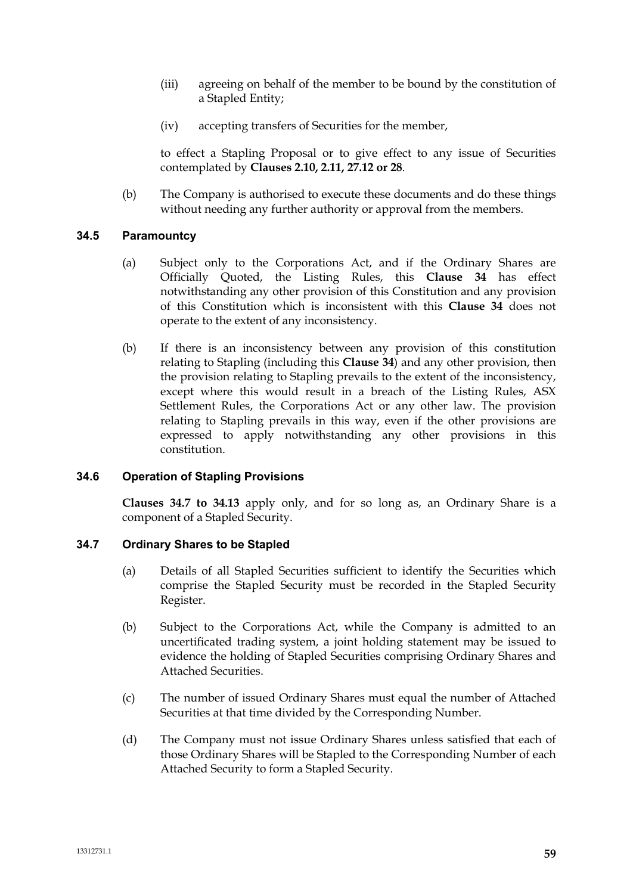(iii) agreeing on behalf of the member to be bound by the constitution of a Stapled Entity;

(iv) accepting transfers of Securities for the member,

to effect a Stapling Proposal or to give effect to any issue of Securities contemplated by **Clauses 2.10, 2.11, 27.12 or 28**.

(b) The Company is authorised to execute these documents and do these things without needing any further authority or approval from the members.

### 34.5 Paramountcy

(a) Subject only to the Corporations Act, and if the Ordinary Shares are Officially Quoted, the Listing Rules, this **Clause 34** has effect notwithstanding any other provision of this Constitution and any provision of this Constitution which is inconsistent with this **Clause 34** does not operate to the extent of any inconsistency.

(b) If there is an inconsistency between any provision of this constitution relating to Stapling (including this **Clause 34**) and any other provision, then the provision relating to Stapling prevails to the extent of the inconsistency, except where this would result in a breach of the Listing Rules, ASX Settlement Rules, the Corporations Act or any other law. The provision relating to Stapling prevails in this way, even if the other provisions are expressed to apply notwithstanding any other provisions in this constitution.

### 34.6 Operation of Stapling Provisions

**Clauses 34.7 to 34.13** apply only, and for so long as, an Ordinary Share is a component of a Stapled Security.

### 34.7 Ordinary Shares to be Stapled

(a) Details of all Stapled Securities sufficient to identify the Securities which comprise the Stapled Security must be recorded in the Stapled Security Register.

(b) Subject to the Corporations Act, while the Company is admitted to an uncertificated trading system, a joint holding statement may be issued to evidence the holding of Stapled Securities comprising Ordinary Shares and Attached Securities.

(c) The number of issued Ordinary Shares must equal the number of Attached Securities at that time divided by the Corresponding Number.

(d) The Company must not issue Ordinary Shares unless satisfied that each of those Ordinary Shares will be Stapled to the Corresponding Number of each Attached Security to form a Stapled Security.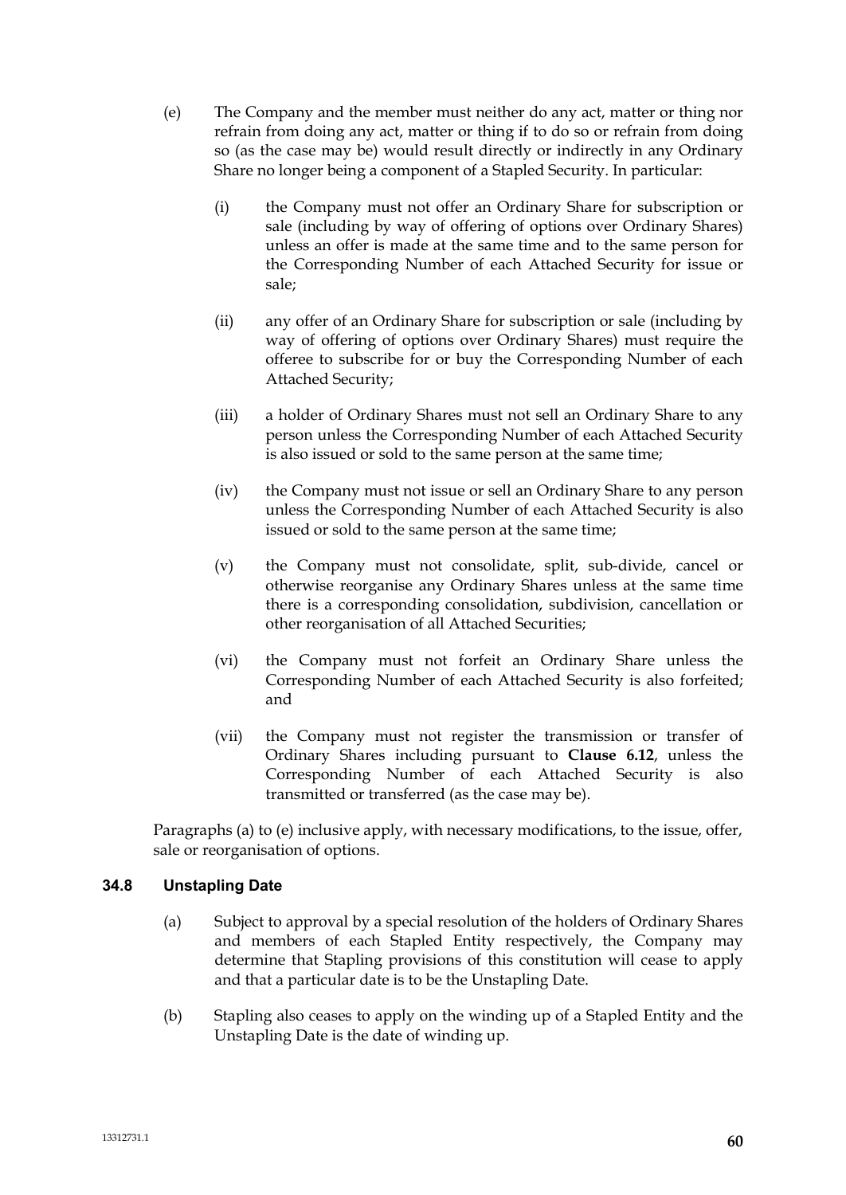(e) The Company and the member must neither do any act, matter or thing nor refrain from doing any act, matter or thing if to do so or refrain from doing so (as the case may be) would result directly or indirectly in any Ordinary Share no longer being a component of a Stapled Security. In particular:

  (i) the Company must not offer an Ordinary Share for subscription or sale (including by way of offering of options over Ordinary Shares) unless an offer is made at the same time and to the same person for the Corresponding Number of each Attached Security for issue or sale;

  (ii) any offer of an Ordinary Share for subscription or sale (including by way of offering of options over Ordinary Shares) must require the offeree to subscribe for or buy the Corresponding Number of each Attached Security;

  (iii) a holder of Ordinary Shares must not sell an Ordinary Share to any person unless the Corresponding Number of each Attached Security is also issued or sold to the same person at the same time;

  (iv) the Company must not issue or sell an Ordinary Share to any person unless the Corresponding Number of each Attached Security is also issued or sold to the same person at the same time;

  (v) the Company must not consolidate, split, sub-divide, cancel or otherwise reorganise any Ordinary Shares unless at the same time there is a corresponding consolidation, subdivision, cancellation or other reorganisation of all Attached Securities;

  (vi) the Company must not forfeit an Ordinary Share unless the Corresponding Number of each Attached Security is also forfeited; and

  (vii) the Company must not register the transmission or transfer of Ordinary Shares including pursuant to **Clause 6.12**, unless the Corresponding Number of each Attached Security is also transmitted or transferred (as the case may be).

Paragraphs (a) to (e) inclusive apply, with necessary modifications, to the issue, offer, sale or reorganisation of options.

### 34.8 Unstapling Date

(a) Subject to approval by a special resolution of the holders of Ordinary Shares and members of each Stapled Entity respectively, the Company may determine that Stapling provisions of this constitution will cease to apply and that a particular date is to be the Unstapling Date.

(b) Stapling also ceases to apply on the winding up of a Stapled Entity and the Unstapling Date is the date of winding up.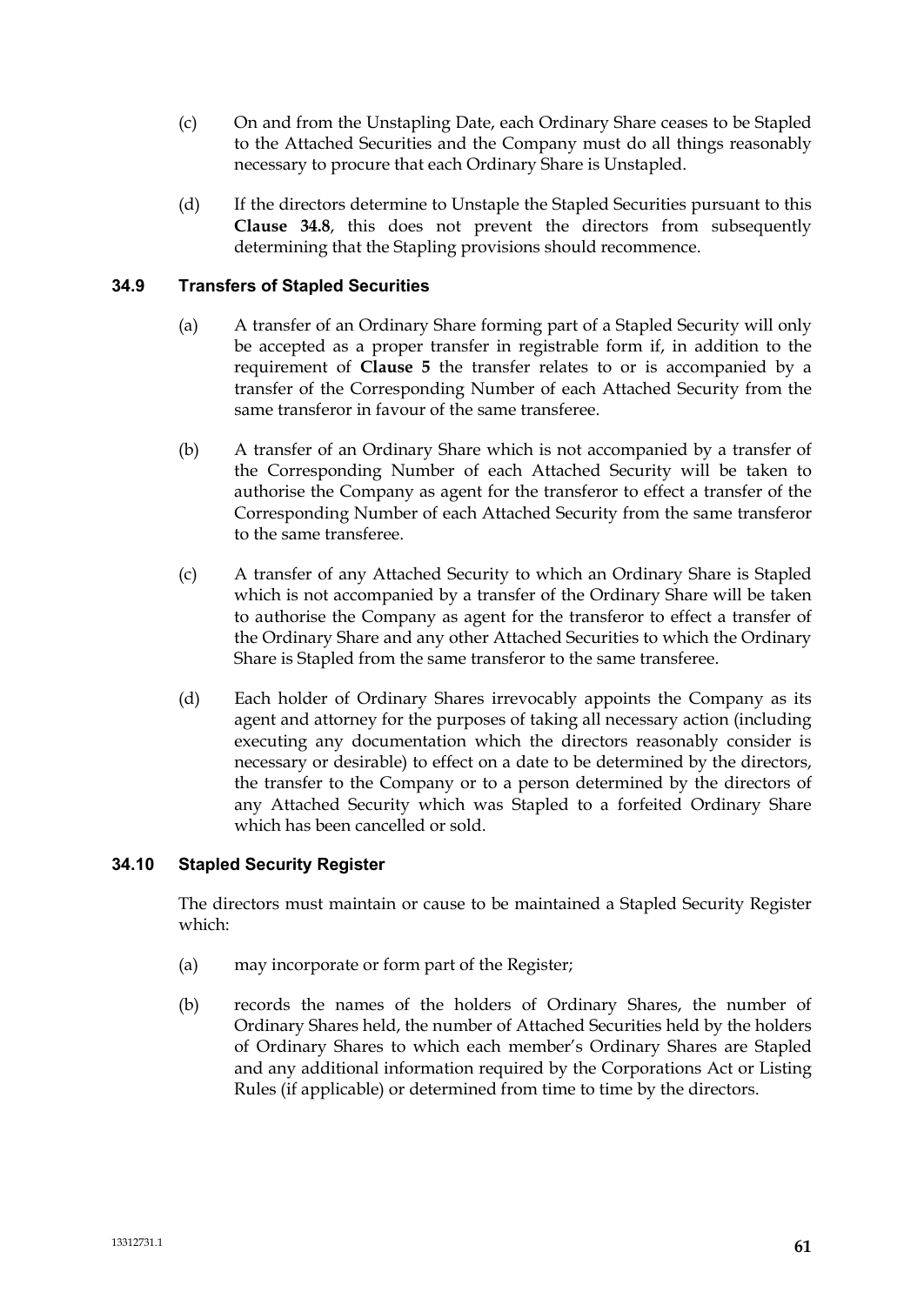(c) On and from the Unstapling Date, each Ordinary Share ceases to be Stapled to the Attached Securities and the Company must do all things reasonably necessary to procure that each Ordinary Share is Unstapled.

(d) If the directors determine to Unstaple the Stapled Securities pursuant to this **Clause 34.8**, this does not prevent the directors from subsequently determining that the Stapling provisions should recommence.

### 34.9 Transfers of Stapled Securities

(a) A transfer of an Ordinary Share forming part of a Stapled Security will only be accepted as a proper transfer in registrable form if, in addition to the requirement of **Clause 5** the transfer relates to or is accompanied by a transfer of the Corresponding Number of each Attached Security from the same transferor in favour of the same transferee.

(b) A transfer of an Ordinary Share which is not accompanied by a transfer of the Corresponding Number of each Attached Security will be taken to authorise the Company as agent for the transferor to effect a transfer of the Corresponding Number of each Attached Security from the same transferor to the same transferee.

(c) A transfer of any Attached Security to which an Ordinary Share is Stapled which is not accompanied by a transfer of the Ordinary Share will be taken to authorise the Company as agent for the transferor to effect a transfer of the Ordinary Share and any other Attached Securities to which the Ordinary Share is Stapled from the same transferor to the same transferee.

(d) Each holder of Ordinary Shares irrevocably appoints the Company as its agent and attorney for the purposes of taking all necessary action (including executing any documentation which the directors reasonably consider is necessary or desirable) to effect on a date to be determined by the directors, the transfer to the Company or to a person determined by the directors of any Attached Security which was Stapled to a forfeited Ordinary Share which has been cancelled or sold.

### 34.10 Stapled Security Register

The directors must maintain or cause to be maintained a Stapled Security Register which:

(a) may incorporate or form part of the Register;

(b) records the names of the holders of Ordinary Shares, the number of Ordinary Shares held, the number of Attached Securities held by the holders of Ordinary Shares to which each member's Ordinary Shares are Stapled and any additional information required by the Corporations Act or Listing Rules (if applicable) or determined from time to time by the directors.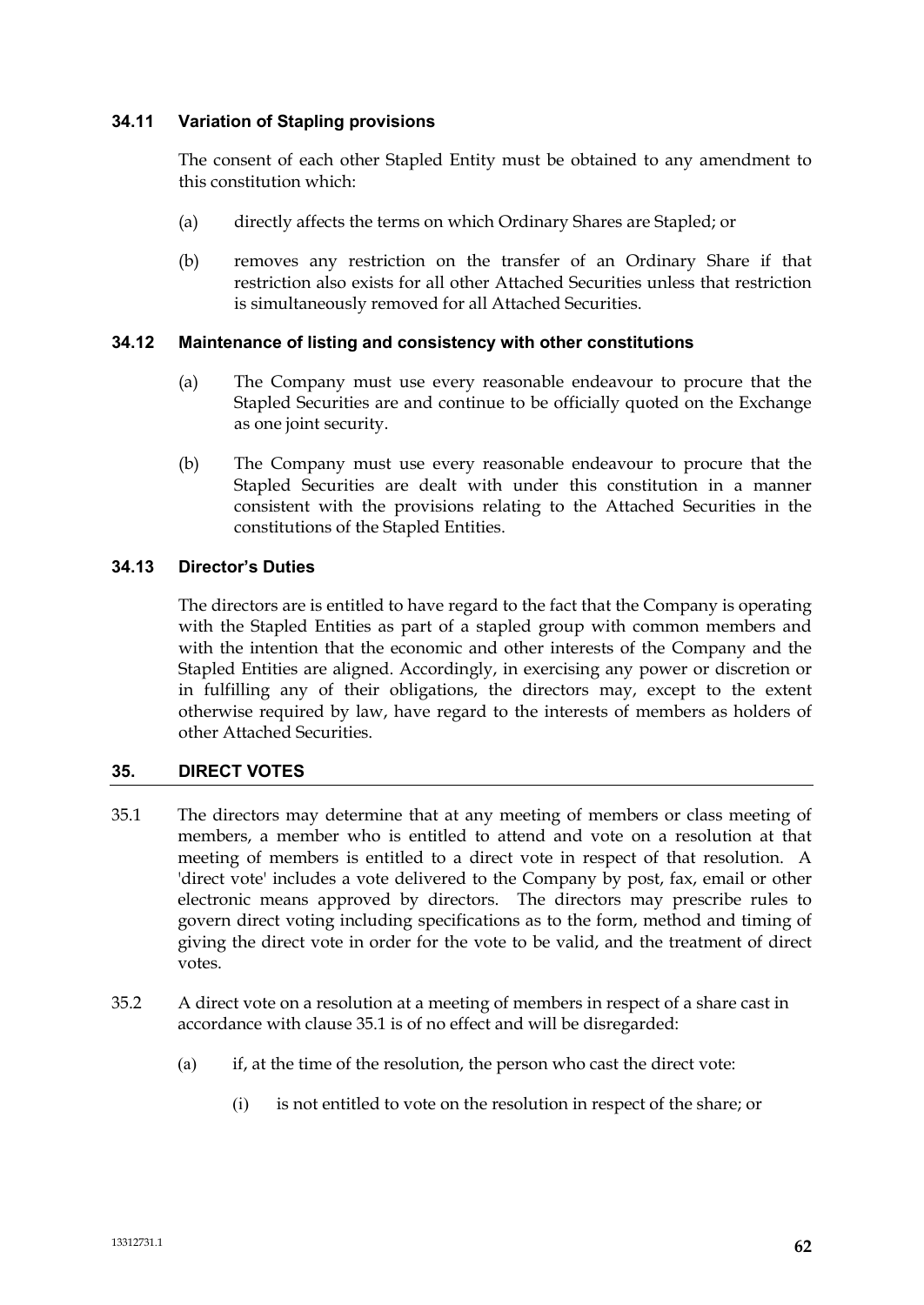### 34.11 Variation of Stapling provisions

The consent of each other Stapled Entity must be obtained to any amendment to this constitution which:

(a) directly affects the terms on which Ordinary Shares are Stapled; or

(b) removes any restriction on the transfer of an Ordinary Share if that restriction also exists for all other Attached Securities unless that restriction is simultaneously removed for all Attached Securities.

### 34.12 Maintenance of listing and consistency with other constitutions

(a) The Company must use every reasonable endeavour to procure that the Stapled Securities are and continue to be officially quoted on the Exchange as one joint security.

(b) The Company must use every reasonable endeavour to procure that the Stapled Securities are dealt with under this constitution in a manner consistent with the provisions relating to the Attached Securities in the constitutions of the Stapled Entities.

### 34.13 Director's Duties

The directors are is entitled to have regard to the fact that the Company is operating with the Stapled Entities as part of a stapled group with common members and with the intention that the economic and other interests of the Company and the Stapled Entities are aligned. Accordingly, in exercising any power or discretion or in fulfilling any of their obligations, the directors may, except to the extent otherwise required by law, have regard to the interests of members as holders of other Attached Securities.

## 35. DIRECT VOTES

35.1 The directors may determine that at any meeting of members or class meeting of members, a member who is entitled to attend and vote on a resolution at that meeting of members is entitled to a direct vote in respect of that resolution. A 'direct vote' includes a vote delivered to the Company by post, fax, email or other electronic means approved by directors. The directors may prescribe rules to govern direct voting including specifications as to the form, method and timing of giving the direct vote in order for the vote to be valid, and the treatment of direct votes.

35.2 A direct vote on a resolution at a meeting of members in respect of a share cast in accordance with clause 35.1 is of no effect and will be disregarded:

(a) if, at the time of the resolution, the person who cast the direct vote:

(i) is not entitled to vote on the resolution in respect of the share; or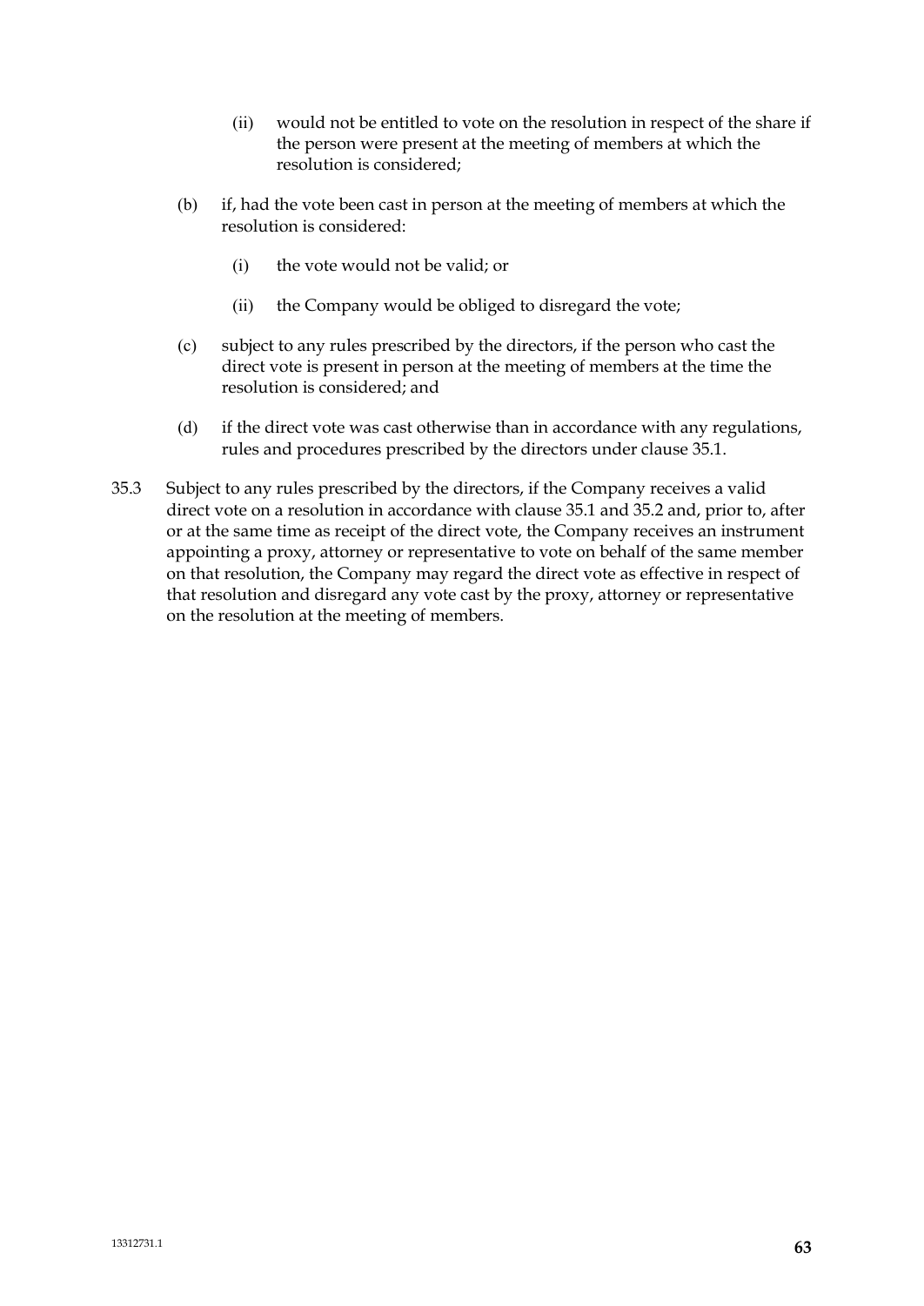(ii) would not be entitled to vote on the resolution in respect of the share if the person were present at the meeting of members at which the resolution is considered;

(b) if, had the vote been cast in person at the meeting of members at which the resolution is considered:

(i) the vote would not be valid; or

(ii) the Company would be obliged to disregard the vote;

(c) subject to any rules prescribed by the directors, if the person who cast the direct vote is present in person at the meeting of members at the time the resolution is considered; and

(d) if the direct vote was cast otherwise than in accordance with any regulations, rules and procedures prescribed by the directors under clause 35.1.

35.3 Subject to any rules prescribed by the directors, if the Company receives a valid direct vote on a resolution in accordance with clause 35.1 and 35.2 and, prior to, after or at the same time as receipt of the direct vote, the Company receives an instrument appointing a proxy, attorney or representative to vote on behalf of the same member on that resolution, the Company may regard the direct vote as effective in respect of that resolution and disregard any vote cast by the proxy, attorney or representative on the resolution at the meeting of members.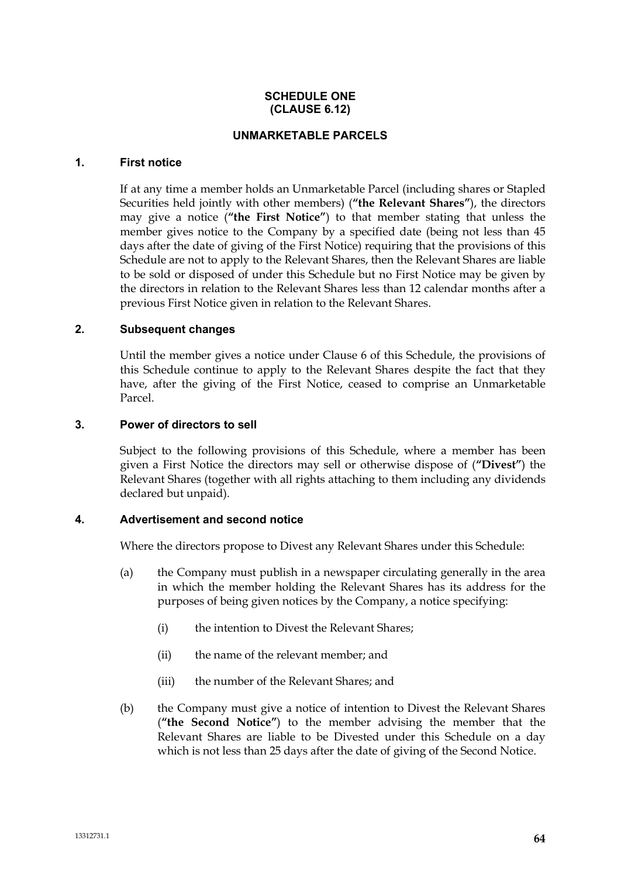# SCHEDULE ONE
# (CLAUSE 6.12)

## UNMARKETABLE PARCELS

### 1. First notice

If at any time a member holds an Unmarketable Parcel (including shares or Stapled Securities held jointly with other members) (**"the Relevant Shares"**), the directors may give a notice (**"the First Notice"**) to that member stating that unless the member gives notice to the Company by a specified date (being not less than 45 days after the date of giving of the First Notice) requiring that the provisions of this Schedule are not to apply to the Relevant Shares, then the Relevant Shares are liable to be sold or disposed of under this Schedule but no First Notice may be given by the directors in relation to the Relevant Shares less than 12 calendar months after a previous First Notice given in relation to the Relevant Shares.

### 2. Subsequent changes

Until the member gives a notice under Clause 6 of this Schedule, the provisions of this Schedule continue to apply to the Relevant Shares despite the fact that they have, after the giving of the First Notice, ceased to comprise an Unmarketable Parcel.

### 3. Power of directors to sell

Subject to the following provisions of this Schedule, where a member has been given a First Notice the directors may sell or otherwise dispose of (**"Divest"**) the Relevant Shares (together with all rights attaching to them including any dividends declared but unpaid).

### 4. Advertisement and second notice

Where the directors propose to Divest any Relevant Shares under this Schedule:

(a) the Company must publish in a newspaper circulating generally in the area in which the member holding the Relevant Shares has its address for the purposes of being given notices by the Company, a notice specifying:

(i) the intention to Divest the Relevant Shares;

(ii) the name of the relevant member; and

(iii) the number of the Relevant Shares; and

(b) the Company must give a notice of intention to Divest the Relevant Shares (**"the Second Notice"**) to the member advising the member that the Relevant Shares are liable to be Divested under this Schedule on a day which is not less than 25 days after the date of giving of the Second Notice.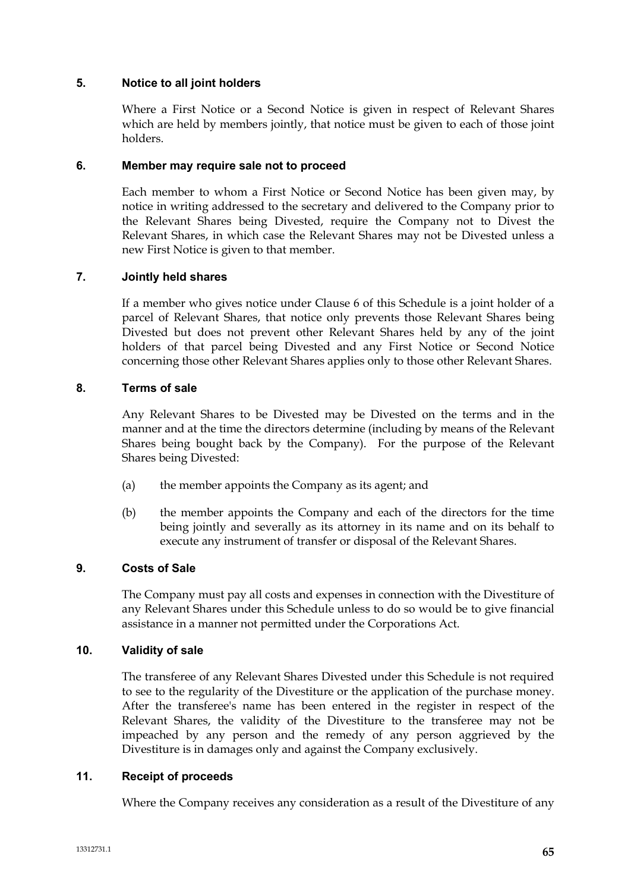### 5. Notice to all joint holders

Where a First Notice or a Second Notice is given in respect of Relevant Shares which are held by members jointly, that notice must be given to each of those joint holders.

### 6. Member may require sale not to proceed

Each member to whom a First Notice or Second Notice has been given may, by notice in writing addressed to the secretary and delivered to the Company prior to the Relevant Shares being Divested, require the Company not to Divest the Relevant Shares, in which case the Relevant Shares may not be Divested unless a new First Notice is given to that member.

### 7. Jointly held shares

If a member who gives notice under Clause 6 of this Schedule is a joint holder of a parcel of Relevant Shares, that notice only prevents those Relevant Shares being Divested but does not prevent other Relevant Shares held by any of the joint holders of that parcel being Divested and any First Notice or Second Notice concerning those other Relevant Shares applies only to those other Relevant Shares.

### 8. Terms of sale

Any Relevant Shares to be Divested may be Divested on the terms and in the manner and at the time the directors determine (including by means of the Relevant Shares being bought back by the Company). For the purpose of the Relevant Shares being Divested:

(a) the member appoints the Company as its agent; and

(b) the member appoints the Company and each of the directors for the time being jointly and severally as its attorney in its name and on its behalf to execute any instrument of transfer or disposal of the Relevant Shares.

### 9. Costs of Sale

The Company must pay all costs and expenses in connection with the Divestiture of any Relevant Shares under this Schedule unless to do so would be to give financial assistance in a manner not permitted under the Corporations Act.

### 10. Validity of sale

The transferee of any Relevant Shares Divested under this Schedule is not required to see to the regularity of the Divestiture or the application of the purchase money. After the transferee's name has been entered in the register in respect of the Relevant Shares, the validity of the Divestiture to the transferee may not be impeached by any person and the remedy of any person aggrieved by the Divestiture is in damages only and against the Company exclusively.

### 11. Receipt of proceeds

Where the Company receives any consideration as a result of the Divestiture of any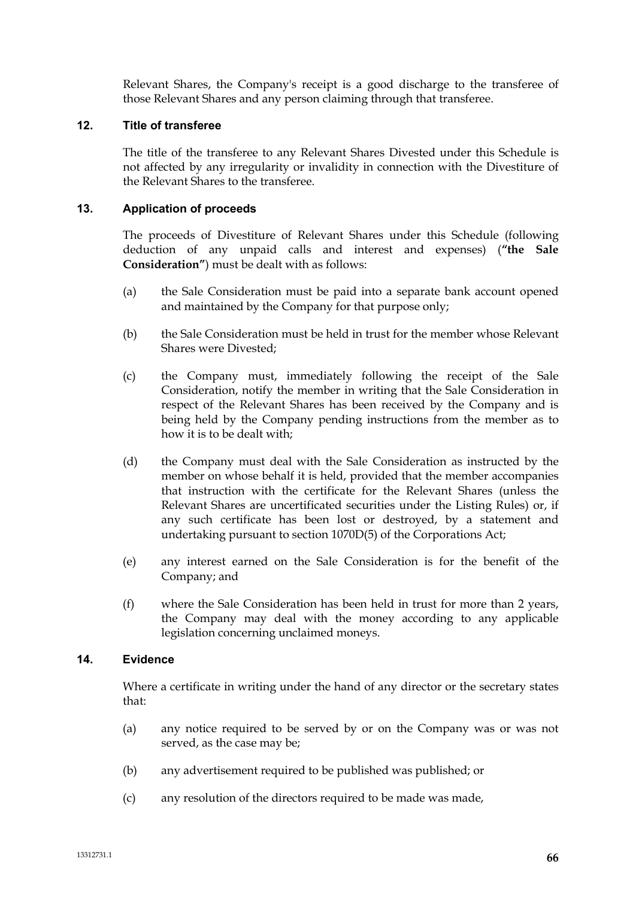Relevant Shares, the Company's receipt is a good discharge to the transferee of those Relevant Shares and any person claiming through that transferee.

### 12. Title of transferee

The title of the transferee to any Relevant Shares Divested under this Schedule is not affected by any irregularity or invalidity in connection with the Divestiture of the Relevant Shares to the transferee.

### 13. Application of proceeds

The proceeds of Divestiture of Relevant Shares under this Schedule (following deduction of any unpaid calls and interest and expenses) (**"the Sale Consideration"**) must be dealt with as follows:

(a) the Sale Consideration must be paid into a separate bank account opened and maintained by the Company for that purpose only;

(b) the Sale Consideration must be held in trust for the member whose Relevant Shares were Divested;

(c) the Company must, immediately following the receipt of the Sale Consideration, notify the member in writing that the Sale Consideration in respect of the Relevant Shares has been received by the Company and is being held by the Company pending instructions from the member as to how it is to be dealt with;

(d) the Company must deal with the Sale Consideration as instructed by the member on whose behalf it is held, provided that the member accompanies that instruction with the certificate for the Relevant Shares (unless the Relevant Shares are uncertificated securities under the Listing Rules) or, if any such certificate has been lost or destroyed, by a statement and undertaking pursuant to section 1070D(5) of the Corporations Act;

(e) any interest earned on the Sale Consideration is for the benefit of the Company; and

(f) where the Sale Consideration has been held in trust for more than 2 years, the Company may deal with the money according to any applicable legislation concerning unclaimed moneys.

### 14. Evidence

Where a certificate in writing under the hand of any director or the secretary states that:

(a) any notice required to be served by or on the Company was or was not served, as the case may be;

(b) any advertisement required to be published was published; or

(c) any resolution of the directors required to be made was made,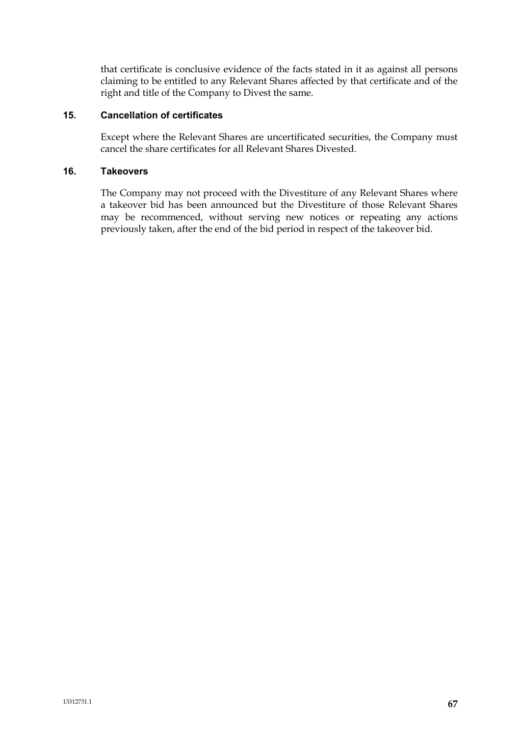that certificate is conclusive evidence of the facts stated in it as against all persons claiming to be entitled to any Relevant Shares affected by that certificate and of the right and title of the Company to Divest the same.

### 15. Cancellation of certificates

Except where the Relevant Shares are uncertificated securities, the Company must cancel the share certificates for all Relevant Shares Divested.

### 16. Takeovers

The Company may not proceed with the Divestiture of any Relevant Shares where a takeover bid has been announced but the Divestiture of those Relevant Shares may be recommenced, without serving new notices or repeating any actions previously taken, after the end of the bid period in respect of the takeover bid.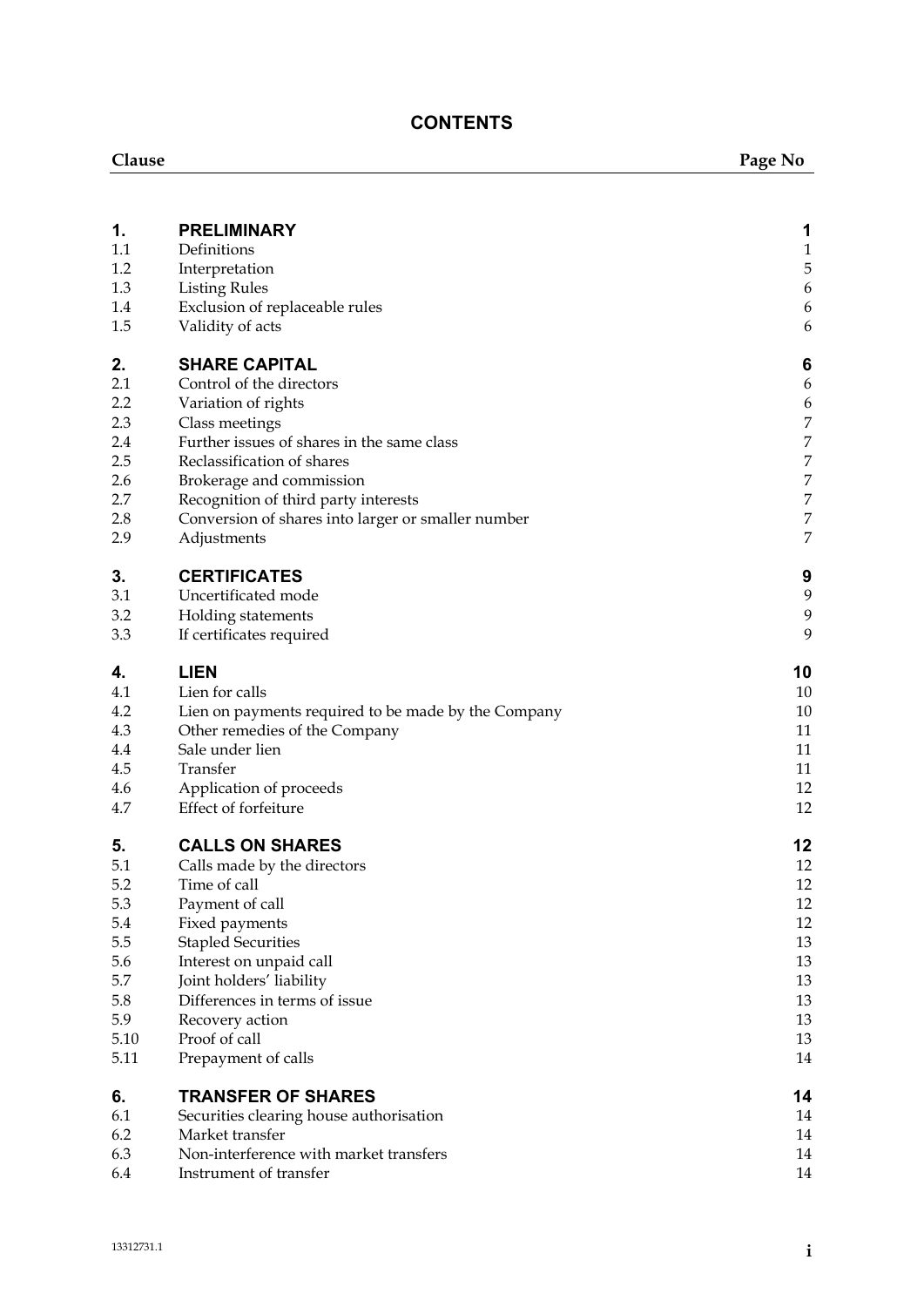## CONTENTS

| Clause | | Page No |
|---|---|---|
| **1.** | **PRELIMINARY** | **1** |
| 1.1 | Definitions | 1 |
| 1.2 | Interpretation | 5 |
| 1.3 | Listing Rules | 6 |
| 1.4 | Exclusion of replaceable rules | 6 |
| 1.5 | Validity of acts | 6 |
| **2.** | **SHARE CAPITAL** | **6** |
| 2.1 | Control of the directors | 6 |
| 2.2 | Variation of rights | 6 |
| 2.3 | Class meetings | 7 |
| 2.4 | Further issues of shares in the same class | 7 |
| 2.5 | Reclassification of shares | 7 |
| 2.6 | Brokerage and commission | 7 |
| 2.7 | Recognition of third party interests | 7 |
| 2.8 | Conversion of shares into larger or smaller number | 7 |
| 2.9 | Adjustments | 7 |
| **3.** | **CERTIFICATES** | **9** |
| 3.1 | Uncertificated mode | 9 |
| 3.2 | Holding statements | 9 |
| 3.3 | If certificates required | 9 |
| **4.** | **LIEN** | **10** |
| 4.1 | Lien for calls | 10 |
| 4.2 | Lien on payments required to be made by the Company | 10 |
| 4.3 | Other remedies of the Company | 11 |
| 4.4 | Sale under lien | 11 |
| 4.5 | Transfer | 11 |
| 4.6 | Application of proceeds | 12 |
| 4.7 | Effect of forfeiture | 12 |
| **5.** | **CALLS ON SHARES** | **12** |
| 5.1 | Calls made by the directors | 12 |
| 5.2 | Time of call | 12 |
| 5.3 | Payment of call | 12 |
| 5.4 | Fixed payments | 12 |
| 5.5 | Stapled Securities | 13 |
| 5.6 | Interest on unpaid call | 13 |
| 5.7 | Joint holders' liability | 13 |
| 5.8 | Differences in terms of issue | 13 |
| 5.9 | Recovery action | 13 |
| 5.10 | Proof of call | 13 |
| 5.11 | Prepayment of calls | 14 |
| **6.** | **TRANSFER OF SHARES** | **14** |
| 6.1 | Securities clearing house authorisation | 14 |
| 6.2 | Market transfer | 14 |
| 6.3 | Non-interference with market transfers | 14 |
| 6.4 | Instrument of transfer | 14 |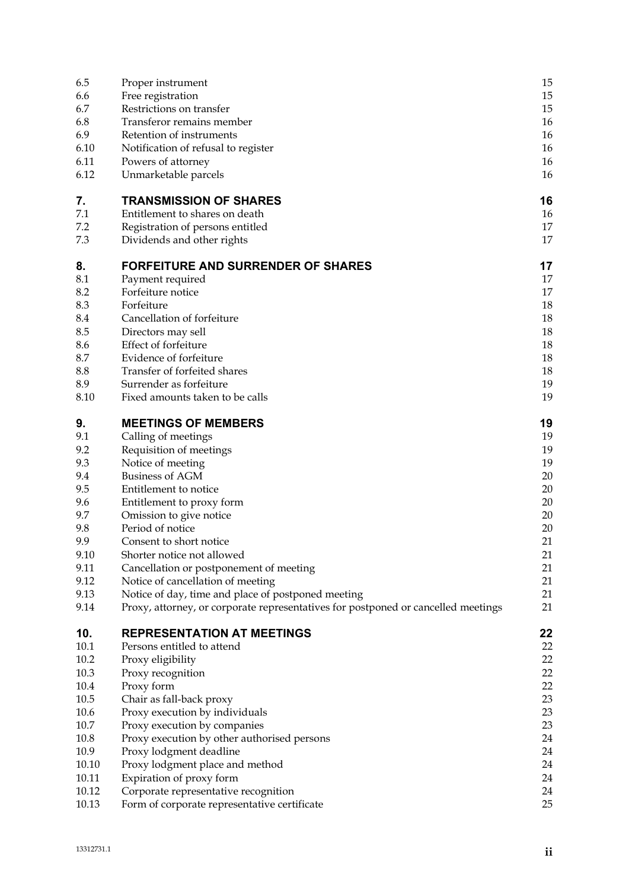| | | |
|---|---|---|
| 6.5 | Proper instrument | 15 |
| 6.6 | Free registration | 15 |
| 6.7 | Restrictions on transfer | 15 |
| 6.8 | Transferor remains member | 16 |
| 6.9 | Retention of instruments | 16 |
| 6.10 | Notification of refusal to register | 16 |
| 6.11 | Powers of attorney | 16 |
| 6.12 | Unmarketable parcels | 16 |
| **7.** | **TRANSMISSION OF SHARES** | **16** |
| 7.1 | Entitlement to shares on death | 16 |
| 7.2 | Registration of persons entitled | 17 |
| 7.3 | Dividends and other rights | 17 |
| **8.** | **FORFEITURE AND SURRENDER OF SHARES** | **17** |
| 8.1 | Payment required | 17 |
| 8.2 | Forfeiture notice | 17 |
| 8.3 | Forfeiture | 18 |
| 8.4 | Cancellation of forfeiture | 18 |
| 8.5 | Directors may sell | 18 |
| 8.6 | Effect of forfeiture | 18 |
| 8.7 | Evidence of forfeiture | 18 |
| 8.8 | Transfer of forfeited shares | 18 |
| 8.9 | Surrender as forfeiture | 19 |
| 8.10 | Fixed amounts taken to be calls | 19 |
| **9.** | **MEETINGS OF MEMBERS** | **19** |
| 9.1 | Calling of meetings | 19 |
| 9.2 | Requisition of meetings | 19 |
| 9.3 | Notice of meeting | 19 |
| 9.4 | Business of AGM | 20 |
| 9.5 | Entitlement to notice | 20 |
| 9.6 | Entitlement to proxy form | 20 |
| 9.7 | Omission to give notice | 20 |
| 9.8 | Period of notice | 20 |
| 9.9 | Consent to short notice | 21 |
| 9.10 | Shorter notice not allowed | 21 |
| 9.11 | Cancellation or postponement of meeting | 21 |
| 9.12 | Notice of cancellation of meeting | 21 |
| 9.13 | Notice of day, time and place of postponed meeting | 21 |
| 9.14 | Proxy, attorney, or corporate representatives for postponed or cancelled meetings | 21 |
| **10.** | **REPRESENTATION AT MEETINGS** | **22** |
| 10.1 | Persons entitled to attend | 22 |
| 10.2 | Proxy eligibility | 22 |
| 10.3 | Proxy recognition | 22 |
| 10.4 | Proxy form | 22 |
| 10.5 | Chair as fall-back proxy | 23 |
| 10.6 | Proxy execution by individuals | 23 |
| 10.7 | Proxy execution by companies | 23 |
| 10.8 | Proxy execution by other authorised persons | 24 |
| 10.9 | Proxy lodgment deadline | 24 |
| 10.10 | Proxy lodgment place and method | 24 |
| 10.11 | Expiration of proxy form | 24 |
| 10.12 | Corporate representative recognition | 24 |
| 10.13 | Form of corporate representative certificate | 25 |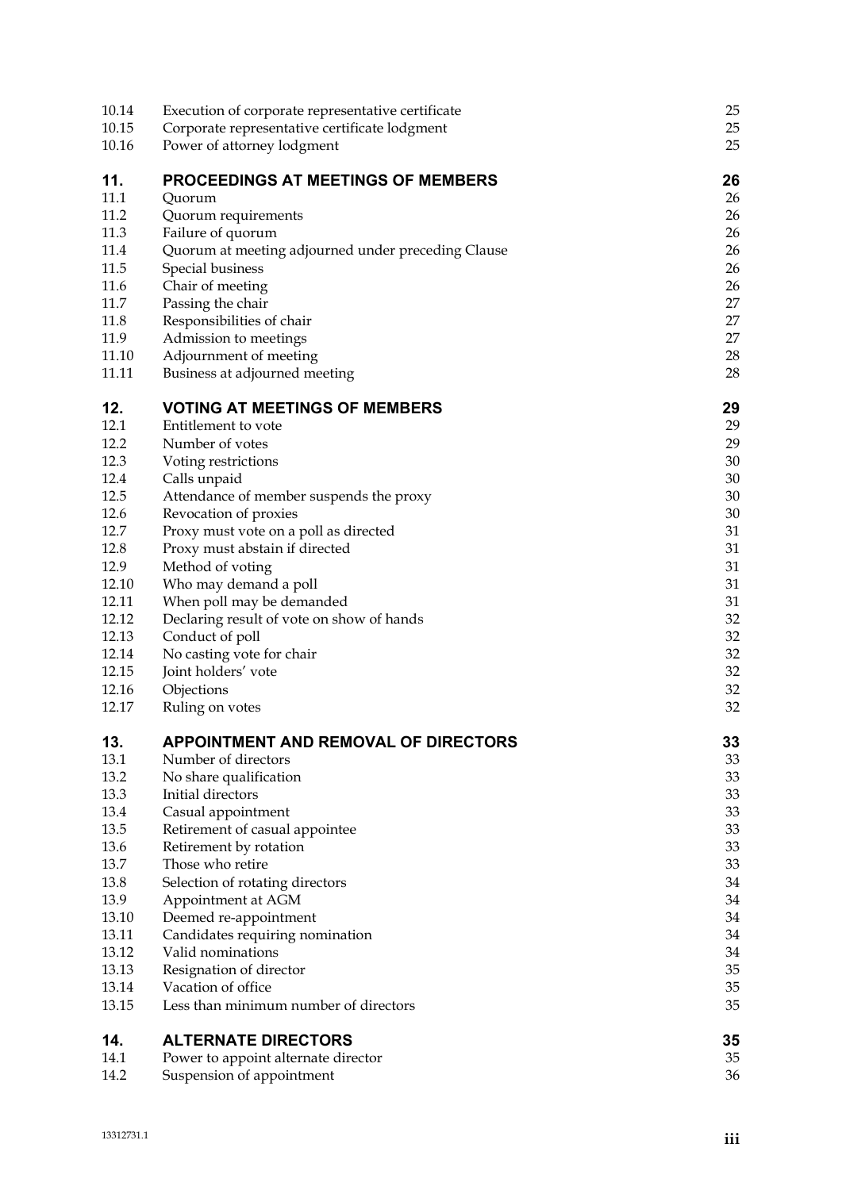| | | |
|---|---|---|
| 10.14 | Execution of corporate representative certificate | 25 |
| 10.15 | Corporate representative certificate lodgment | 25 |
| 10.16 | Power of attorney lodgment | 25 |
| **11.** | **PROCEEDINGS AT MEETINGS OF MEMBERS** | **26** |
| 11.1 | Quorum | 26 |
| 11.2 | Quorum requirements | 26 |
| 11.3 | Failure of quorum | 26 |
| 11.4 | Quorum at meeting adjourned under preceding Clause | 26 |
| 11.5 | Special business | 26 |
| 11.6 | Chair of meeting | 26 |
| 11.7 | Passing the chair | 27 |
| 11.8 | Responsibilities of chair | 27 |
| 11.9 | Admission to meetings | 27 |
| 11.10 | Adjournment of meeting | 28 |
| 11.11 | Business at adjourned meeting | 28 |
| **12.** | **VOTING AT MEETINGS OF MEMBERS** | **29** |
| 12.1 | Entitlement to vote | 29 |
| 12.2 | Number of votes | 29 |
| 12.3 | Voting restrictions | 30 |
| 12.4 | Calls unpaid | 30 |
| 12.5 | Attendance of member suspends the proxy | 30 |
| 12.6 | Revocation of proxies | 30 |
| 12.7 | Proxy must vote on a poll as directed | 31 |
| 12.8 | Proxy must abstain if directed | 31 |
| 12.9 | Method of voting | 31 |
| 12.10 | Who may demand a poll | 31 |
| 12.11 | When poll may be demanded | 31 |
| 12.12 | Declaring result of vote on show of hands | 32 |
| 12.13 | Conduct of poll | 32 |
| 12.14 | No casting vote for chair | 32 |
| 12.15 | Joint holders' vote | 32 |
| 12.16 | Objections | 32 |
| 12.17 | Ruling on votes | 32 |
| **13.** | **APPOINTMENT AND REMOVAL OF DIRECTORS** | **33** |
| 13.1 | Number of directors | 33 |
| 13.2 | No share qualification | 33 |
| 13.3 | Initial directors | 33 |
| 13.4 | Casual appointment | 33 |
| 13.5 | Retirement of casual appointee | 33 |
| 13.6 | Retirement by rotation | 33 |
| 13.7 | Those who retire | 33 |
| 13.8 | Selection of rotating directors | 34 |
| 13.9 | Appointment at AGM | 34 |
| 13.10 | Deemed re-appointment | 34 |
| 13.11 | Candidates requiring nomination | 34 |
| 13.12 | Valid nominations | 34 |
| 13.13 | Resignation of director | 35 |
| 13.14 | Vacation of office | 35 |
| 13.15 | Less than minimum number of directors | 35 |
| **14.** | **ALTERNATE DIRECTORS** | **35** |
| 14.1 | Power to appoint alternate director | 35 |
| 14.2 | Suspension of appointment | 36 |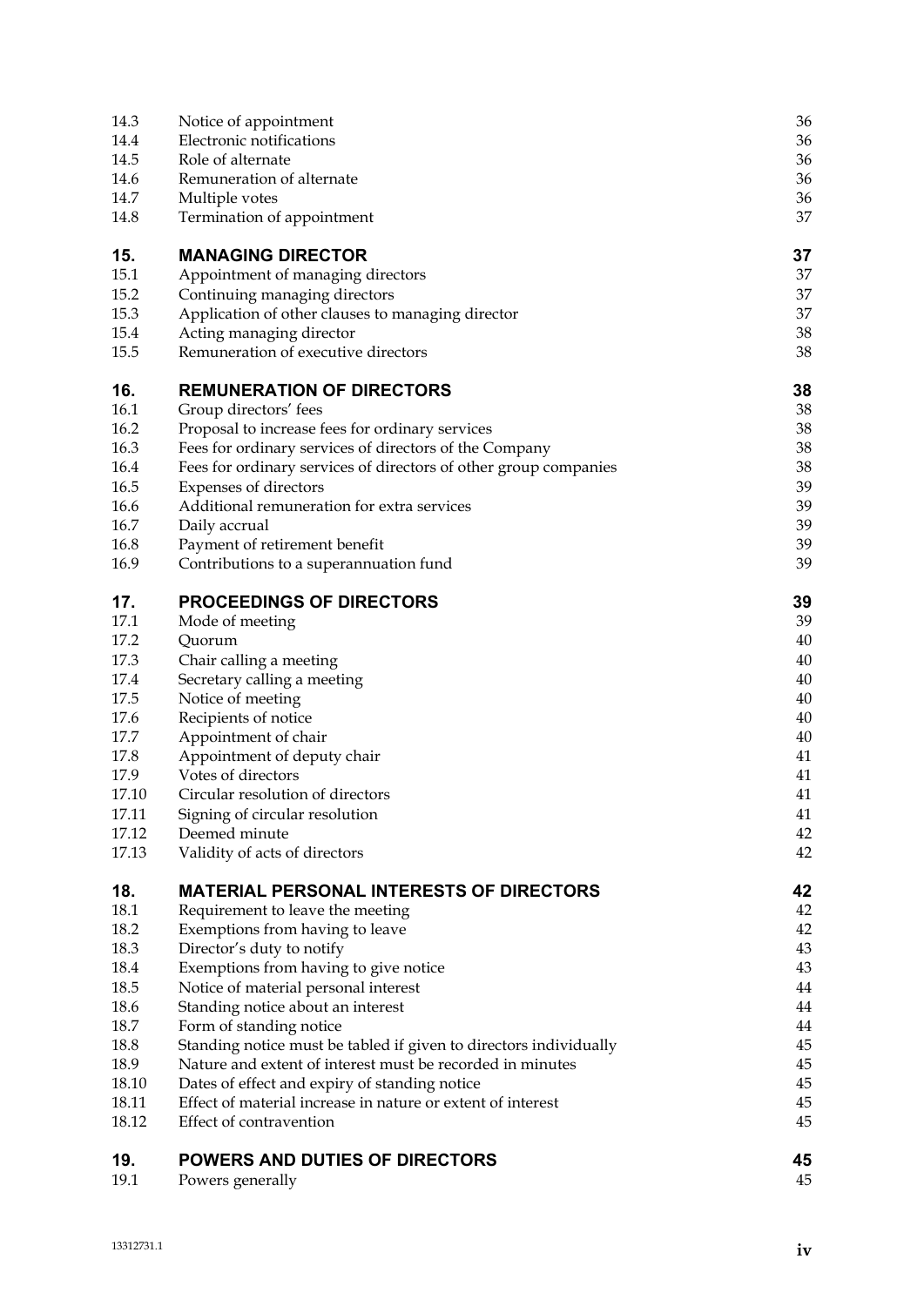| | | |
|---|---|---|
| 14.3 | Notice of appointment | 36 |
| 14.4 | Electronic notifications | 36 |
| 14.5 | Role of alternate | 36 |
| 14.6 | Remuneration of alternate | 36 |
| 14.7 | Multiple votes | 36 |
| 14.8 | Termination of appointment | 37 |
| **15.** | **MANAGING DIRECTOR** | **37** |
| 15.1 | Appointment of managing directors | 37 |
| 15.2 | Continuing managing directors | 37 |
| 15.3 | Application of other clauses to managing director | 37 |
| 15.4 | Acting managing director | 38 |
| 15.5 | Remuneration of executive directors | 38 |
| **16.** | **REMUNERATION OF DIRECTORS** | **38** |
| 16.1 | Group directors' fees | 38 |
| 16.2 | Proposal to increase fees for ordinary services | 38 |
| 16.3 | Fees for ordinary services of directors of the Company | 38 |
| 16.4 | Fees for ordinary services of directors of other group companies | 38 |
| 16.5 | Expenses of directors | 39 |
| 16.6 | Additional remuneration for extra services | 39 |
| 16.7 | Daily accrual | 39 |
| 16.8 | Payment of retirement benefit | 39 |
| 16.9 | Contributions to a superannuation fund | 39 |
| **17.** | **PROCEEDINGS OF DIRECTORS** | **39** |
| 17.1 | Mode of meeting | 39 |
| 17.2 | Quorum | 40 |
| 17.3 | Chair calling a meeting | 40 |
| 17.4 | Secretary calling a meeting | 40 |
| 17.5 | Notice of meeting | 40 |
| 17.6 | Recipients of notice | 40 |
| 17.7 | Appointment of chair | 40 |
| 17.8 | Appointment of deputy chair | 41 |
| 17.9 | Votes of directors | 41 |
| 17.10 | Circular resolution of directors | 41 |
| 17.11 | Signing of circular resolution | 41 |
| 17.12 | Deemed minute | 42 |
| 17.13 | Validity of acts of directors | 42 |
| **18.** | **MATERIAL PERSONAL INTERESTS OF DIRECTORS** | **42** |
| 18.1 | Requirement to leave the meeting | 42 |
| 18.2 | Exemptions from having to leave | 42 |
| 18.3 | Director's duty to notify | 43 |
| 18.4 | Exemptions from having to give notice | 43 |
| 18.5 | Notice of material personal interest | 44 |
| 18.6 | Standing notice about an interest | 44 |
| 18.7 | Form of standing notice | 44 |
| 18.8 | Standing notice must be tabled if given to directors individually | 45 |
| 18.9 | Nature and extent of interest must be recorded in minutes | 45 |
| 18.10 | Dates of effect and expiry of standing notice | 45 |
| 18.11 | Effect of material increase in nature or extent of interest | 45 |
| 18.12 | Effect of contravention | 45 |
| **19.** | **POWERS AND DUTIES OF DIRECTORS** | **45** |
| 19.1 | Powers generally | 45 |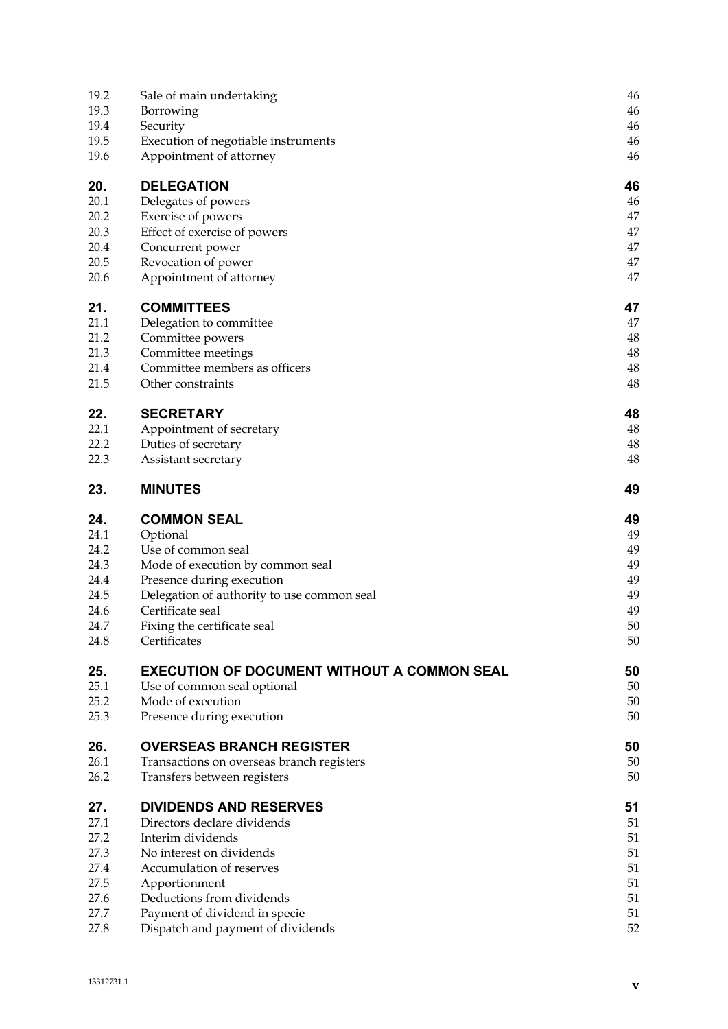| | | |
|---|---|---|
| 19.2 | Sale of main undertaking | 46 |
| 19.3 | Borrowing | 46 |
| 19.4 | Security | 46 |
| 19.5 | Execution of negotiable instruments | 46 |
| 19.6 | Appointment of attorney | 46 |
| **20.** | **DELEGATION** | **46** |
| 20.1 | Delegates of powers | 46 |
| 20.2 | Exercise of powers | 47 |
| 20.3 | Effect of exercise of powers | 47 |
| 20.4 | Concurrent power | 47 |
| 20.5 | Revocation of power | 47 |
| 20.6 | Appointment of attorney | 47 |
| **21.** | **COMMITTEES** | **47** |
| 21.1 | Delegation to committee | 47 |
| 21.2 | Committee powers | 48 |
| 21.3 | Committee meetings | 48 |
| 21.4 | Committee members as officers | 48 |
| 21.5 | Other constraints | 48 |
| **22.** | **SECRETARY** | **48** |
| 22.1 | Appointment of secretary | 48 |
| 22.2 | Duties of secretary | 48 |
| 22.3 | Assistant secretary | 48 |
| **23.** | **MINUTES** | **49** |
| **24.** | **COMMON SEAL** | **49** |
| 24.1 | Optional | 49 |
| 24.2 | Use of common seal | 49 |
| 24.3 | Mode of execution by common seal | 49 |
| 24.4 | Presence during execution | 49 |
| 24.5 | Delegation of authority to use common seal | 49 |
| 24.6 | Certificate seal | 49 |
| 24.7 | Fixing the certificate seal | 50 |
| 24.8 | Certificates | 50 |
| **25.** | **EXECUTION OF DOCUMENT WITHOUT A COMMON SEAL** | **50** |
| 25.1 | Use of common seal optional | 50 |
| 25.2 | Mode of execution | 50 |
| 25.3 | Presence during execution | 50 |
| **26.** | **OVERSEAS BRANCH REGISTER** | **50** |
| 26.1 | Transactions on overseas branch registers | 50 |
| 26.2 | Transfers between registers | 50 |
| **27.** | **DIVIDENDS AND RESERVES** | **51** |
| 27.1 | Directors declare dividends | 51 |
| 27.2 | Interim dividends | 51 |
| 27.3 | No interest on dividends | 51 |
| 27.4 | Accumulation of reserves | 51 |
| 27.5 | Apportionment | 51 |
| 27.6 | Deductions from dividends | 51 |
| 27.7 | Payment of dividend in specie | 51 |
| 27.8 | Dispatch and payment of dividends | 52 |

13312731.1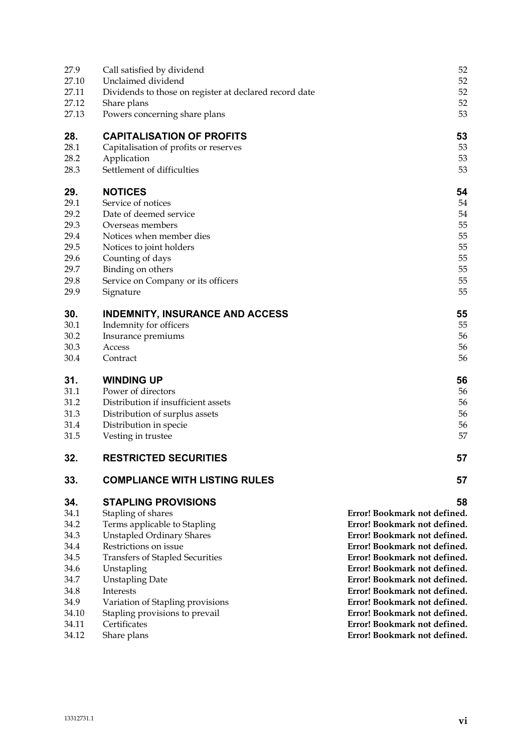| | | |
|---|---|---|
| 27.9 | Call satisfied by dividend | 52 |
| 27.10 | Unclaimed dividend | 52 |
| 27.11 | Dividends to those on register at declared record date | 52 |
| 27.12 | Share plans | 52 |
| 27.13 | Powers concerning share plans | 53 |
| **28.** | **CAPITALISATION OF PROFITS** | **53** |
| 28.1 | Capitalisation of profits or reserves | 53 |
| 28.2 | Application | 53 |
| 28.3 | Settlement of difficulties | 53 |
| **29.** | **NOTICES** | **54** |
| 29.1 | Service of notices | 54 |
| 29.2 | Date of deemed service | 54 |
| 29.3 | Overseas members | 55 |
| 29.4 | Notices when member dies | 55 |
| 29.5 | Notices to joint holders | 55 |
| 29.6 | Counting of days | 55 |
| 29.7 | Binding on others | 55 |
| 29.8 | Service on Company or its officers | 55 |
| 29.9 | Signature | 55 |
| **30.** | **INDEMNITY, INSURANCE AND ACCESS** | **55** |
| 30.1 | Indemnity for officers | 55 |
| 30.2 | Insurance premiums | 56 |
| 30.3 | Access | 56 |
| 30.4 | Contract | 56 |
| **31.** | **WINDING UP** | **56** |
| 31.1 | Power of directors | 56 |
| 31.2 | Distribution if insufficient assets | 56 |
| 31.3 | Distribution of surplus assets | 56 |
| 31.4 | Distribution in specie | 56 |
| 31.5 | Vesting in trustee | 57 |
| **32.** | **RESTRICTED SECURITIES** | **57** |
| **33.** | **COMPLIANCE WITH LISTING RULES** | **57** |
| **34.** | **STAPLING PROVISIONS** | **58** |
| 34.1 | Stapling of shares | **Error! Bookmark not defined.** |
| 34.2 | Terms applicable to Stapling | **Error! Bookmark not defined.** |
| 34.3 | Unstapled Ordinary Shares | **Error! Bookmark not defined.** |
| 34.4 | Restrictions on issue | **Error! Bookmark not defined.** |
| 34.5 | Transfers of Stapled Securities | **Error! Bookmark not defined.** |
| 34.6 | Unstapling | **Error! Bookmark not defined.** |
| 34.7 | Unstapling Date | **Error! Bookmark not defined.** |
| 34.8 | Interests | **Error! Bookmark not defined.** |
| 34.9 | Variation of Stapling provisions | **Error! Bookmark not defined.** |
| 34.10 | Stapling provisions to prevail | **Error! Bookmark not defined.** |
| 34.11 | Certificates | **Error! Bookmark not defined.** |
| 34.12 | Share plans | **Error! Bookmark not defined.** |

13312731.1